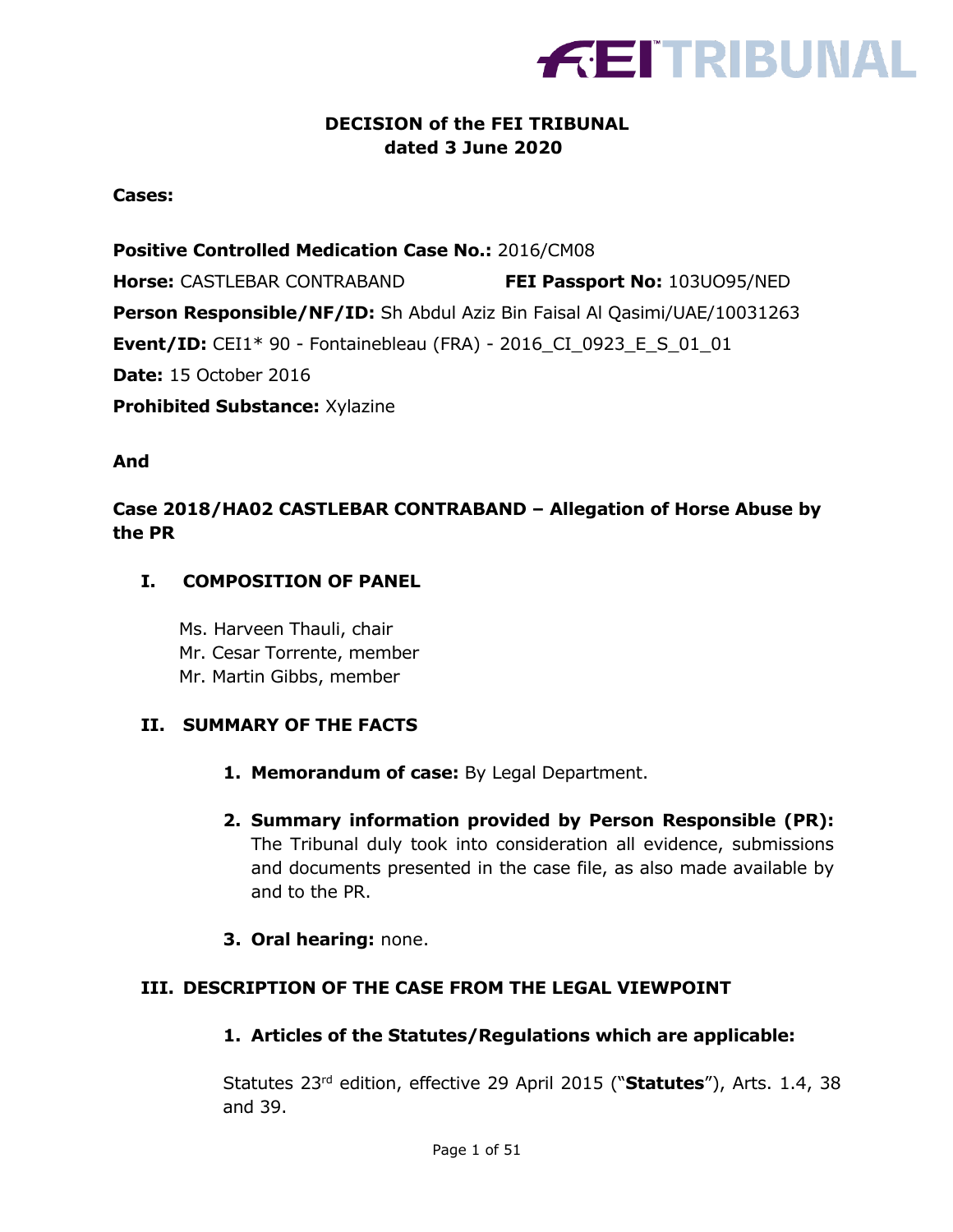# DECISION of the FEI TRIBUNAL dated 3 June 2020

**Cases:**

**Positive Controlled Medication Case No.:** 2016/CM08

**Horse:** CASTLEBAR CONTRABAND **FEI Passport No:** 103UO95/NED

**Person Responsible/NF/ID:** Sh Abdul Aziz Bin Faisal Al Qasimi/UAE/10031263

**Event/ID:** CEI1* 90 - Fontainebleau (FRA) - 2016_CI_0923_E_S_01_01

**Date:** 15 October 2016

**Prohibited Substance:** Xylazine

**And**

**Case 2018/HA02 CASTLEBAR CONTRABAND – Allegation of Horse Abuse by the PR**

## I. COMPOSITION OF PANEL

Ms. Harveen Thauli, chair
Mr. Cesar Torrente, member
Mr. Martin Gibbs, member

## II. SUMMARY OF THE FACTS

1. **Memorandum of case:** By Legal Department.

2. **Summary information provided by Person Responsible (PR):** The Tribunal duly took into consideration all evidence, submissions and documents presented in the case file, as also made available by and to the PR.

3. **Oral hearing:** none.

## III. DESCRIPTION OF THE CASE FROM THE LEGAL VIEWPOINT

### 1. Articles of the Statutes/Regulations which are applicable:

Statutes 23rd edition, effective 29 April 2015 ("**Statutes**"), Arts. 1.4, 38 and 39.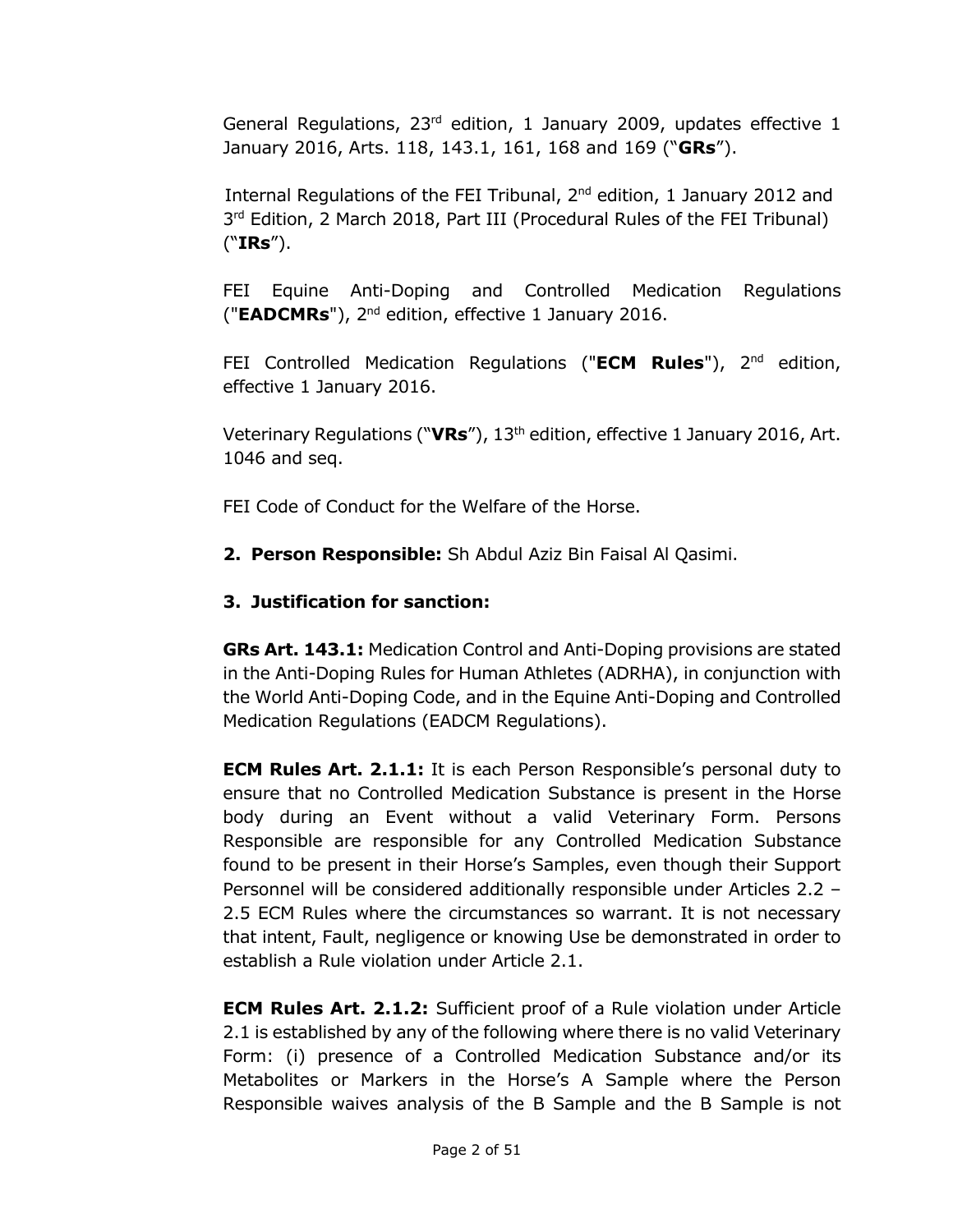General Regulations, 23rd edition, 1 January 2009, updates effective 1 January 2016, Arts. 118, 143.1, 161, 168 and 169 ("**GRs**").

Internal Regulations of the FEI Tribunal, 2nd edition, 1 January 2012 and 3rd Edition, 2 March 2018, Part III (Procedural Rules of the FEI Tribunal) ("**IRs**").

FEI Equine Anti-Doping and Controlled Medication Regulations ("**EADCMRs**"), 2nd edition, effective 1 January 2016.

FEI Controlled Medication Regulations ("**ECM Rules**"), 2nd edition, effective 1 January 2016.

Veterinary Regulations ("**VRs**"), 13th edition, effective 1 January 2016, Art. 1046 and seq.

FEI Code of Conduct for the Welfare of the Horse.

**2. Person Responsible:** Sh Abdul Aziz Bin Faisal Al Qasimi.

**3. Justification for sanction:**

**GRs Art. 143.1:** Medication Control and Anti-Doping provisions are stated in the Anti-Doping Rules for Human Athletes (ADRHA), in conjunction with the World Anti-Doping Code, and in the Equine Anti-Doping and Controlled Medication Regulations (EADCM Regulations).

**ECM Rules Art. 2.1.1:** It is each Person Responsible's personal duty to ensure that no Controlled Medication Substance is present in the Horse body during an Event without a valid Veterinary Form. Persons Responsible are responsible for any Controlled Medication Substance found to be present in their Horse's Samples, even though their Support Personnel will be considered additionally responsible under Articles 2.2 – 2.5 ECM Rules where the circumstances so warrant. It is not necessary that intent, Fault, negligence or knowing Use be demonstrated in order to establish a Rule violation under Article 2.1.

**ECM Rules Art. 2.1.2:** Sufficient proof of a Rule violation under Article 2.1 is established by any of the following where there is no valid Veterinary Form: (i) presence of a Controlled Medication Substance and/or its Metabolites or Markers in the Horse's A Sample where the Person Responsible waives analysis of the B Sample and the B Sample is not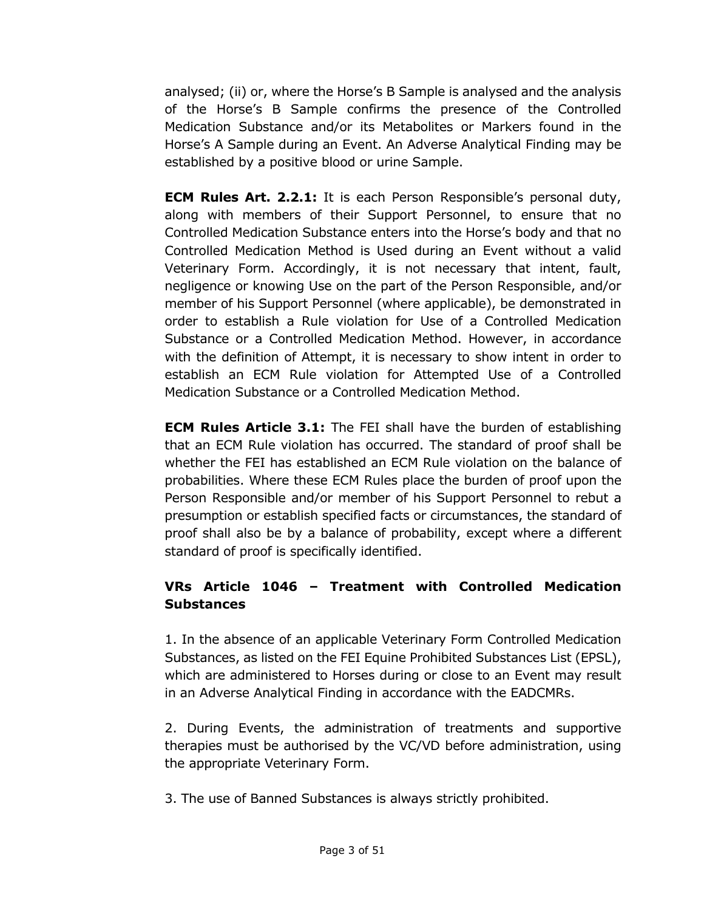analysed; (ii) or, where the Horse's B Sample is analysed and the analysis of the Horse's B Sample confirms the presence of the Controlled Medication Substance and/or its Metabolites or Markers found in the Horse's A Sample during an Event. An Adverse Analytical Finding may be established by a positive blood or urine Sample.

**ECM Rules Art. 2.2.1:** It is each Person Responsible's personal duty, along with members of their Support Personnel, to ensure that no Controlled Medication Substance enters into the Horse's body and that no Controlled Medication Method is Used during an Event without a valid Veterinary Form. Accordingly, it is not necessary that intent, fault, negligence or knowing Use on the part of the Person Responsible, and/or member of his Support Personnel (where applicable), be demonstrated in order to establish a Rule violation for Use of a Controlled Medication Substance or a Controlled Medication Method. However, in accordance with the definition of Attempt, it is necessary to show intent in order to establish an ECM Rule violation for Attempted Use of a Controlled Medication Substance or a Controlled Medication Method.

**ECM Rules Article 3.1:** The FEI shall have the burden of establishing that an ECM Rule violation has occurred. The standard of proof shall be whether the FEI has established an ECM Rule violation on the balance of probabilities. Where these ECM Rules place the burden of proof upon the Person Responsible and/or member of his Support Personnel to rebut a presumption or establish specified facts or circumstances, the standard of proof shall also be by a balance of probability, except where a different standard of proof is specifically identified.

**VRs Article 1046 – Treatment with Controlled Medication Substances**

1. In the absence of an applicable Veterinary Form Controlled Medication Substances, as listed on the FEI Equine Prohibited Substances List (EPSL), which are administered to Horses during or close to an Event may result in an Adverse Analytical Finding in accordance with the EADCMRs.

2. During Events, the administration of treatments and supportive therapies must be authorised by the VC/VD before administration, using the appropriate Veterinary Form.

3. The use of Banned Substances is always strictly prohibited.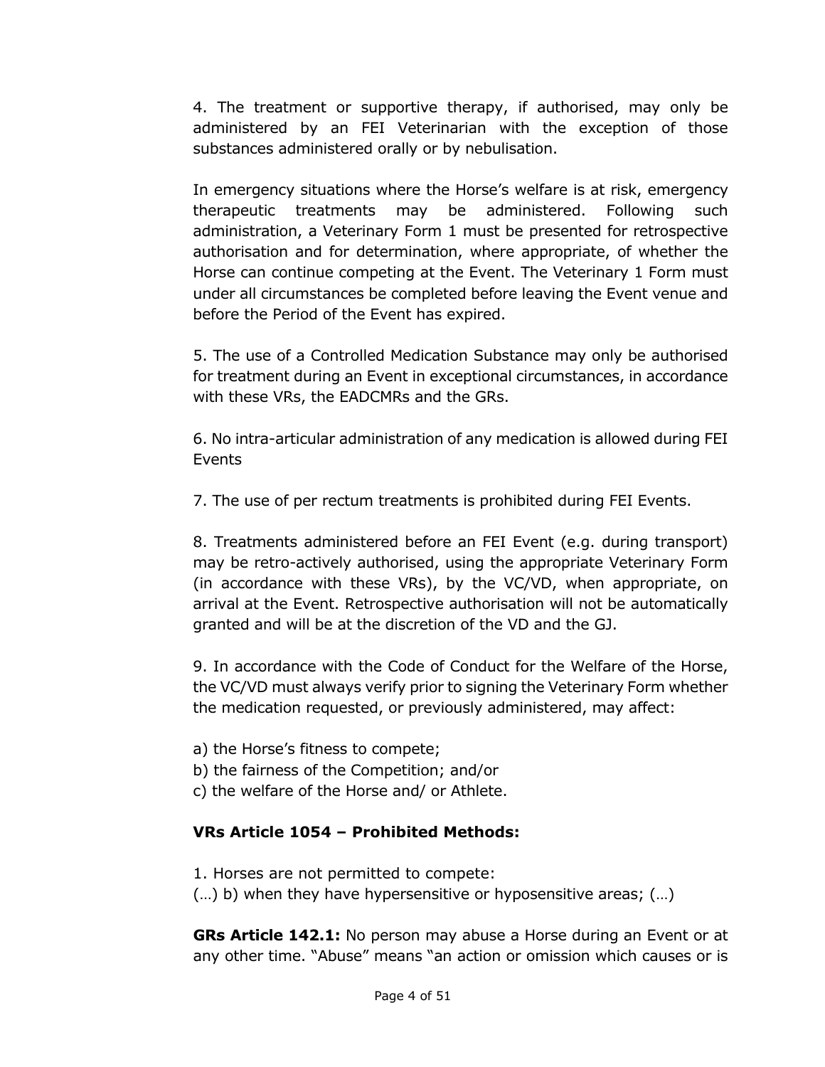4. The treatment or supportive therapy, if authorised, may only be administered by an FEI Veterinarian with the exception of those substances administered orally or by nebulisation.

In emergency situations where the Horse's welfare is at risk, emergency therapeutic treatments may be administered. Following such administration, a Veterinary Form 1 must be presented for retrospective authorisation and for determination, where appropriate, of whether the Horse can continue competing at the Event. The Veterinary 1 Form must under all circumstances be completed before leaving the Event venue and before the Period of the Event has expired.

5. The use of a Controlled Medication Substance may only be authorised for treatment during an Event in exceptional circumstances, in accordance with these VRs, the EADCMRs and the GRs.

6. No intra-articular administration of any medication is allowed during FEI Events

7. The use of per rectum treatments is prohibited during FEI Events.

8. Treatments administered before an FEI Event (e.g. during transport) may be retro-actively authorised, using the appropriate Veterinary Form (in accordance with these VRs), by the VC/VD, when appropriate, on arrival at the Event. Retrospective authorisation will not be automatically granted and will be at the discretion of the VD and the GJ.

9. In accordance with the Code of Conduct for the Welfare of the Horse, the VC/VD must always verify prior to signing the Veterinary Form whether the medication requested, or previously administered, may affect:

a) the Horse's fitness to compete;
b) the fairness of the Competition; and/or
c) the welfare of the Horse and/ or Athlete.

**VRs Article 1054 – Prohibited Methods:**

1. Horses are not permitted to compete:
(…) b) when they have hypersensitive or hyposensitive areas; (…)

**GRs Article 142.1:** No person may abuse a Horse during an Event or at any other time. "Abuse" means "an action or omission which causes or is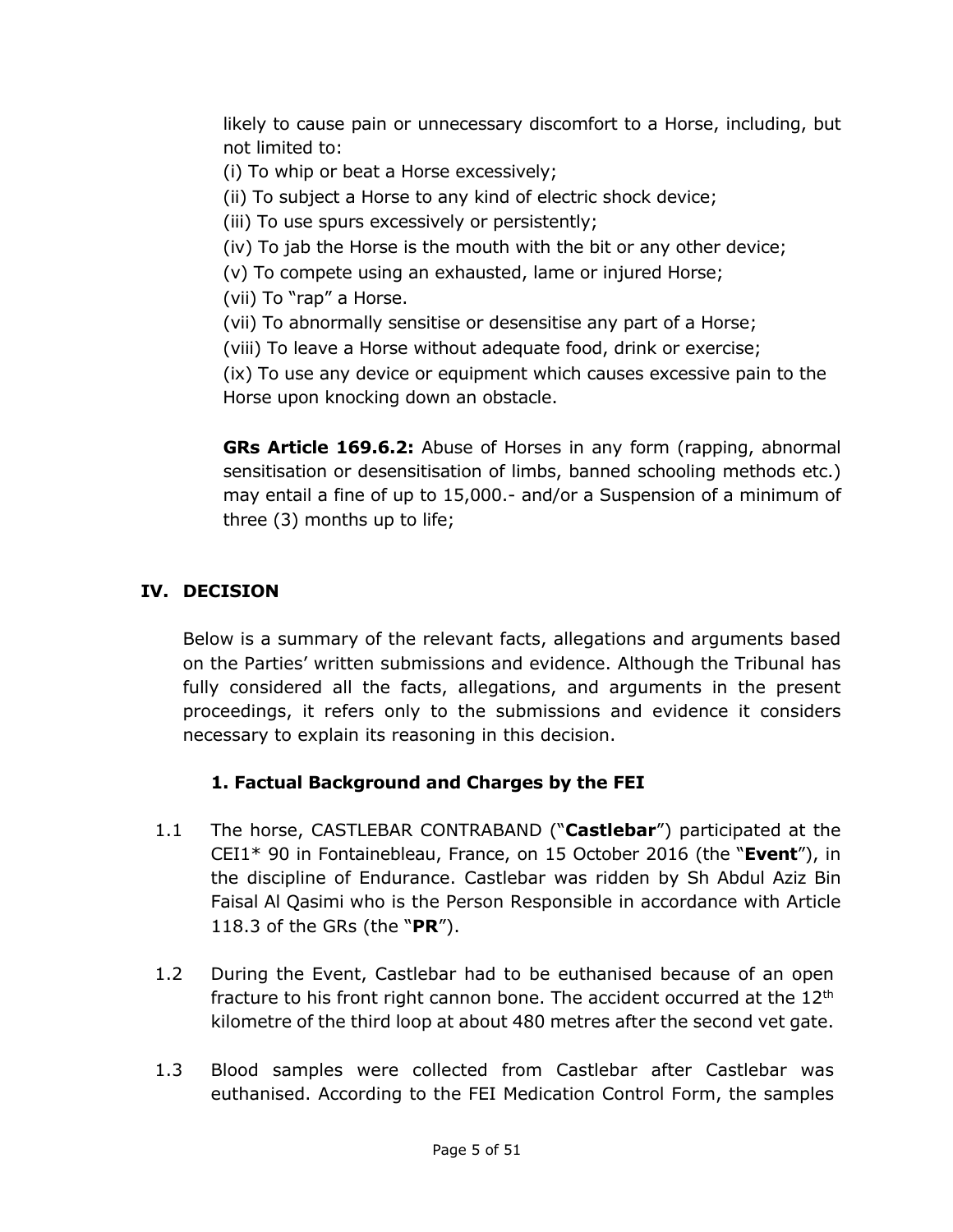likely to cause pain or unnecessary discomfort to a Horse, including, but not limited to:

(i) To whip or beat a Horse excessively;

(ii) To subject a Horse to any kind of electric shock device;

(iii) To use spurs excessively or persistently;

(iv) To jab the Horse is the mouth with the bit or any other device;

(v) To compete using an exhausted, lame or injured Horse;

(vii) To "rap" a Horse.

(vii) To abnormally sensitise or desensitise any part of a Horse;

(viii) To leave a Horse without adequate food, drink or exercise;

(ix) To use any device or equipment which causes excessive pain to the Horse upon knocking down an obstacle.

**GRs Article 169.6.2:** Abuse of Horses in any form (rapping, abnormal sensitisation or desensitisation of limbs, banned schooling methods etc.) may entail a fine of up to 15,000.- and/or a Suspension of a minimum of three (3) months up to life;

## IV. DECISION

Below is a summary of the relevant facts, allegations and arguments based on the Parties' written submissions and evidence. Although the Tribunal has fully considered all the facts, allegations, and arguments in the present proceedings, it refers only to the submissions and evidence it considers necessary to explain its reasoning in this decision.

### 1. Factual Background and Charges by the FEI

1.1 The horse, CASTLEBAR CONTRABAND ("**Castlebar**") participated at the CEI1* 90 in Fontainebleau, France, on 15 October 2016 (the "**Event**"), in the discipline of Endurance. Castlebar was ridden by Sh Abdul Aziz Bin Faisal Al Qasimi who is the Person Responsible in accordance with Article 118.3 of the GRs (the "**PR**").

1.2 During the Event, Castlebar had to be euthanised because of an open fracture to his front right cannon bone. The accident occurred at the 12th kilometre of the third loop at about 480 metres after the second vet gate.

1.3 Blood samples were collected from Castlebar after Castlebar was euthanised. According to the FEI Medication Control Form, the samples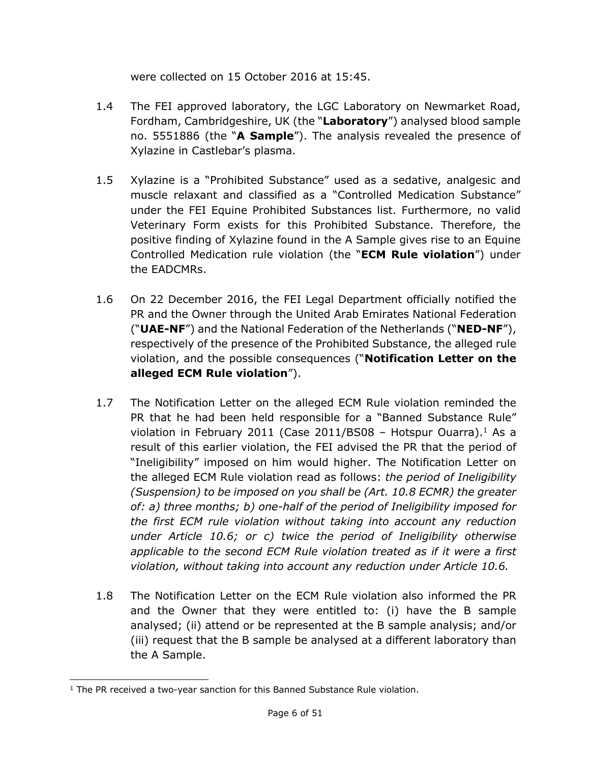were collected on 15 October 2016 at 15:45.

1.4 The FEI approved laboratory, the LGC Laboratory on Newmarket Road, Fordham, Cambridgeshire, UK (the "**Laboratory**") analysed blood sample no. 5551886 (the "**A Sample**"). The analysis revealed the presence of Xylazine in Castlebar's plasma.

1.5 Xylazine is a "Prohibited Substance" used as a sedative, analgesic and muscle relaxant and classified as a "Controlled Medication Substance" under the FEI Equine Prohibited Substances list. Furthermore, no valid Veterinary Form exists for this Prohibited Substance. Therefore, the positive finding of Xylazine found in the A Sample gives rise to an Equine Controlled Medication rule violation (the "**ECM Rule violation**") under the EADCMRs.

1.6 On 22 December 2016, the FEI Legal Department officially notified the PR and the Owner through the United Arab Emirates National Federation ("**UAE-NF**") and the National Federation of the Netherlands ("**NED-NF**"), respectively of the presence of the Prohibited Substance, the alleged rule violation, and the possible consequences ("**Notification Letter on the alleged ECM Rule violation**").

1.7 The Notification Letter on the alleged ECM Rule violation reminded the PR that he had been held responsible for a "Banned Substance Rule" violation in February 2011 (Case 2011/BS08 – Hotspur Ouarra).[1] As a result of this earlier violation, the FEI advised the PR that the period of "Ineligibility" imposed on him would higher. The Notification Letter on the alleged ECM Rule violation read as follows: *the period of Ineligibility (Suspension) to be imposed on you shall be (Art. 10.8 ECMR) the greater of: a) three months; b) one-half of the period of Ineligibility imposed for the first ECM rule violation without taking into account any reduction under Article 10.6; or c) twice the period of Ineligibility otherwise applicable to the second ECM Rule violation treated as if it were a first violation, without taking into account any reduction under Article 10.6.*

1.8 The Notification Letter on the ECM Rule violation also informed the PR and the Owner that they were entitled to: (i) have the B sample analysed; (ii) attend or be represented at the B sample analysis; and/or (iii) request that the B sample be analysed at a different laboratory than the A Sample.

[1] The PR received a two-year sanction for this Banned Substance Rule violation.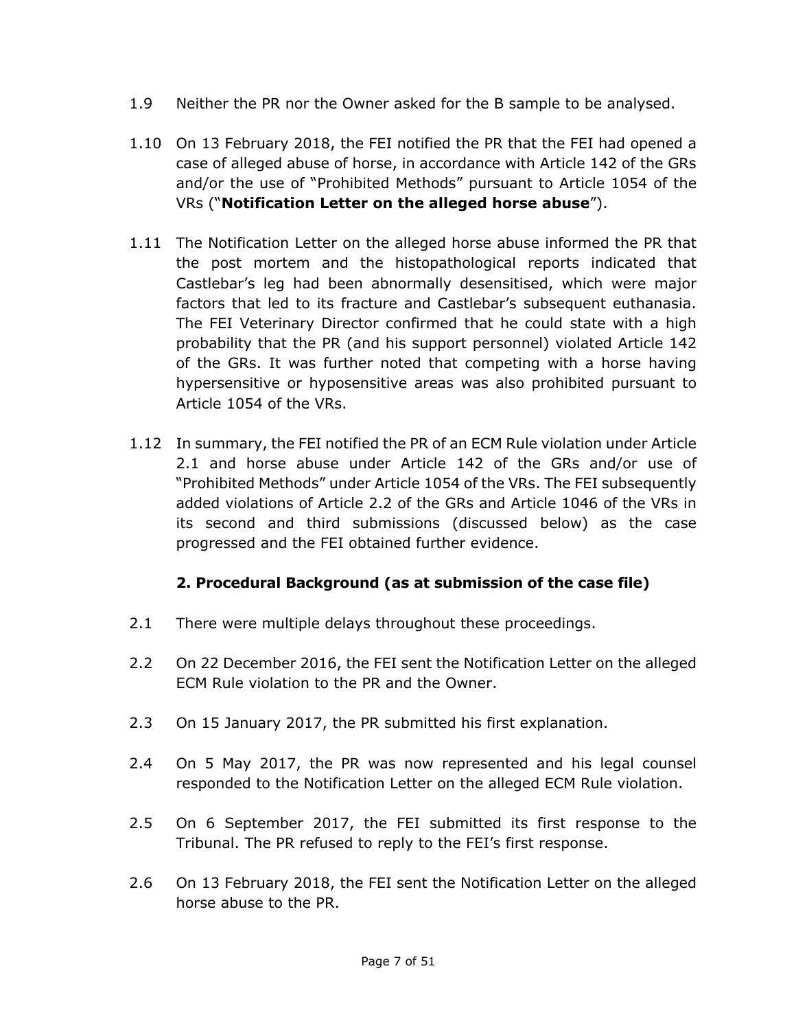1.9 Neither the PR nor the Owner asked for the B sample to be analysed.

1.10 On 13 February 2018, the FEI notified the PR that the FEI had opened a case of alleged abuse of horse, in accordance with Article 142 of the GRs and/or the use of "Prohibited Methods" pursuant to Article 1054 of the VRs ("**Notification Letter on the alleged horse abuse**").

1.11 The Notification Letter on the alleged horse abuse informed the PR that the post mortem and the histopathological reports indicated that Castlebar's leg had been abnormally desensitised, which were major factors that led to its fracture and Castlebar's subsequent euthanasia. The FEI Veterinary Director confirmed that he could state with a high probability that the PR (and his support personnel) violated Article 142 of the GRs. It was further noted that competing with a horse having hypersensitive or hyposensitive areas was also prohibited pursuant to Article 1054 of the VRs.

1.12 In summary, the FEI notified the PR of an ECM Rule violation under Article 2.1 and horse abuse under Article 142 of the GRs and/or use of "Prohibited Methods" under Article 1054 of the VRs. The FEI subsequently added violations of Article 2.2 of the GRs and Article 1046 of the VRs in its second and third submissions (discussed below) as the case progressed and the FEI obtained further evidence.

## 2. Procedural Background (as at submission of the case file)

2.1 There were multiple delays throughout these proceedings.

2.2 On 22 December 2016, the FEI sent the Notification Letter on the alleged ECM Rule violation to the PR and the Owner.

2.3 On 15 January 2017, the PR submitted his first explanation.

2.4 On 5 May 2017, the PR was now represented and his legal counsel responded to the Notification Letter on the alleged ECM Rule violation.

2.5 On 6 September 2017, the FEI submitted its first response to the Tribunal. The PR refused to reply to the FEI's first response.

2.6 On 13 February 2018, the FEI sent the Notification Letter on the alleged horse abuse to the PR.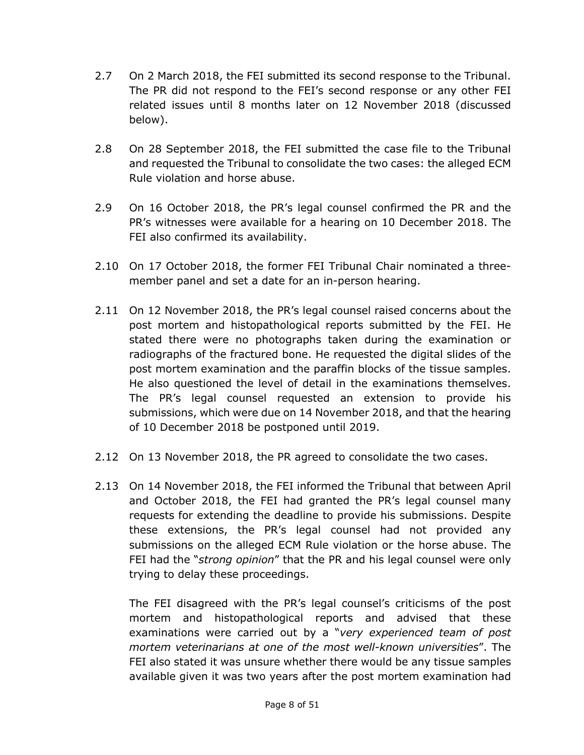2.7 On 2 March 2018, the FEI submitted its second response to the Tribunal. The PR did not respond to the FEI's second response or any other FEI related issues until 8 months later on 12 November 2018 (discussed below).

2.8 On 28 September 2018, the FEI submitted the case file to the Tribunal and requested the Tribunal to consolidate the two cases: the alleged ECM Rule violation and horse abuse.

2.9 On 16 October 2018, the PR's legal counsel confirmed the PR and the PR's witnesses were available for a hearing on 10 December 2018. The FEI also confirmed its availability.

2.10 On 17 October 2018, the former FEI Tribunal Chair nominated a three-member panel and set a date for an in-person hearing.

2.11 On 12 November 2018, the PR's legal counsel raised concerns about the post mortem and histopathological reports submitted by the FEI. He stated there were no photographs taken during the examination or radiographs of the fractured bone. He requested the digital slides of the post mortem examination and the paraffin blocks of the tissue samples. He also questioned the level of detail in the examinations themselves. The PR's legal counsel requested an extension to provide his submissions, which were due on 14 November 2018, and that the hearing of 10 December 2018 be postponed until 2019.

2.12 On 13 November 2018, the PR agreed to consolidate the two cases.

2.13 On 14 November 2018, the FEI informed the Tribunal that between April and October 2018, the FEI had granted the PR's legal counsel many requests for extending the deadline to provide his submissions. Despite these extensions, the PR's legal counsel had not provided any submissions on the alleged ECM Rule violation or the horse abuse. The FEI had the "*strong opinion*" that the PR and his legal counsel were only trying to delay these proceedings.

The FEI disagreed with the PR's legal counsel's criticisms of the post mortem and histopathological reports and advised that these examinations were carried out by a "*very experienced team of post mortem veterinarians at one of the most well-known universities*". The FEI also stated it was unsure whether there would be any tissue samples available given it was two years after the post mortem examination had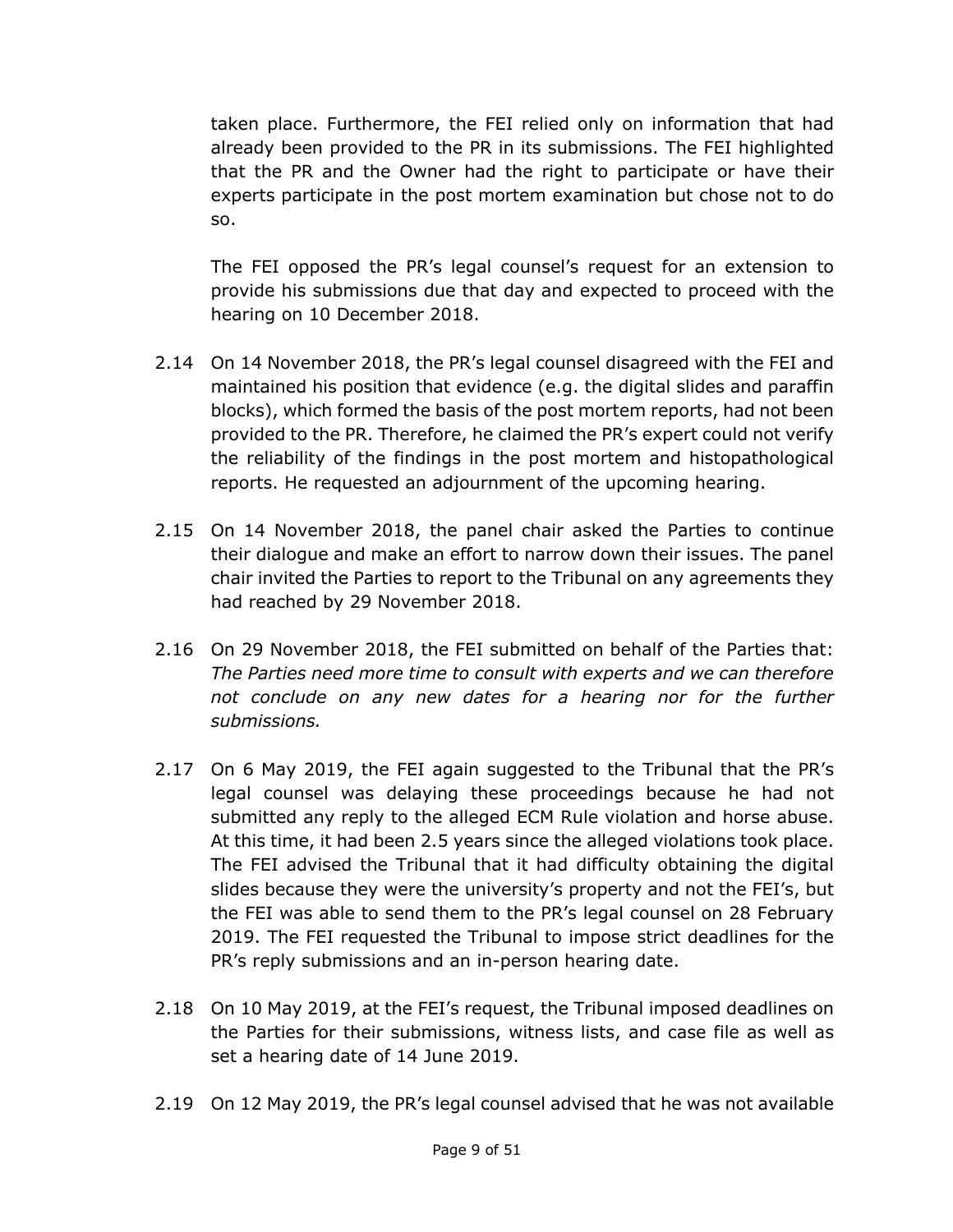taken place. Furthermore, the FEI relied only on information that had already been provided to the PR in its submissions. The FEI highlighted that the PR and the Owner had the right to participate or have their experts participate in the post mortem examination but chose not to do so.

The FEI opposed the PR's legal counsel's request for an extension to provide his submissions due that day and expected to proceed with the hearing on 10 December 2018.

2.14 On 14 November 2018, the PR's legal counsel disagreed with the FEI and maintained his position that evidence (e.g. the digital slides and paraffin blocks), which formed the basis of the post mortem reports, had not been provided to the PR. Therefore, he claimed the PR's expert could not verify the reliability of the findings in the post mortem and histopathological reports. He requested an adjournment of the upcoming hearing.

2.15 On 14 November 2018, the panel chair asked the Parties to continue their dialogue and make an effort to narrow down their issues. The panel chair invited the Parties to report to the Tribunal on any agreements they had reached by 29 November 2018.

2.16 On 29 November 2018, the FEI submitted on behalf of the Parties that: *The Parties need more time to consult with experts and we can therefore not conclude on any new dates for a hearing nor for the further submissions.*

2.17 On 6 May 2019, the FEI again suggested to the Tribunal that the PR's legal counsel was delaying these proceedings because he had not submitted any reply to the alleged ECM Rule violation and horse abuse. At this time, it had been 2.5 years since the alleged violations took place. The FEI advised the Tribunal that it had difficulty obtaining the digital slides because they were the university's property and not the FEI's, but the FEI was able to send them to the PR's legal counsel on 28 February 2019. The FEI requested the Tribunal to impose strict deadlines for the PR's reply submissions and an in-person hearing date.

2.18 On 10 May 2019, at the FEI's request, the Tribunal imposed deadlines on the Parties for their submissions, witness lists, and case file as well as set a hearing date of 14 June 2019.

2.19 On 12 May 2019, the PR's legal counsel advised that he was not available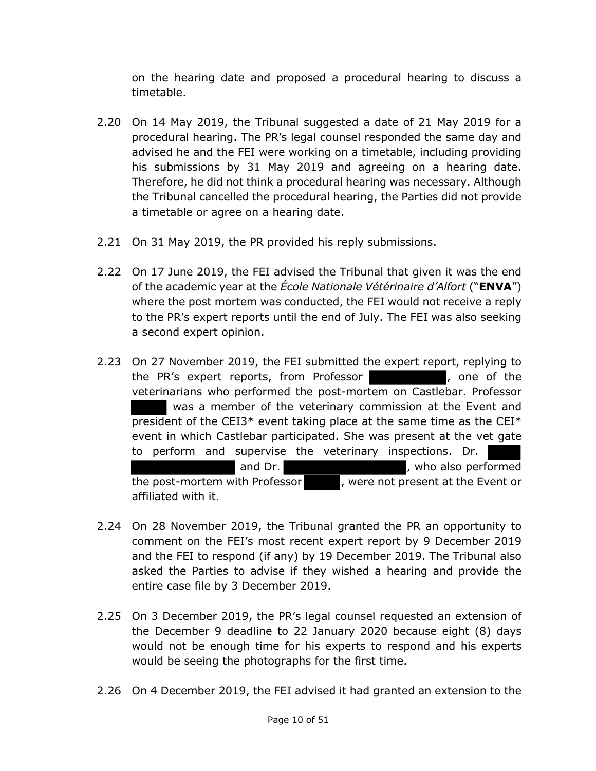on the hearing date and proposed a procedural hearing to discuss a timetable.

2.20 On 14 May 2019, the Tribunal suggested a date of 21 May 2019 for a procedural hearing. The PR's legal counsel responded the same day and advised he and the FEI were working on a timetable, including providing his submissions by 31 May 2019 and agreeing on a hearing date. Therefore, he did not think a procedural hearing was necessary. Although the Tribunal cancelled the procedural hearing, the Parties did not provide a timetable or agree on a hearing date.

2.21 On 31 May 2019, the PR provided his reply submissions.

2.22 On 17 June 2019, the FEI advised the Tribunal that given it was the end of the academic year at the *École Nationale Vétérinaire d'Alfort* ("**ENVA**") where the post mortem was conducted, the FEI would not receive a reply to the PR's expert reports until the end of July. The FEI was also seeking a second expert opinion.

2.23 On 27 November 2019, the FEI submitted the expert report, replying to the PR's expert reports, from Professor [redacted], one of the veterinarians who performed the post-mortem on Castlebar. Professor [redacted] was a member of the veterinary commission at the Event and president of the CEI3* event taking place at the same time as the CEI* event in which Castlebar participated. She was present at the vet gate to perform and supervise the veterinary inspections. Dr. [redacted] and Dr. [redacted], who also performed the post-mortem with Professor [redacted], were not present at the Event or affiliated with it.

2.24 On 28 November 2019, the Tribunal granted the PR an opportunity to comment on the FEI's most recent expert report by 9 December 2019 and the FEI to respond (if any) by 19 December 2019. The Tribunal also asked the Parties to advise if they wished a hearing and provide the entire case file by 3 December 2019.

2.25 On 3 December 2019, the PR's legal counsel requested an extension of the December 9 deadline to 22 January 2020 because eight (8) days would not be enough time for his experts to respond and his experts would be seeing the photographs for the first time.

2.26 On 4 December 2019, the FEI advised it had granted an extension to the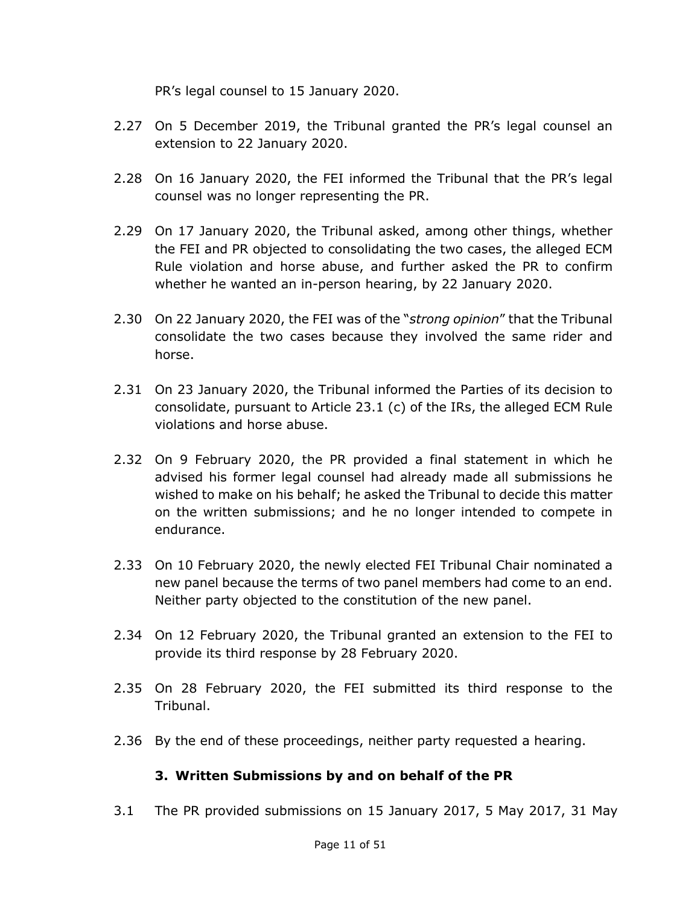PR's legal counsel to 15 January 2020.

2.27 On 5 December 2019, the Tribunal granted the PR's legal counsel an extension to 22 January 2020.

2.28 On 16 January 2020, the FEI informed the Tribunal that the PR's legal counsel was no longer representing the PR.

2.29 On 17 January 2020, the Tribunal asked, among other things, whether the FEI and PR objected to consolidating the two cases, the alleged ECM Rule violation and horse abuse, and further asked the PR to confirm whether he wanted an in-person hearing, by 22 January 2020.

2.30 On 22 January 2020, the FEI was of the "*strong opinion*" that the Tribunal consolidate the two cases because they involved the same rider and horse.

2.31 On 23 January 2020, the Tribunal informed the Parties of its decision to consolidate, pursuant to Article 23.1 (c) of the IRs, the alleged ECM Rule violations and horse abuse.

2.32 On 9 February 2020, the PR provided a final statement in which he advised his former legal counsel had already made all submissions he wished to make on his behalf; he asked the Tribunal to decide this matter on the written submissions; and he no longer intended to compete in endurance.

2.33 On 10 February 2020, the newly elected FEI Tribunal Chair nominated a new panel because the terms of two panel members had come to an end. Neither party objected to the constitution of the new panel.

2.34 On 12 February 2020, the Tribunal granted an extension to the FEI to provide its third response by 28 February 2020.

2.35 On 28 February 2020, the FEI submitted its third response to the Tribunal.

2.36 By the end of these proceedings, neither party requested a hearing.

## 3. Written Submissions by and on behalf of the PR

3.1 The PR provided submissions on 15 January 2017, 5 May 2017, 31 May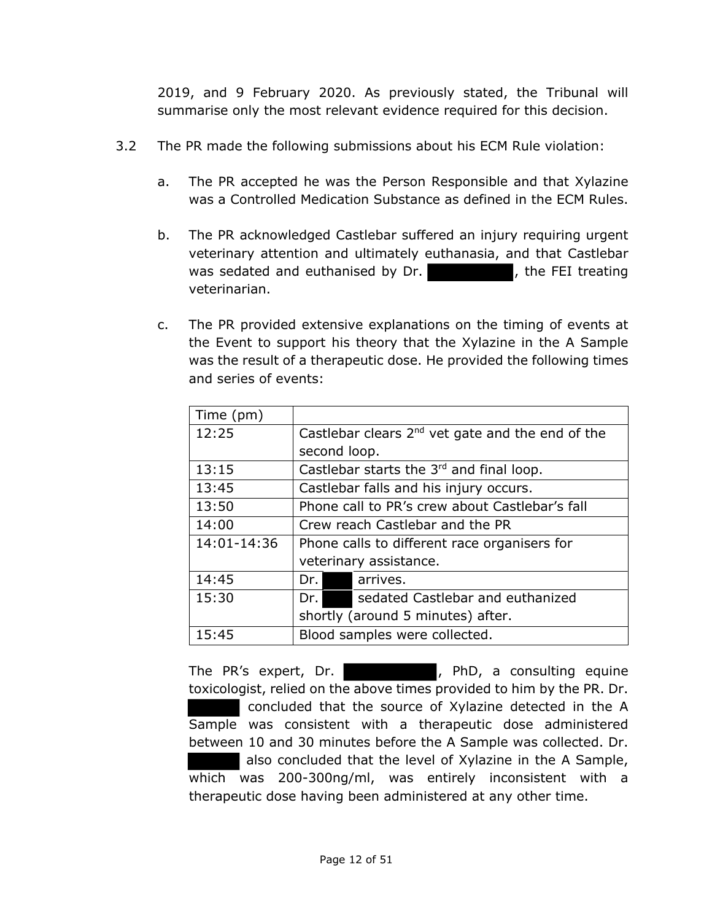2019, and 9 February 2020. As previously stated, the Tribunal will summarise only the most relevant evidence required for this decision.

3.2 The PR made the following submissions about his ECM Rule violation:

a. The PR accepted he was the Person Responsible and that Xylazine was a Controlled Medication Substance as defined in the ECM Rules.

b. The PR acknowledged Castlebar suffered an injury requiring urgent veterinary attention and ultimately euthanasia, and that Castlebar was sedated and euthanised by Dr. ██████████, the FEI treating veterinarian.

c. The PR provided extensive explanations on the timing of events at the Event to support his theory that the Xylazine in the A Sample was the result of a therapeutic dose. He provided the following times and series of events:

| Time (pm) | |
|---|---|
| 12:25 | Castlebar clears 2nd vet gate and the end of the second loop. |
| 13:15 | Castlebar starts the 3rd and final loop. |
| 13:45 | Castlebar falls and his injury occurs. |
| 13:50 | Phone call to PR's crew about Castlebar's fall |
| 14:00 | Crew reach Castlebar and the PR |
| 14:01-14:36 | Phone calls to different race organisers for veterinary assistance. |
| 14:45 | Dr. ████ arrives. |
| 15:30 | Dr. ████ sedated Castlebar and euthanized shortly (around 5 minutes) after. |
| 15:45 | Blood samples were collected. |

The PR's expert, Dr. ███████████, PhD, a consulting equine toxicologist, relied on the above times provided to him by the PR. Dr. ██████ concluded that the source of Xylazine detected in the A Sample was consistent with a therapeutic dose administered between 10 and 30 minutes before the A Sample was collected. Dr. ██████ also concluded that the level of Xylazine in the A Sample, which was 200-300ng/ml, was entirely inconsistent with a therapeutic dose having been administered at any other time.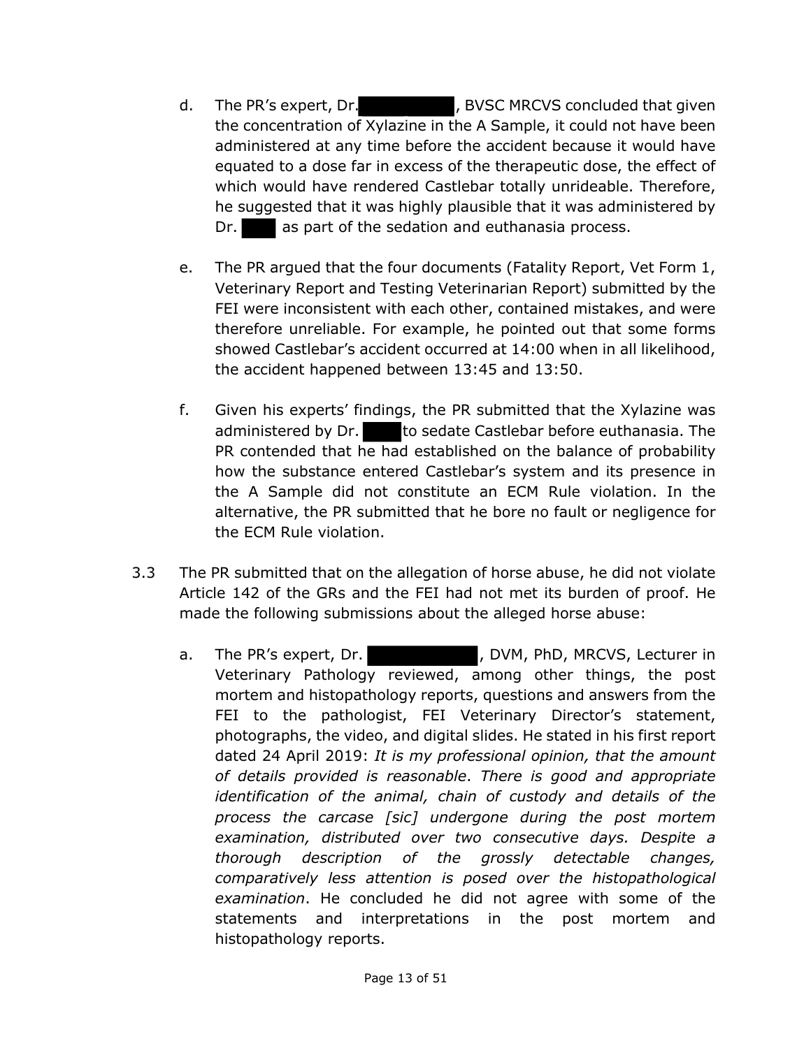d. The PR's expert, Dr. ████████, BVSC MRCVS concluded that given the concentration of Xylazine in the A Sample, it could not have been administered at any time before the accident because it would have equated to a dose far in excess of the therapeutic dose, the effect of which would have rendered Castlebar totally unrideable. Therefore, he suggested that it was highly plausible that it was administered by Dr. ███ as part of the sedation and euthanasia process.

e. The PR argued that the four documents (Fatality Report, Vet Form 1, Veterinary Report and Testing Veterinarian Report) submitted by the FEI were inconsistent with each other, contained mistakes, and were therefore unreliable. For example, he pointed out that some forms showed Castlebar's accident occurred at 14:00 when in all likelihood, the accident happened between 13:45 and 13:50.

f. Given his experts' findings, the PR submitted that the Xylazine was administered by Dr. ███ to sedate Castlebar before euthanasia. The PR contended that he had established on the balance of probability how the substance entered Castlebar's system and its presence in the A Sample did not constitute an ECM Rule violation. In the alternative, the PR submitted that he bore no fault or negligence for the ECM Rule violation.

3.3 The PR submitted that on the allegation of horse abuse, he did not violate Article 142 of the GRs and the FEI had not met its burden of proof. He made the following submissions about the alleged horse abuse:

a. The PR's expert, Dr. ████████, DVM, PhD, MRCVS, Lecturer in Veterinary Pathology reviewed, among other things, the post mortem and histopathology reports, questions and answers from the FEI to the pathologist, FEI Veterinary Director's statement, photographs, the video, and digital slides. He stated in his first report dated 24 April 2019: *It is my professional opinion, that the amount of details provided is reasonable. There is good and appropriate identification of the animal, chain of custody and details of the process the carcase [sic] undergone during the post mortem examination, distributed over two consecutive days. Despite a thorough description of the grossly detectable changes, comparatively less attention is posed over the histopathological examination*. He concluded he did not agree with some of the statements and interpretations in the post mortem and histopathology reports.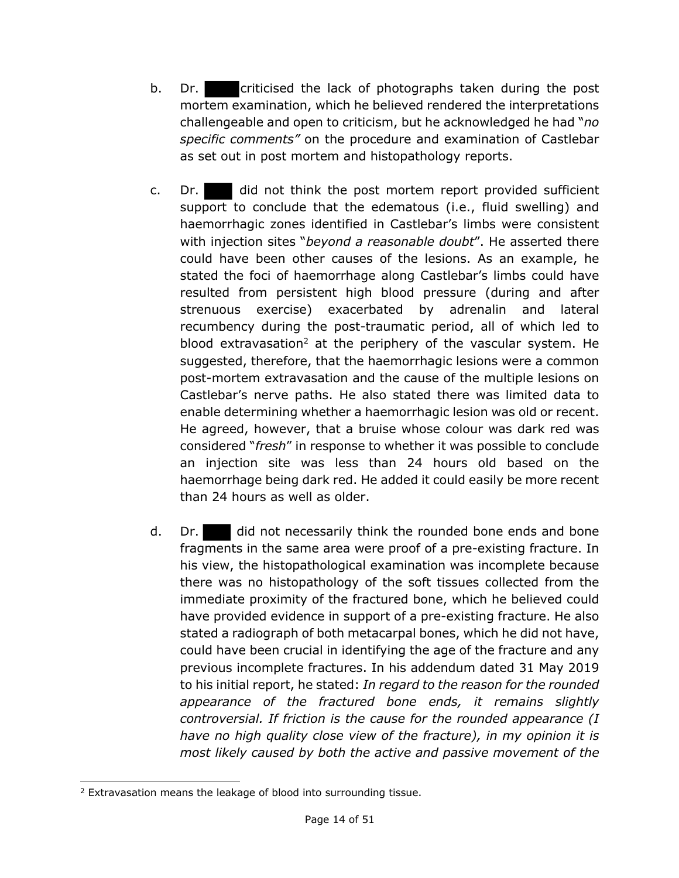b. Dr. ████ criticised the lack of photographs taken during the post mortem examination, which he believed rendered the interpretations challengeable and open to criticism, but he acknowledged he had "*no specific comments"* on the procedure and examination of Castlebar as set out in post mortem and histopathology reports.

c. Dr. ████ did not think the post mortem report provided sufficient support to conclude that the edematous (i.e., fluid swelling) and haemorrhagic zones identified in Castlebar's limbs were consistent with injection sites "*beyond a reasonable doubt*". He asserted there could have been other causes of the lesions. As an example, he stated the foci of haemorrhage along Castlebar's limbs could have resulted from persistent high blood pressure (during and after strenuous exercise) exacerbated by adrenalin and lateral recumbency during the post-traumatic period, all of which led to blood extravasation[2] at the periphery of the vascular system. He suggested, therefore, that the haemorrhagic lesions were a common post-mortem extravasation and the cause of the multiple lesions on Castlebar's nerve paths. He also stated there was limited data to enable determining whether a haemorrhagic lesion was old or recent. He agreed, however, that a bruise whose colour was dark red was considered "*fresh*" in response to whether it was possible to conclude an injection site was less than 24 hours old based on the haemorrhage being dark red. He added it could easily be more recent than 24 hours as well as older.

d. Dr. ████ did not necessarily think the rounded bone ends and bone fragments in the same area were proof of a pre-existing fracture. In his view, the histopathological examination was incomplete because there was no histopathology of the soft tissues collected from the immediate proximity of the fractured bone, which he believed could have provided evidence in support of a pre-existing fracture. He also stated a radiograph of both metacarpal bones, which he did not have, could have been crucial in identifying the age of the fracture and any previous incomplete fractures. In his addendum dated 31 May 2019 to his initial report, he stated: *In regard to the reason for the rounded appearance of the fractured bone ends, it remains slightly controversial. If friction is the cause for the rounded appearance (I have no high quality close view of the fracture), in my opinion it is most likely caused by both the active and passive movement of the*

[2] Extravasation means the leakage of blood into surrounding tissue.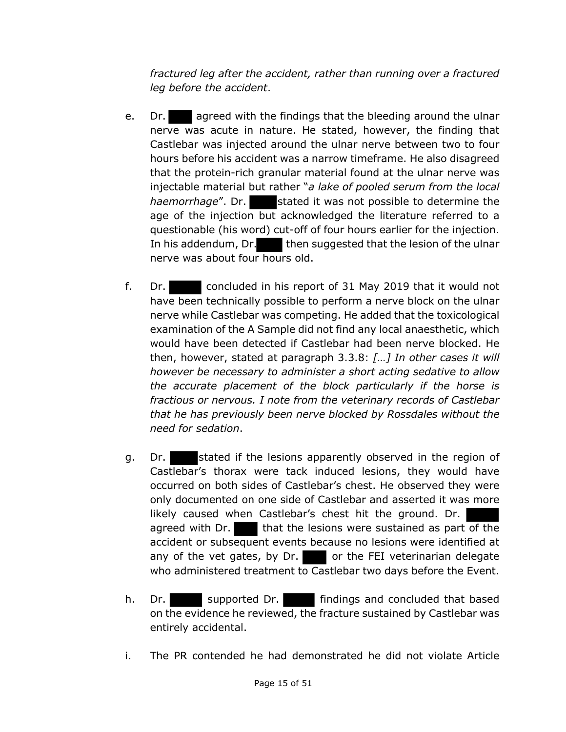*fractured leg after the accident, rather than running over a fractured leg before the accident*.

e. Dr. ████ agreed with the findings that the bleeding around the ulnar nerve was acute in nature. He stated, however, the finding that Castlebar was injected around the ulnar nerve between two to four hours before his accident was a narrow timeframe. He also disagreed that the protein-rich granular material found at the ulnar nerve was injectable material but rather "*a lake of pooled serum from the local haemorrhage*". Dr. ████ stated it was not possible to determine the age of the injection but acknowledged the literature referred to a questionable (his word) cut-off of four hours earlier for the injection. In his addendum, Dr.████ then suggested that the lesion of the ulnar nerve was about four hours old.

f. Dr. ████ concluded in his report of 31 May 2019 that it would not have been technically possible to perform a nerve block on the ulnar nerve while Castlebar was competing. He added that the toxicological examination of the A Sample did not find any local anaesthetic, which would have been detected if Castlebar had been nerve blocked. He then, however, stated at paragraph 3.3.8: *[…] In other cases it will however be necessary to administer a short acting sedative to allow the accurate placement of the block particularly if the horse is fractious or nervous. I note from the veterinary records of Castlebar that he has previously been nerve blocked by Rossdales without the need for sedation*.

g. Dr. ████ stated if the lesions apparently observed in the region of Castlebar's thorax were tack induced lesions, they would have occurred on both sides of Castlebar's chest. He observed they were only documented on one side of Castlebar and asserted it was more likely caused when Castlebar's chest hit the ground. Dr. ████ agreed with Dr. ████ that the lesions were sustained as part of the accident or subsequent events because no lesions were identified at any of the vet gates, by Dr. ████ or the FEI veterinarian delegate who administered treatment to Castlebar two days before the Event.

h. Dr. ████ supported Dr. ████ findings and concluded that based on the evidence he reviewed, the fracture sustained by Castlebar was entirely accidental.

i. The PR contended he had demonstrated he did not violate Article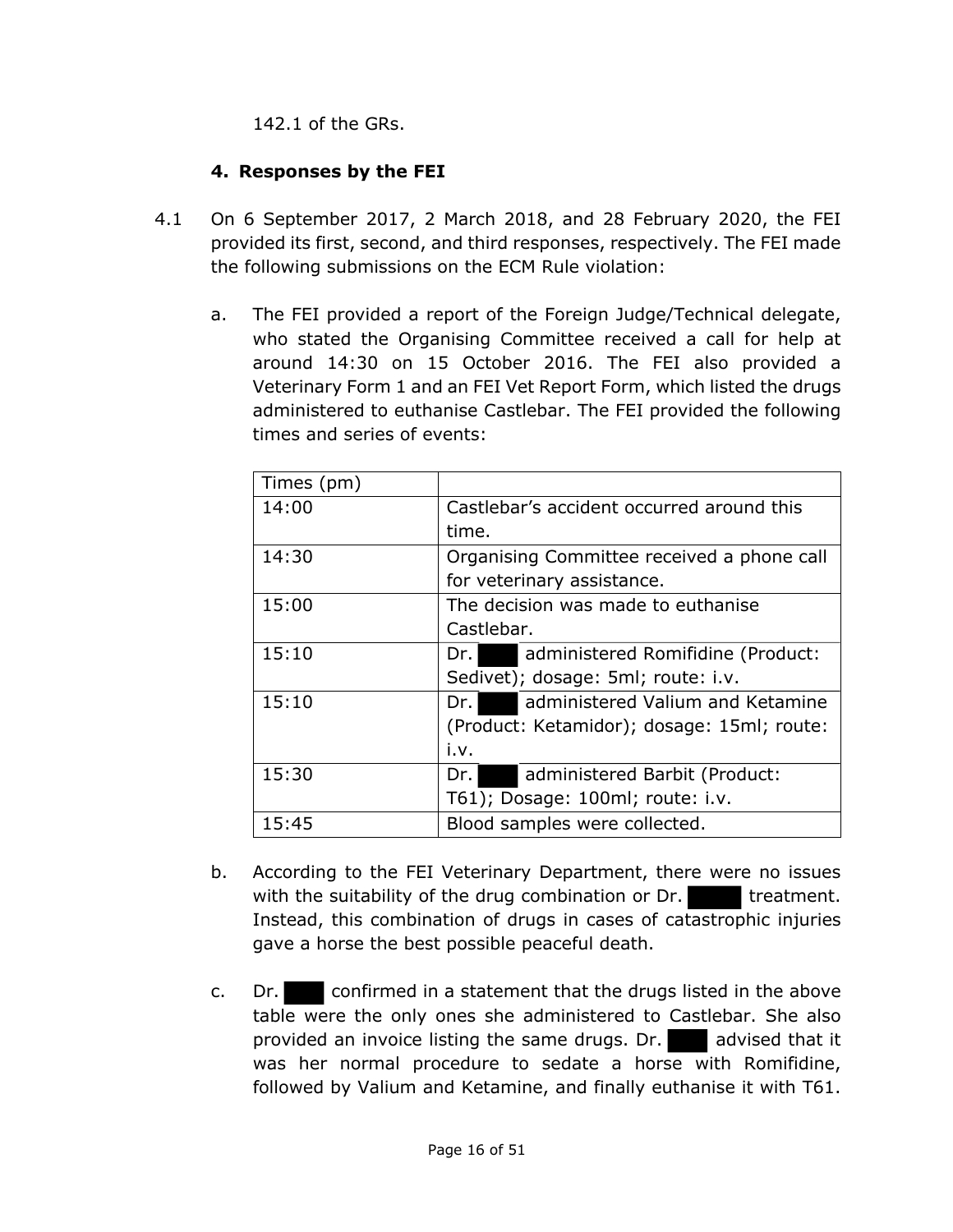142.1 of the GRs.

## 4. Responses by the FEI

4.1 On 6 September 2017, 2 March 2018, and 28 February 2020, the FEI provided its first, second, and third responses, respectively. The FEI made the following submissions on the ECM Rule violation:

a. The FEI provided a report of the Foreign Judge/Technical delegate, who stated the Organising Committee received a call for help at around 14:30 on 15 October 2016. The FEI also provided a Veterinary Form 1 and an FEI Vet Report Form, which listed the drugs administered to euthanise Castlebar. The FEI provided the following times and series of events:

| Times (pm) | |
|---|---|
| 14:00 | Castlebar's accident occurred around this time. |
| 14:30 | Organising Committee received a phone call for veterinary assistance. |
| 15:00 | The decision was made to euthanise Castlebar. |
| 15:10 | Dr. ███ administered Romifidine (Product: Sedivet); dosage: 5ml; route: i.v. |
| 15:10 | Dr. ███ administered Valium and Ketamine (Product: Ketamidor); dosage: 15ml; route: i.v. |
| 15:30 | Dr. ███ administered Barbit (Product: T61); Dosage: 100ml; route: i.v. |
| 15:45 | Blood samples were collected. |

b. According to the FEI Veterinary Department, there were no issues with the suitability of the drug combination or Dr. ███ treatment. Instead, this combination of drugs in cases of catastrophic injuries gave a horse the best possible peaceful death.

c. Dr. ███ confirmed in a statement that the drugs listed in the above table were the only ones she administered to Castlebar. She also provided an invoice listing the same drugs. Dr. ███ advised that it was her normal procedure to sedate a horse with Romifidine, followed by Valium and Ketamine, and finally euthanise it with T61.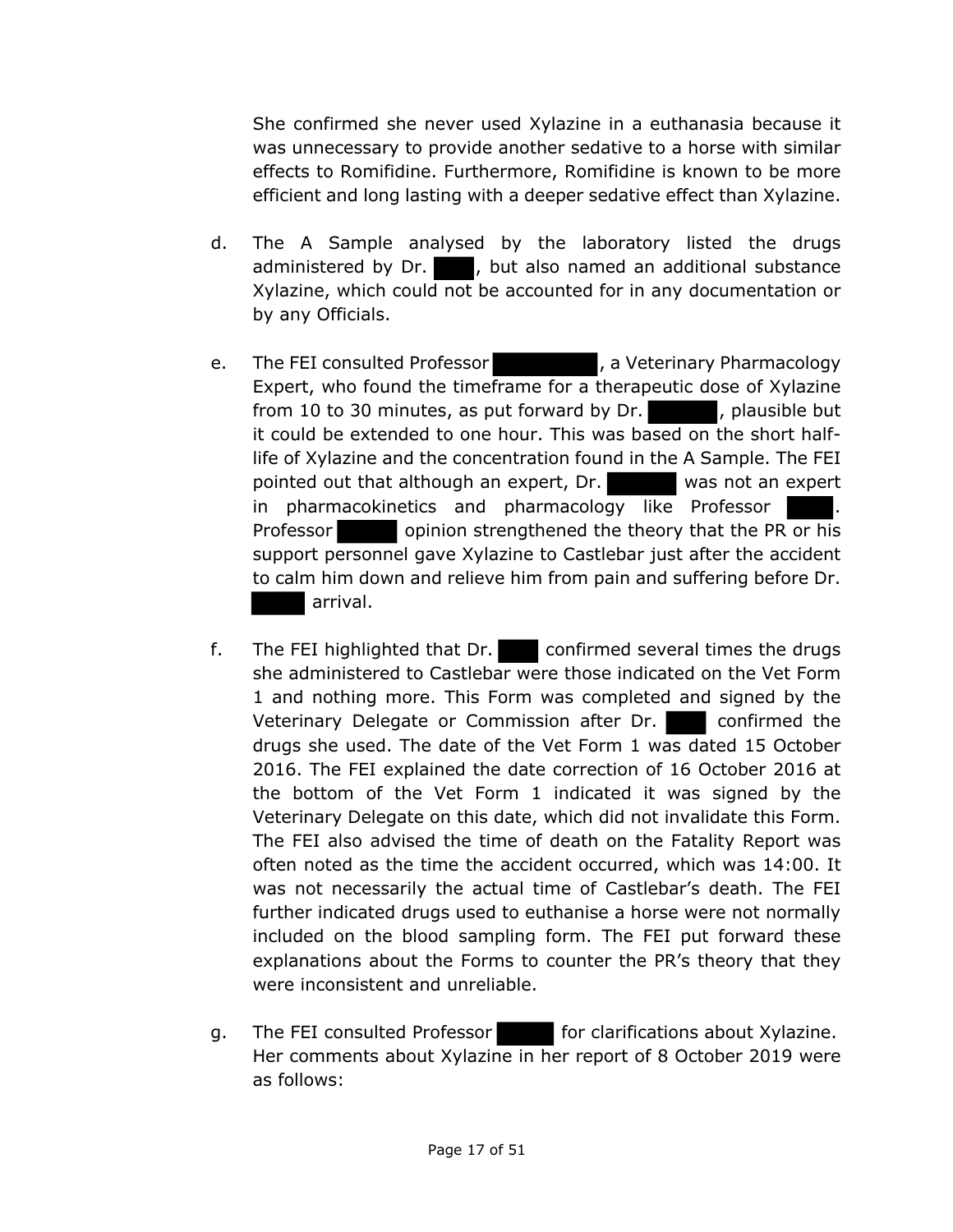She confirmed she never used Xylazine in a euthanasia because it was unnecessary to provide another sedative to a horse with similar effects to Romifidine. Furthermore, Romifidine is known to be more efficient and long lasting with a deeper sedative effect than Xylazine.

d. The A Sample analysed by the laboratory listed the drugs administered by Dr. ████, but also named an additional substance Xylazine, which could not be accounted for in any documentation or by any Officials.

e. The FEI consulted Professor ████████, a Veterinary Pharmacology Expert, who found the timeframe for a therapeutic dose of Xylazine from 10 to 30 minutes, as put forward by Dr. ██████, plausible but it could be extended to one hour. This was based on the short half-life of Xylazine and the concentration found in the A Sample. The FEI pointed out that although an expert, Dr. ██████ was not an expert in pharmacokinetics and pharmacology like Professor ████. Professor █████ opinion strengthened the theory that the PR or his support personnel gave Xylazine to Castlebar just after the accident to calm him down and relieve him from pain and suffering before Dr. █████ arrival.

f. The FEI highlighted that Dr. ████ confirmed several times the drugs she administered to Castlebar were those indicated on the Vet Form 1 and nothing more. This Form was completed and signed by the Veterinary Delegate or Commission after Dr. ████ confirmed the drugs she used. The date of the Vet Form 1 was dated 15 October 2016. The FEI explained the date correction of 16 October 2016 at the bottom of the Vet Form 1 indicated it was signed by the Veterinary Delegate on this date, which did not invalidate this Form. The FEI also advised the time of death on the Fatality Report was often noted as the time the accident occurred, which was 14:00. It was not necessarily the actual time of Castlebar's death. The FEI further indicated drugs used to euthanise a horse were not normally included on the blood sampling form. The FEI put forward these explanations about the Forms to counter the PR's theory that they were inconsistent and unreliable.

g. The FEI consulted Professor █████ for clarifications about Xylazine. Her comments about Xylazine in her report of 8 October 2019 were as follows: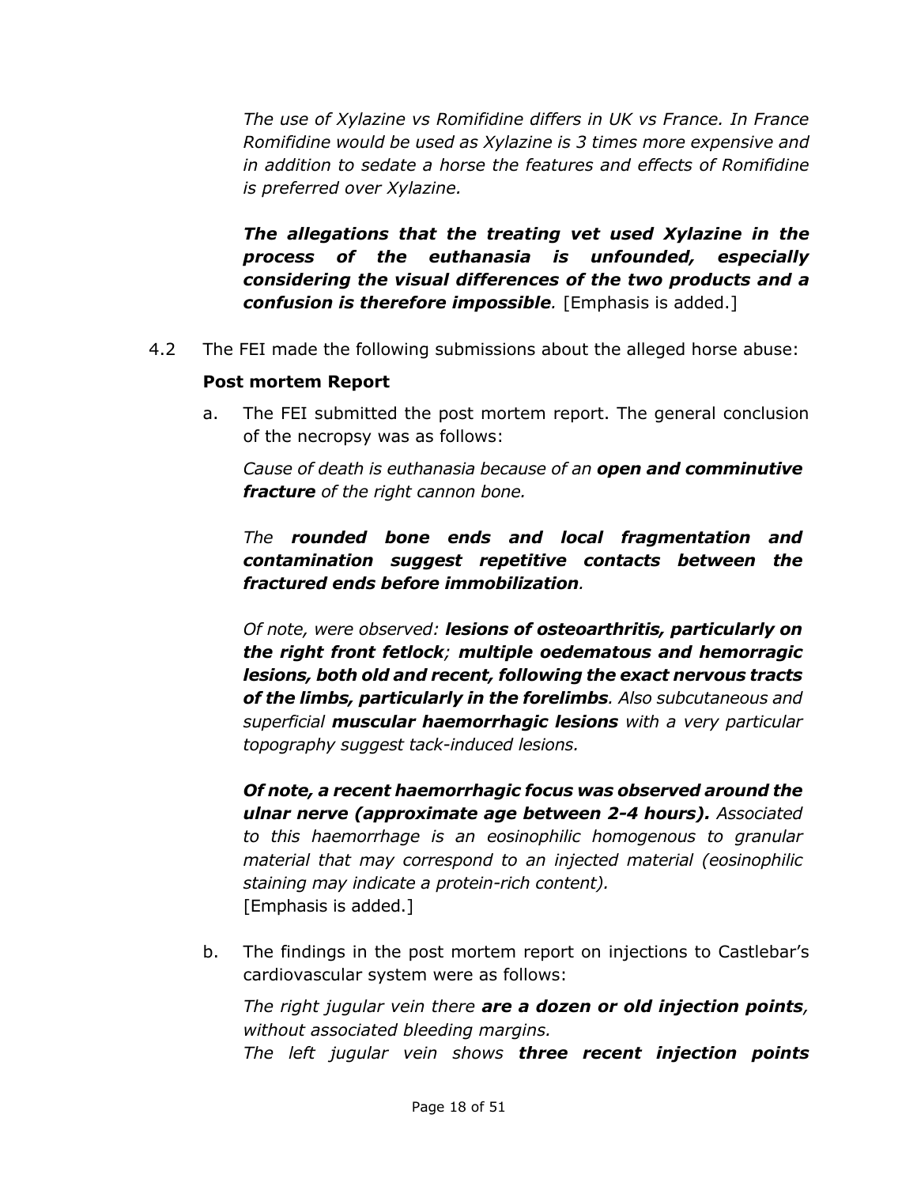*The use of Xylazine vs Romifidine differs in UK vs France. In France Romifidine would be used as Xylazine is 3 times more expensive and in addition to sedate a horse the features and effects of Romifidine is preferred over Xylazine.*

***The allegations that the treating vet used Xylazine in the process of the euthanasia is unfounded, especially considering the visual differences of the two products and a confusion is therefore impossible.*** [Emphasis is added.]

4.2 The FEI made the following submissions about the alleged horse abuse:

**Post mortem Report**

a. The FEI submitted the post mortem report. The general conclusion of the necropsy was as follows:

*Cause of death is euthanasia because of an* ***open and comminutive fracture*** *of the right cannon bone.*

*The* ***rounded bone ends and local fragmentation and contamination suggest repetitive contacts between the fractured ends before immobilization****.*

*Of note, were observed:* ***lesions of osteoarthritis, particularly on the right front fetlock****;* ***multiple oedematous and hemorragic lesions, both old and recent, following the exact nervous tracts of the limbs, particularly in the forelimbs****. Also subcutaneous and superficial* ***muscular haemorrhagic lesions*** *with a very particular topography suggest tack-induced lesions.*

***Of note, a recent haemorrhagic focus was observed around the ulnar nerve (approximate age between 2-4 hours).*** *Associated to this haemorrhage is an eosinophilic homogenous to granular material that may correspond to an injected material (eosinophilic staining may indicate a protein-rich content).*
[Emphasis is added.]

b. The findings in the post mortem report on injections to Castlebar's cardiovascular system were as follows:

*The right jugular vein there* ***are a dozen or old injection points****, without associated bleeding margins.*
*The left jugular vein shows* ***three recent injection points***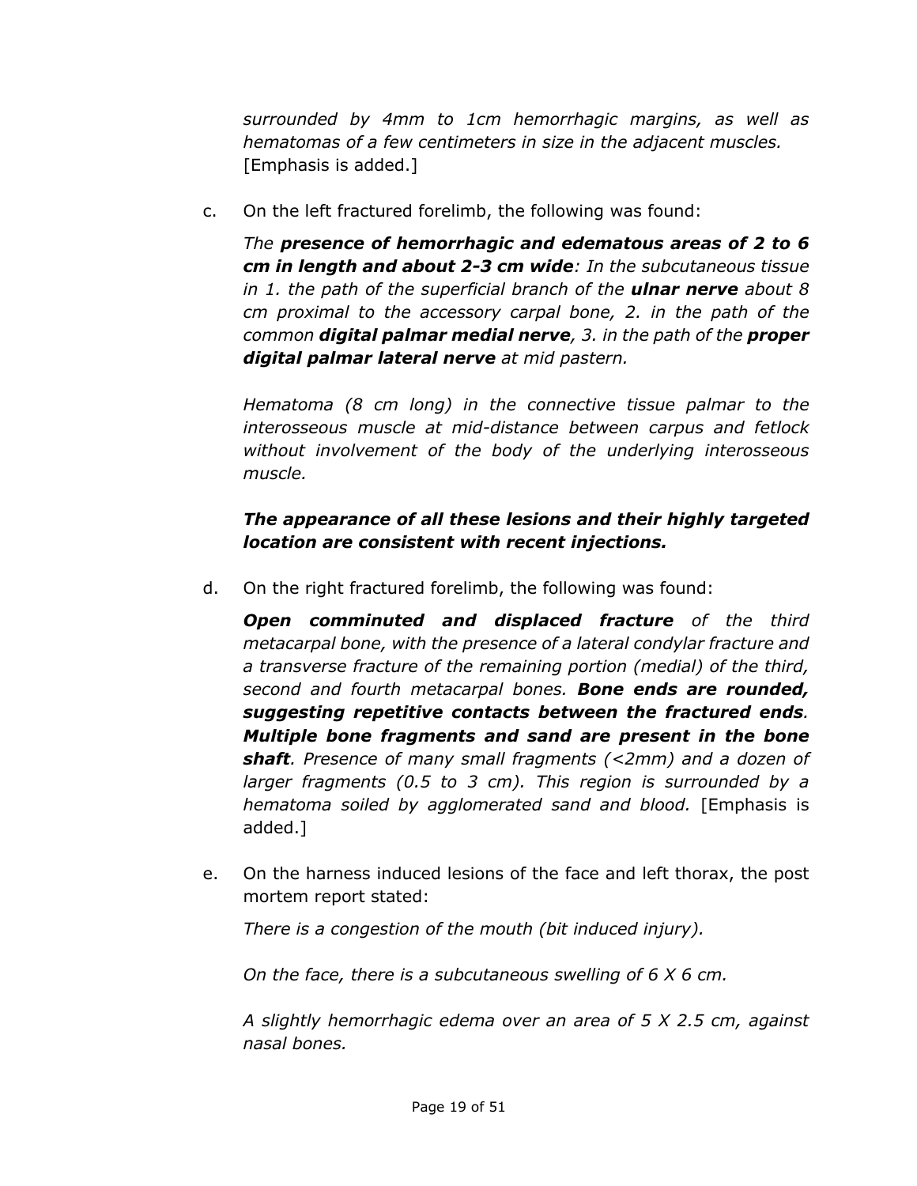*surrounded by 4mm to 1cm hemorrhagic margins, as well as hematomas of a few centimeters in size in the adjacent muscles.* [Emphasis is added.]

c. On the left fractured forelimb, the following was found:

   *The **presence of hemorrhagic and edematous areas of 2 to 6 cm in length and about 2-3 cm wide**: In the subcutaneous tissue in 1. the path of the superficial branch of the **ulnar nerve** about 8 cm proximal to the accessory carpal bone, 2. in the path of the common **digital palmar medial nerve**, 3. in the path of the **proper digital palmar lateral nerve** at mid pastern.*

   *Hematoma (8 cm long) in the connective tissue palmar to the interosseous muscle at mid-distance between carpus and fetlock without involvement of the body of the underlying interosseous muscle.*

   ***The appearance of all these lesions and their highly targeted location are consistent with recent injections.***

d. On the right fractured forelimb, the following was found:

   ***Open comminuted and displaced fracture** of the third metacarpal bone, with the presence of a lateral condylar fracture and a transverse fracture of the remaining portion (medial) of the third, second and fourth metacarpal bones. **Bone ends are rounded, suggesting repetitive contacts between the fractured ends**. **Multiple bone fragments and sand are present in the bone shaft**. Presence of many small fragments (<2mm) and a dozen of larger fragments (0.5 to 3 cm). This region is surrounded by a hematoma soiled by agglomerated sand and blood.* [Emphasis is added.]

e. On the harness induced lesions of the face and left thorax, the post mortem report stated:

   *There is a congestion of the mouth (bit induced injury).*

   *On the face, there is a subcutaneous swelling of 6 X 6 cm.*

   *A slightly hemorrhagic edema over an area of 5 X 2.5 cm, against nasal bones.*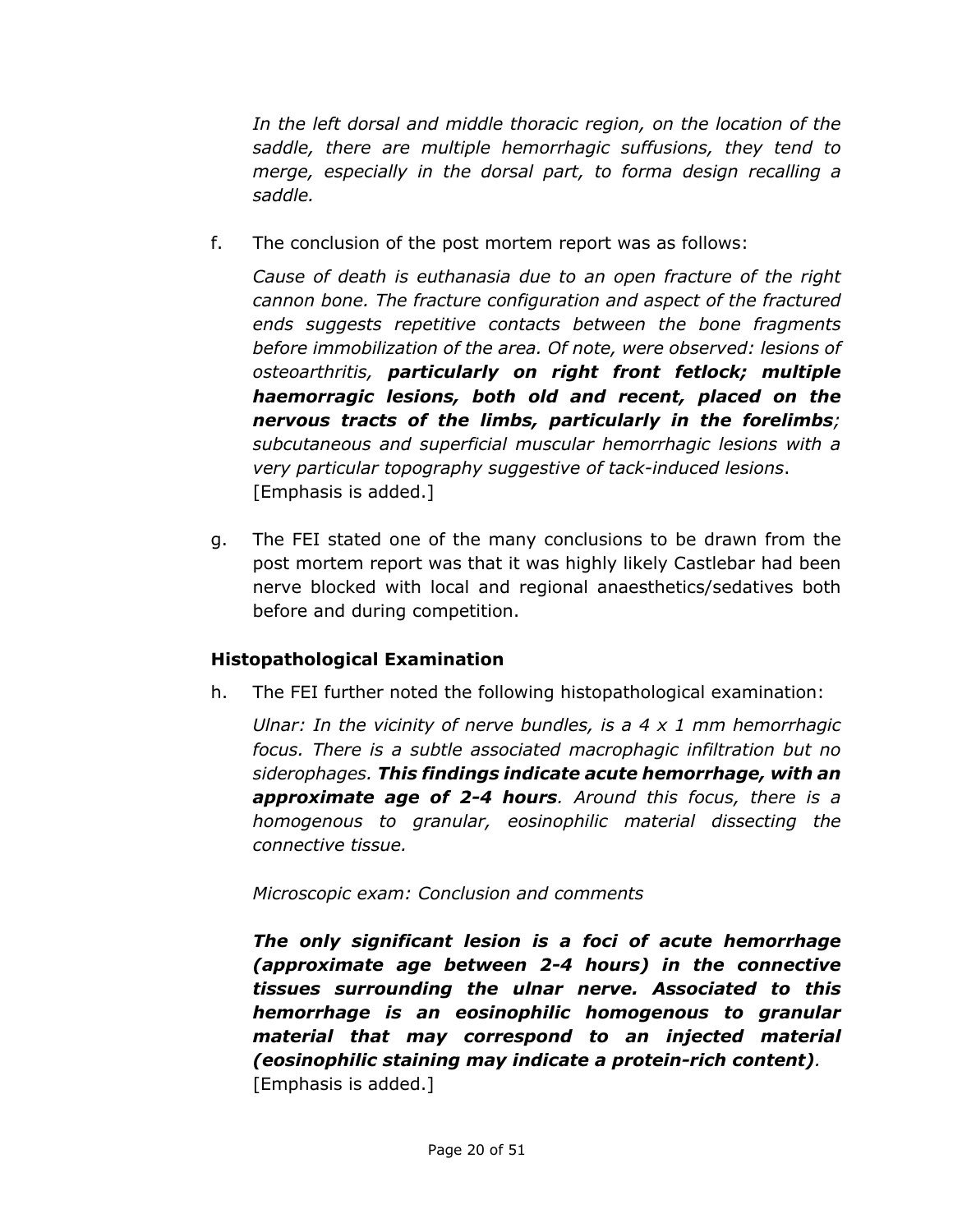*In the left dorsal and middle thoracic region, on the location of the saddle, there are multiple hemorrhagic suffusions, they tend to merge, especially in the dorsal part, to forma design recalling a saddle.*

f. The conclusion of the post mortem report was as follows:

*Cause of death is euthanasia due to an open fracture of the right cannon bone. The fracture configuration and aspect of the fractured ends suggests repetitive contacts between the bone fragments before immobilization of the area. Of note, were observed: lesions of osteoarthritis,* ***particularly on right front fetlock; multiple haemorragic lesions, both old and recent, placed on the nervous tracts of the limbs, particularly in the forelimbs****; subcutaneous and superficial muscular hemorrhagic lesions with a very particular topography suggestive of tack-induced lesions*. [Emphasis is added.]

g. The FEI stated one of the many conclusions to be drawn from the post mortem report was that it was highly likely Castlebar had been nerve blocked with local and regional anaesthetics/sedatives both before and during competition.

### Histopathological Examination

h. The FEI further noted the following histopathological examination:

*Ulnar: In the vicinity of nerve bundles, is a 4 x 1 mm hemorrhagic focus. There is a subtle associated macrophagic infiltration but no siderophages.* ***This findings indicate acute hemorrhage, with an approximate age of 2-4 hours****. Around this focus, there is a homogenous to granular, eosinophilic material dissecting the connective tissue.*

*Microscopic exam: Conclusion and comments*

***The only significant lesion is a foci of acute hemorrhage (approximate age between 2-4 hours) in the connective tissues surrounding the ulnar nerve. Associated to this hemorrhage is an eosinophilic homogenous to granular material that may correspond to an injected material (eosinophilic staining may indicate a protein-rich content)****.* [Emphasis is added.]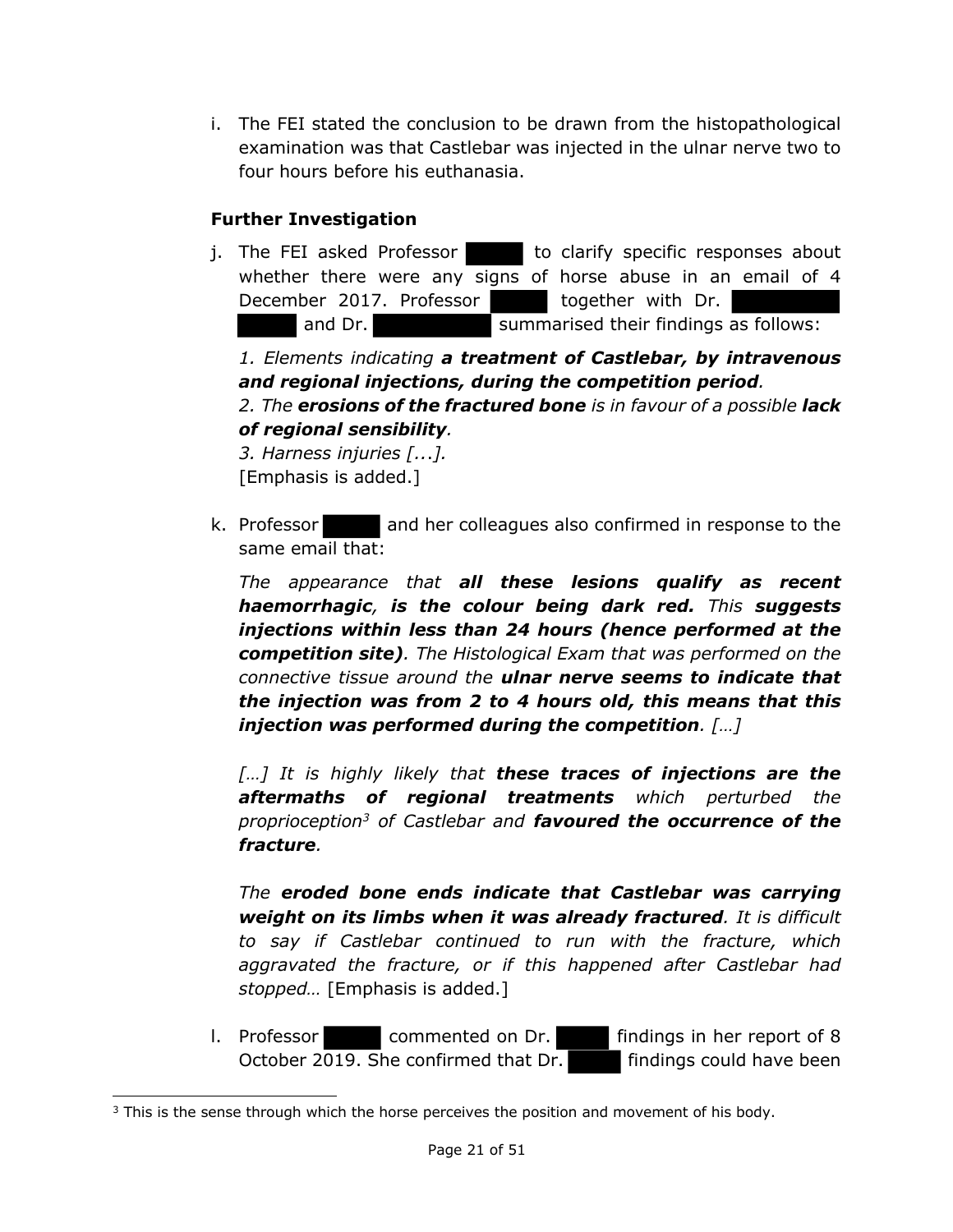i. The FEI stated the conclusion to be drawn from the histopathological examination was that Castlebar was injected in the ulnar nerve two to four hours before his euthanasia.

### Further Investigation

j. The FEI asked Professor ██████ to clarify specific responses about whether there were any signs of horse abuse in an email of 4 December 2017. Professor ██████ together with Dr. ████████████ and Dr. ██████████ summarised their findings as follows:

*1. Elements indicating **a treatment of Castlebar, by intravenous and regional injections, during the competition period**.*
*2. The **erosions of the fractured bone** is in favour of a possible **lack of regional sensibility**.*
*3. Harness injuries [...].*
[Emphasis is added.]

k. Professor ██████ and her colleagues also confirmed in response to the same email that:

*The appearance that **all these lesions qualify as recent haemorrhagic**, **is the colour being dark red.** This **suggests injections within less than 24 hours (hence performed at the competition site)**. The Histological Exam that was performed on the connective tissue around the **ulnar nerve seems to indicate that the injection was from 2 to 4 hours old, this means that this injection was performed during the competition**. […]*

*[…] It is highly likely that **these traces of injections are the aftermaths of regional treatments** which perturbed the proprioception[3] of Castlebar and **favoured the occurrence of the fracture**.*

*The **eroded bone ends indicate that Castlebar was carrying weight on its limbs when it was already fractured**. It is difficult to say if Castlebar continued to run with the fracture, which aggravated the fracture, or if this happened after Castlebar had stopped…* [Emphasis is added.]

l. Professor ██████ commented on Dr. ██████ findings in her report of 8 October 2019. She confirmed that Dr. ██████ findings could have been

[3] This is the sense through which the horse perceives the position and movement of his body.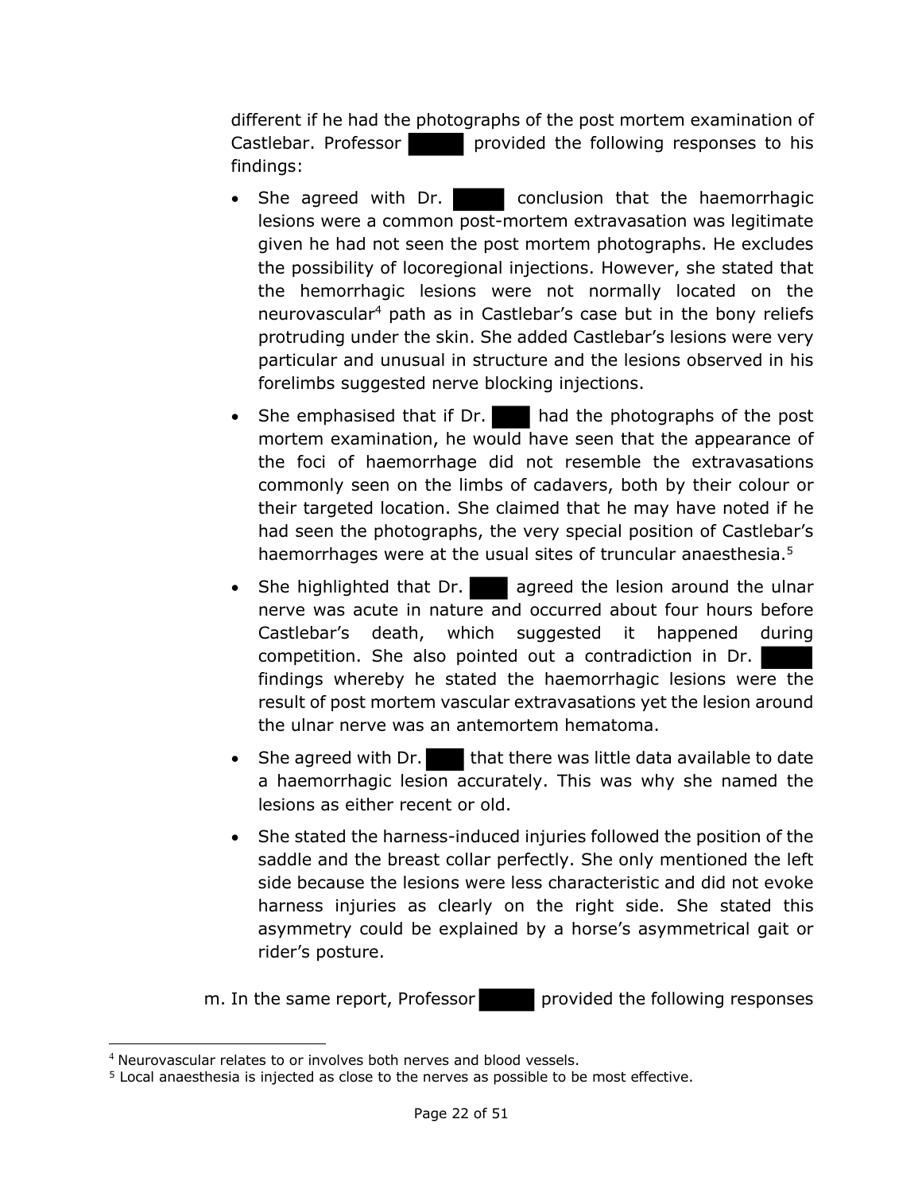different if he had the photographs of the post mortem examination of Castlebar. Professor ██████ provided the following responses to his findings:

- She agreed with Dr. ██████ conclusion that the haemorrhagic lesions were a common post-mortem extravasation was legitimate given he had not seen the post mortem photographs. He excludes the possibility of locoregional injections. However, she stated that the hemorrhagic lesions were not normally located on the neurovascular[4] path as in Castlebar's case but in the bony reliefs protruding under the skin. She added Castlebar's lesions were very particular and unusual in structure and the lesions observed in his forelimbs suggested nerve blocking injections.
- She emphasised that if Dr. ████ had the photographs of the post mortem examination, he would have seen that the appearance of the foci of haemorrhage did not resemble the extravasations commonly seen on the limbs of cadavers, both by their colour or their targeted location. She claimed that he may have noted if he had seen the photographs, the very special position of Castlebar's haemorrhages were at the usual sites of truncular anaesthesia.[5]
- She highlighted that Dr. ████ agreed the lesion around the ulnar nerve was acute in nature and occurred about four hours before Castlebar's death, which suggested it happened during competition. She also pointed out a contradiction in Dr. ██████ findings whereby he stated the haemorrhagic lesions were the result of post mortem vascular extravasations yet the lesion around the ulnar nerve was an antemortem hematoma.
- She agreed with Dr. ████ that there was little data available to date a haemorrhagic lesion accurately. This was why she named the lesions as either recent or old.
- She stated the harness-induced injuries followed the position of the saddle and the breast collar perfectly. She only mentioned the left side because the lesions were less characteristic and did not evoke harness injuries as clearly on the right side. She stated this asymmetry could be explained by a horse's asymmetrical gait or rider's posture.

m. In the same report, Professor ██████ provided the following responses

---

[4] Neurovascular relates to or involves both nerves and blood vessels.

[5] Local anaesthesia is injected as close to the nerves as possible to be most effective.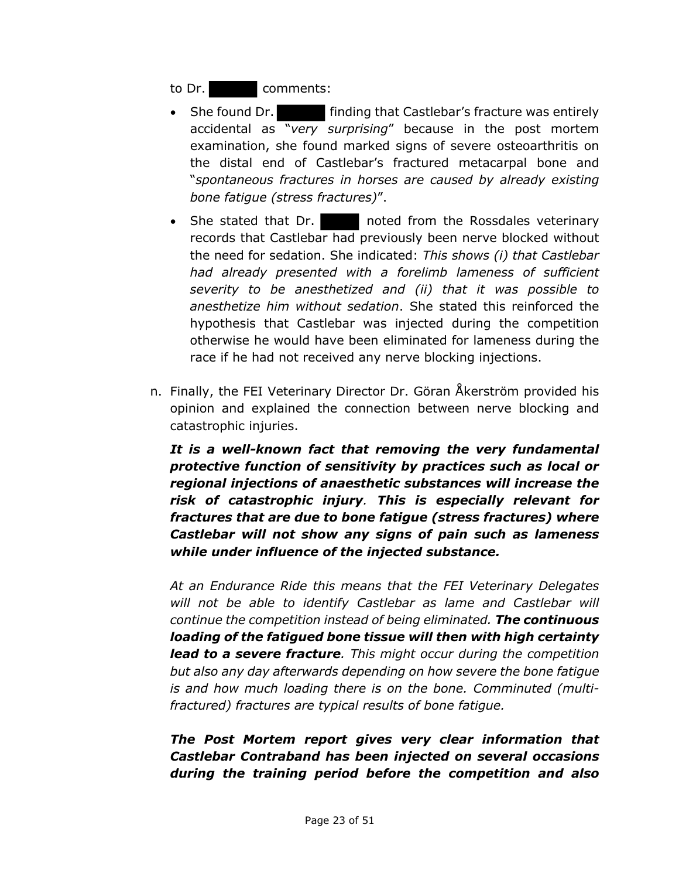to Dr. ██████ comments:

- She found Dr. ██████ finding that Castlebar's fracture was entirely accidental as "*very surprising*" because in the post mortem examination, she found marked signs of severe osteoarthritis on the distal end of Castlebar's fractured metacarpal bone and "*spontaneous fractures in horses are caused by already existing bone fatigue (stress fractures)*".
- She stated that Dr. █████ noted from the Rossdales veterinary records that Castlebar had previously been nerve blocked without the need for sedation. She indicated: *This shows (i) that Castlebar had already presented with a forelimb lameness of sufficient severity to be anesthetized and (ii) that it was possible to anesthetize him without sedation*. She stated this reinforced the hypothesis that Castlebar was injected during the competition otherwise he would have been eliminated for lameness during the race if he had not received any nerve blocking injections.

n. Finally, the FEI Veterinary Director Dr. Göran Åkerström provided his opinion and explained the connection between nerve blocking and catastrophic injuries.

   ***It is a well-known fact that removing the very fundamental protective function of sensitivity by practices such as local or regional injections of anaesthetic substances will increase the risk of catastrophic injury*****.** ***This is especially relevant for fractures that are due to bone fatigue (stress fractures) where Castlebar will not show any signs of pain such as lameness while under influence of the injected substance.***

   *At an Endurance Ride this means that the FEI Veterinary Delegates will not be able to identify Castlebar as lame and Castlebar will continue the competition instead of being eliminated.* ***The continuous loading of the fatigued bone tissue will then with high certainty lead to a severe fracture****. This might occur during the competition but also any day afterwards depending on how severe the bone fatigue is and how much loading there is on the bone. Comminuted (multi-fractured) fractures are typical results of bone fatigue.*

   ***The Post Mortem report gives very clear information that Castlebar Contraband has been injected on several occasions during the training period before the competition and also***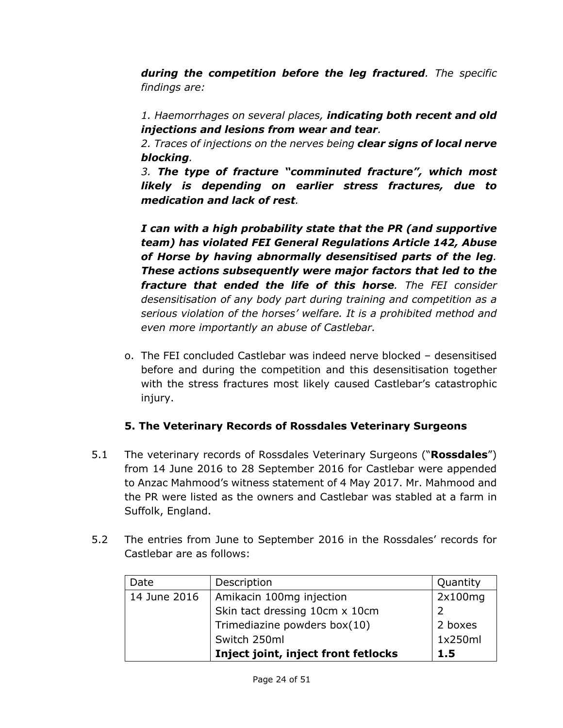*__during the competition before the leg fractured__. The specific findings are:*

*1. Haemorrhages on several places, __indicating both recent and old injections and lesions from wear and tear__.*
*2. Traces of injections on the nerves being __clear signs of local nerve blocking__.*
*3. __The type of fracture "comminuted fracture", which most likely is depending on earlier stress fractures, due to medication and lack of rest__.*

***I can with a high probability state that the PR (and supportive team) has violated FEI General Regulations Article 142, Abuse of Horse by having abnormally desensitised parts of the leg**. **These actions subsequently were major factors that led to the fracture that ended the life of this horse**. The FEI consider desensitisation of any body part during training and competition as a serious violation of the horses' welfare. It is a prohibited method and even more importantly an abuse of Castlebar.*

o. The FEI concluded Castlebar was indeed nerve blocked – desensitised before and during the competition and this desensitisation together with the stress fractures most likely caused Castlebar's catastrophic injury.

### 5. The Veterinary Records of Rossdales Veterinary Surgeons

5.1 The veterinary records of Rossdales Veterinary Surgeons ("**Rossdales**") from 14 June 2016 to 28 September 2016 for Castlebar were appended to Anzac Mahmood's witness statement of 4 May 2017. Mr. Mahmood and the PR were listed as the owners and Castlebar was stabled at a farm in Suffolk, England.

5.2 The entries from June to September 2016 in the Rossdales' records for Castlebar are as follows:

| Date | Description | Quantity |
|---|---|---|
| 14 June 2016 | Amikacin 100mg injection | 2x100mg |
| | Skin tact dressing 10cm x 10cm | 2 |
| | Trimediazine powders box(10) | 2 boxes |
| | Switch 250ml | 1x250ml |
| | **Inject joint, inject front fetlocks** | **1.5** |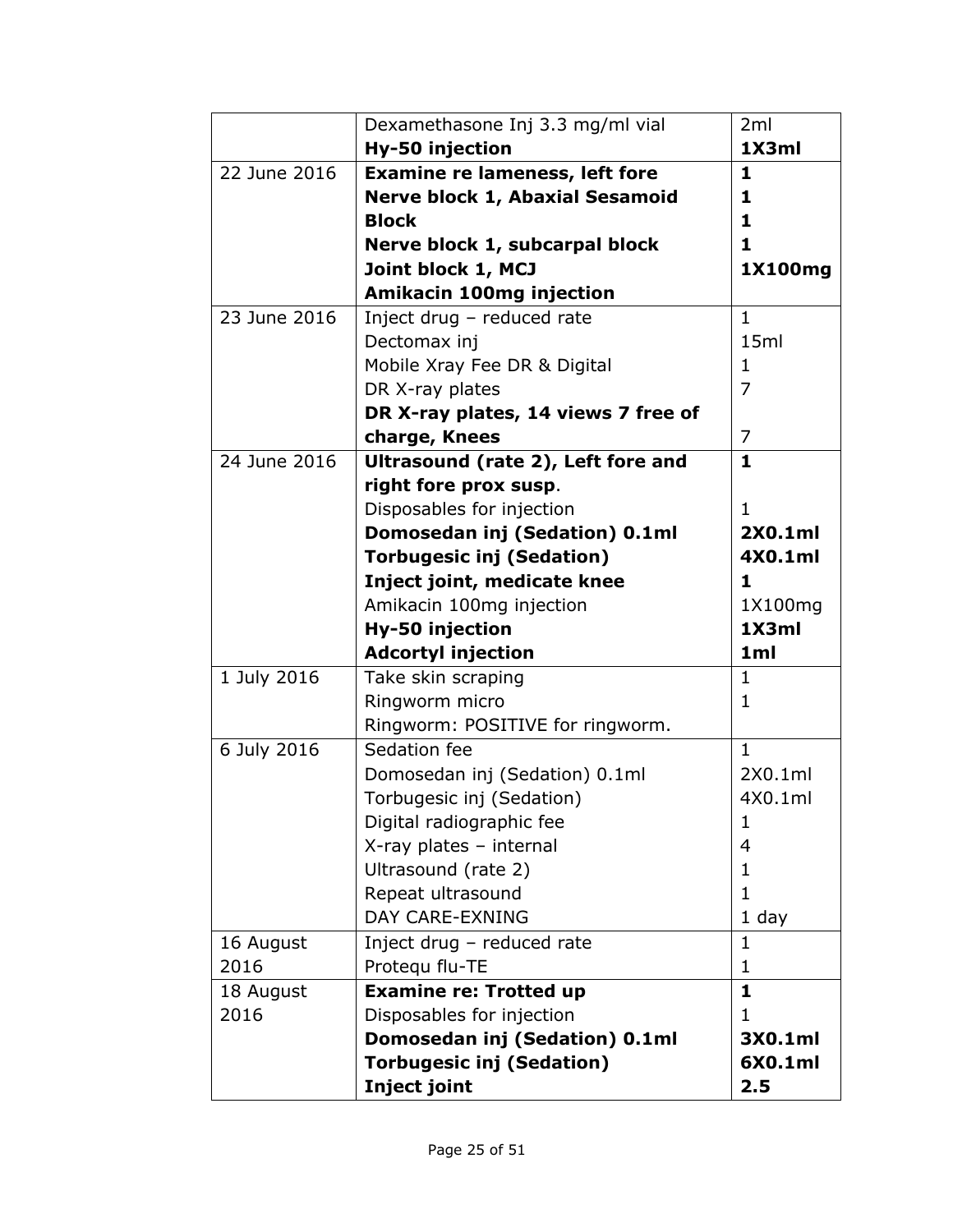| | | |
|---|---|---|
| | Dexamethasone Inj 3.3 mg/ml vial<br>**Hy-50 injection** | 2ml<br>**1X3ml** |
| 22 June 2016 | **Examine re lameness, left fore**<br>**Nerve block 1, Abaxial Sesamoid Block**<br>**Nerve block 1, subcarpal block**<br>**Joint block 1, MCJ**<br>**Amikacin 100mg injection** | **1**<br>**1**<br>**1**<br>**1**<br>**1X100mg** |
| 23 June 2016 | Inject drug – reduced rate<br>Dectomax inj<br>Mobile Xray Fee DR & Digital<br>DR X-ray plates<br>**DR X-ray plates, 14 views 7 free of charge, Knees** | 1<br>15ml<br>1<br>7<br>7 |
| 24 June 2016 | **Ultrasound (rate 2), Left fore and right fore prox susp**.<br>Disposables for injection<br>**Domosedan inj (Sedation) 0.1ml**<br>**Torbugesic inj (Sedation)**<br>**Inject joint, medicate knee**<br>Amikacin 100mg injection<br>**Hy-50 injection**<br>**Adcortyl injection** | **1**<br>1<br>**2X0.1ml**<br>**4X0.1ml**<br>**1**<br>1X100mg<br>**1X3ml**<br>**1ml** |
| 1 July 2016 | Take skin scraping<br>Ringworm micro<br>Ringworm: POSITIVE for ringworm. | 1<br>1 |
| 6 July 2016 | Sedation fee<br>Domosedan inj (Sedation) 0.1ml<br>Torbugesic inj (Sedation)<br>Digital radiographic fee<br>X-ray plates – internal<br>Ultrasound (rate 2)<br>Repeat ultrasound<br>DAY CARE-EXNING | 1<br>2X0.1ml<br>4X0.1ml<br>1<br>4<br>1<br>1<br>1 day |
| 16 August 2016 | Inject drug – reduced rate<br>Protequ flu-TE | 1<br>1 |
| 18 August 2016 | **Examine re: Trotted up**<br>Disposables for injection<br>**Domosedan inj (Sedation) 0.1ml**<br>**Torbugesic inj (Sedation)**<br>**Inject joint** | **1**<br>1<br>**3X0.1ml**<br>**6X0.1ml**<br>**2.5** |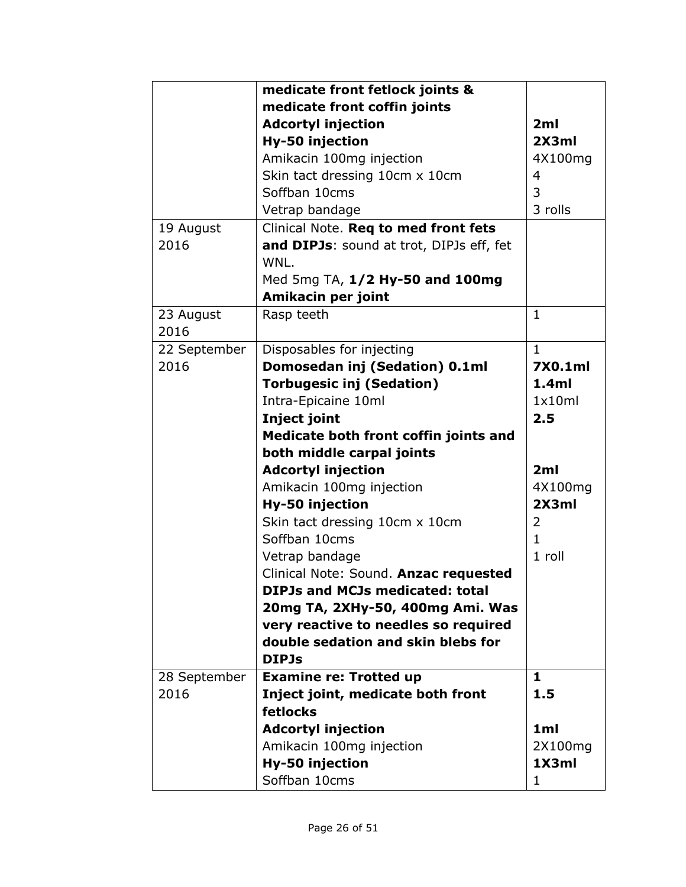| | | |
|---|---|---|
| | **medicate front fetlock joints & medicate front coffin joints** | |
| | **Adcortyl injection** | **2ml** |
| | **Hy-50 injection** | **2X3ml** |
| | Amikacin 100mg injection | 4X100mg |
| | Skin tact dressing 10cm x 10cm | 4 |
| | Soffban 10cms | 3 |
| | Vetrap bandage | 3 rolls |
| 19 August 2016 | Clinical Note. **Req to med front fets and DIPJs**: sound at trot, DIPJs eff, fet WNL.<br>Med 5mg TA, **1/2 Hy-50 and 100mg Amikacin per joint** | |
| 23 August 2016 | Rasp teeth | 1 |
| 22 September 2016 | Disposables for injecting | 1 |
| | **Domosedan inj (Sedation) 0.1ml** | **7X0.1ml** |
| | **Torbugesic inj (Sedation)** | **1.4ml** |
| | Intra-Epicaine 10ml | 1x10ml |
| | **Inject joint** | **2.5** |
| | **Medicate both front coffin joints and both middle carpal joints** | |
| | **Adcortyl injection** | **2ml** |
| | Amikacin 100mg injection | 4X100mg |
| | **Hy-50 injection** | **2X3ml** |
| | Skin tact dressing 10cm x 10cm | 2 |
| | Soffban 10cms | 1 |
| | Vetrap bandage | 1 roll |
| | Clinical Note: Sound. **Anzac requested DIPJs and MCJs medicated: total 20mg TA, 2XHy-50, 400mg Ami. Was very reactive to needles so required double sedation and skin blebs for DIPJs** | |
| 28 September 2016 | **Examine re: Trotted up** | **1** |
| | **Inject joint, medicate both front fetlocks** | **1.5** |
| | **Adcortyl injection** | **1ml** |
| | Amikacin 100mg injection | 2X100mg |
| | **Hy-50 injection** | **1X3ml** |
| | Soffban 10cms | 1 |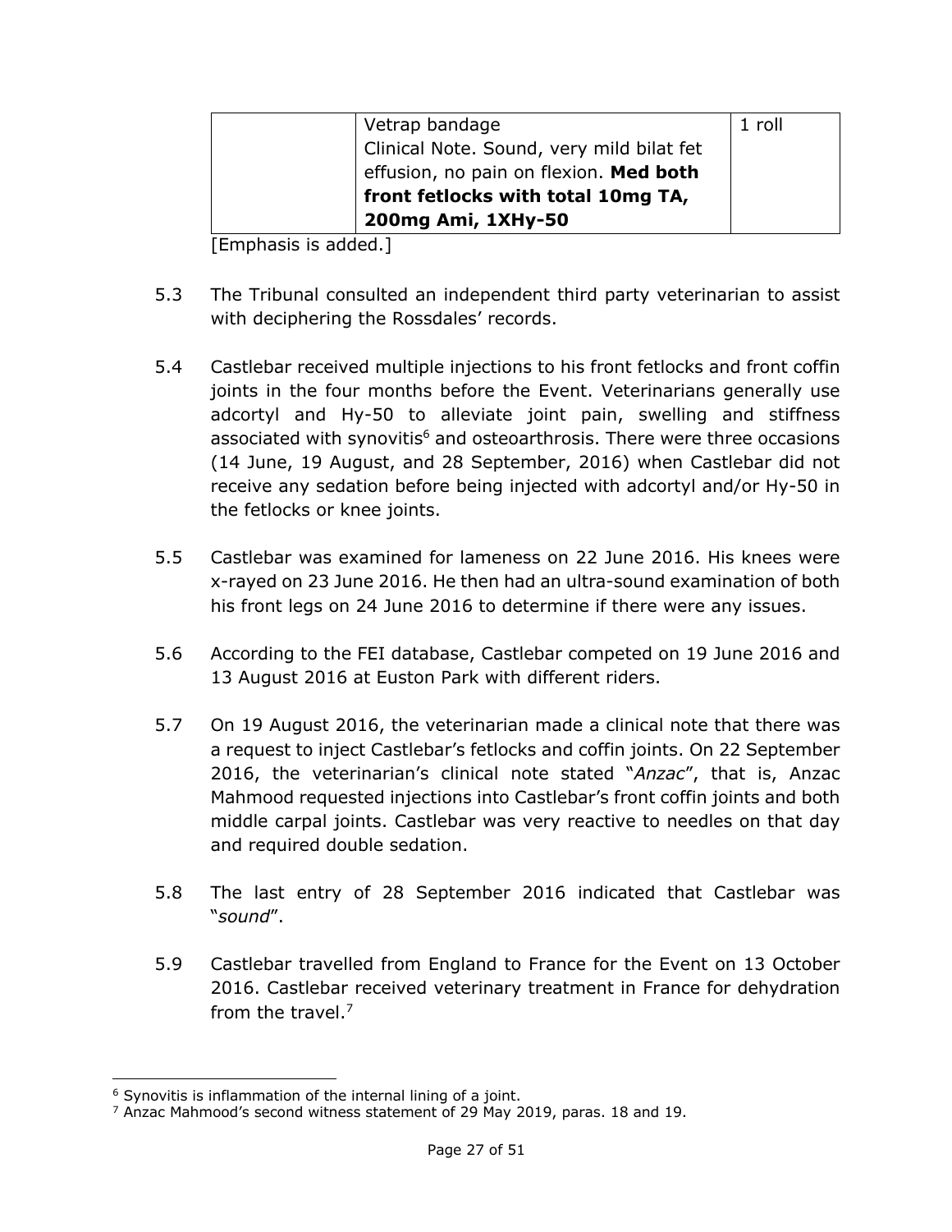|  | Vetrap bandage<br>Clinical Note. Sound, very mild bilat fet effusion, no pain on flexion. **Med both front fetlocks with total 10mg TA, 200mg Ami, 1XHy-50** | 1 roll |
|---|---|---|

[Emphasis is added.]

5.3 The Tribunal consulted an independent third party veterinarian to assist with deciphering the Rossdales' records.

5.4 Castlebar received multiple injections to his front fetlocks and front coffin joints in the four months before the Event. Veterinarians generally use adcortyl and Hy-50 to alleviate joint pain, swelling and stiffness associated with synovitis[6] and osteoarthrosis. There were three occasions (14 June, 19 August, and 28 September, 2016) when Castlebar did not receive any sedation before being injected with adcortyl and/or Hy-50 in the fetlocks or knee joints.

5.5 Castlebar was examined for lameness on 22 June 2016. His knees were x-rayed on 23 June 2016. He then had an ultra-sound examination of both his front legs on 24 June 2016 to determine if there were any issues.

5.6 According to the FEI database, Castlebar competed on 19 June 2016 and 13 August 2016 at Euston Park with different riders.

5.7 On 19 August 2016, the veterinarian made a clinical note that there was a request to inject Castlebar's fetlocks and coffin joints. On 22 September 2016, the veterinarian's clinical note stated "*Anzac*", that is, Anzac Mahmood requested injections into Castlebar's front coffin joints and both middle carpal joints. Castlebar was very reactive to needles on that day and required double sedation.

5.8 The last entry of 28 September 2016 indicated that Castlebar was "*sound*".

5.9 Castlebar travelled from England to France for the Event on 13 October 2016. Castlebar received veterinary treatment in France for dehydration from the travel.[7]

---

[6] Synovitis is inflammation of the internal lining of a joint.

[7] Anzac Mahmood's second witness statement of 29 May 2019, paras. 18 and 19.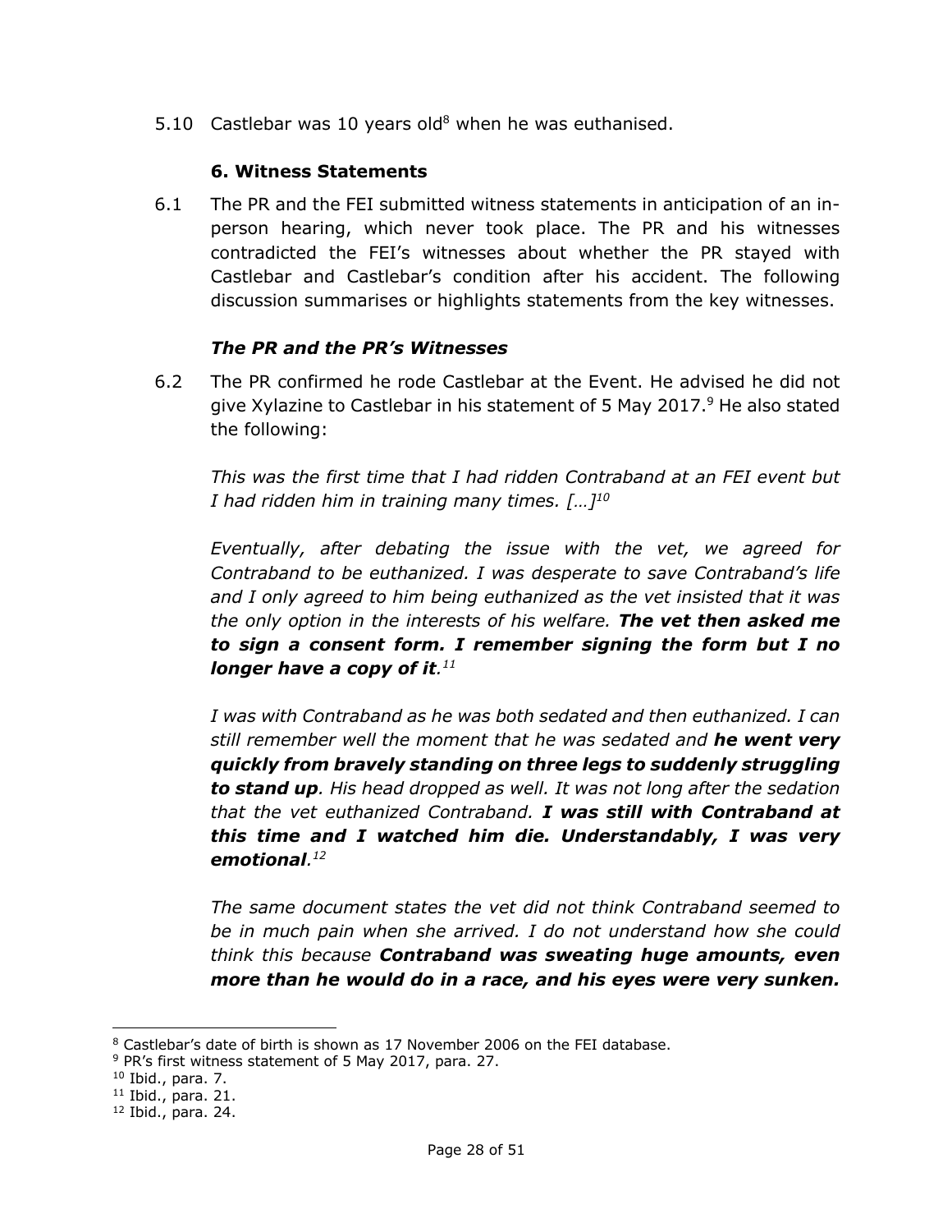5.10 Castlebar was 10 years old[8] when he was euthanised.

### 6. Witness Statements

6.1 The PR and the FEI submitted witness statements in anticipation of an in-person hearing, which never took place. The PR and his witnesses contradicted the FEI's witnesses about whether the PR stayed with Castlebar and Castlebar's condition after his accident. The following discussion summarises or highlights statements from the key witnesses.

#### *The PR and the PR's Witnesses*

6.2 The PR confirmed he rode Castlebar at the Event. He advised he did not give Xylazine to Castlebar in his statement of 5 May 2017.[9] He also stated the following:

*This was the first time that I had ridden Contraband at an FEI event but I had ridden him in training many times. […]*[10]

*Eventually, after debating the issue with the vet, we agreed for Contraband to be euthanized. I was desperate to save Contraband's life and I only agreed to him being euthanized as the vet insisted that it was the only option in the interests of his welfare.* ***The vet then asked me to sign a consent form. I remember signing the form but I no longer have a copy of it****.*[11]

*I was with Contraband as he was both sedated and then euthanized. I can still remember well the moment that he was sedated and* ***he went very quickly from bravely standing on three legs to suddenly struggling to stand up****. His head dropped as well. It was not long after the sedation that the vet euthanized Contraband.* ***I was still with Contraband at this time and I watched him die. Understandably, I was very emotional****.*[12]

*The same document states the vet did not think Contraband seemed to be in much pain when she arrived. I do not understand how she could think this because* ***Contraband was sweating huge amounts, even more than he would do in a race, and his eyes were very sunken.***

---

[8] Castlebar's date of birth is shown as 17 November 2006 on the FEI database.

[9] PR's first witness statement of 5 May 2017, para. 27.

[10] Ibid., para. 7.

[11] Ibid., para. 21.

[12] Ibid., para. 24.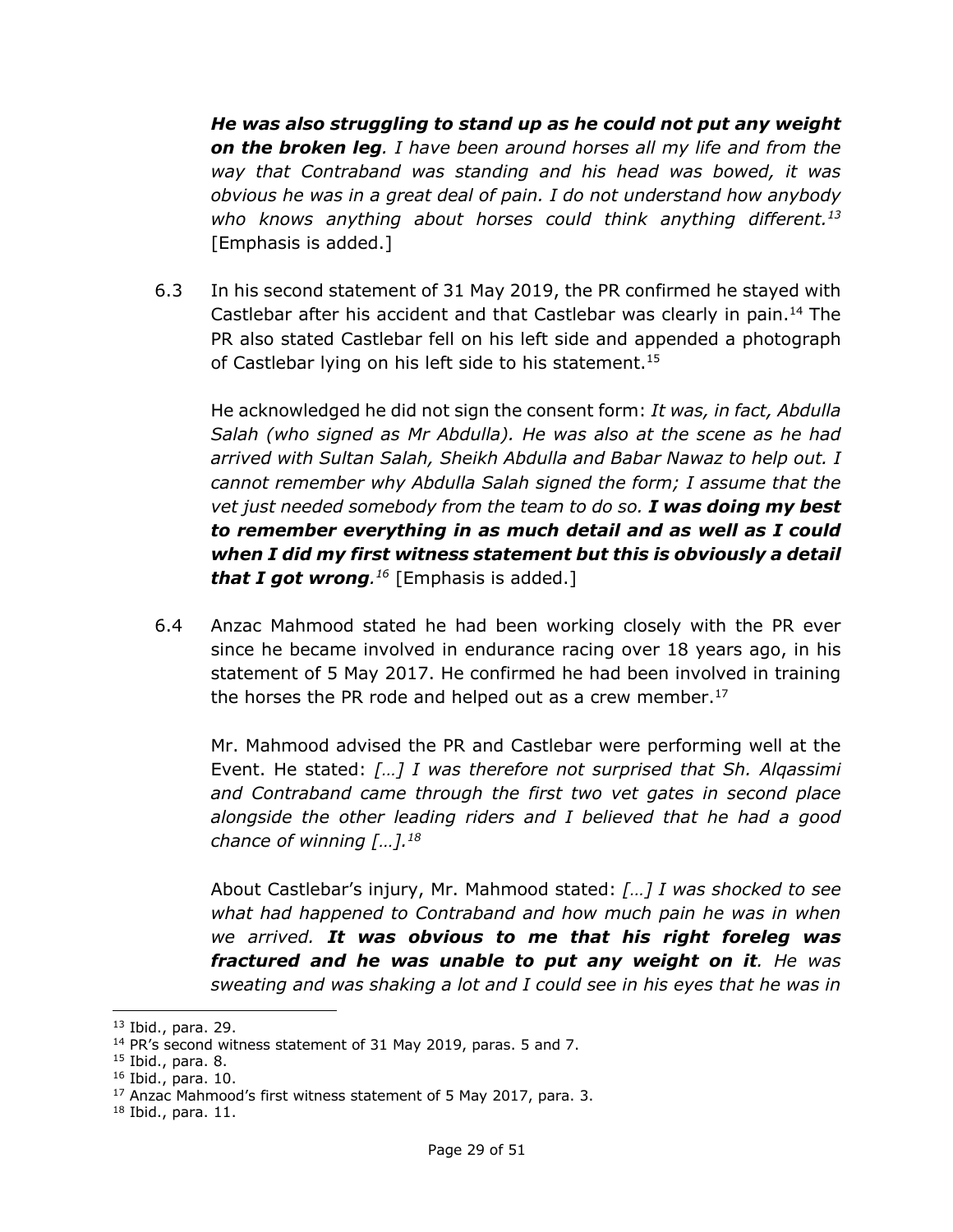*__He was also struggling to stand up as he could not put any weight on the broken leg__. I have been around horses all my life and from the way that Contraband was standing and his head was bowed, it was obvious he was in a great deal of pain. I do not understand how anybody who knows anything about horses could think anything different.*[13] [Emphasis is added.]

6.3 In his second statement of 31 May 2019, the PR confirmed he stayed with Castlebar after his accident and that Castlebar was clearly in pain.[14] The PR also stated Castlebar fell on his left side and appended a photograph of Castlebar lying on his left side to his statement.[15]

He acknowledged he did not sign the consent form: *It was, in fact, Abdulla Salah (who signed as Mr Abdulla). He was also at the scene as he had arrived with Sultan Salah, Sheikh Abdulla and Babar Nawaz to help out. I cannot remember why Abdulla Salah signed the form; I assume that the vet just needed somebody from the team to do so. __I was doing my best to remember everything in as much detail and as well as I could when I did my first witness statement but this is obviously a detail that I got wrong__.*[16] [Emphasis is added.]

6.4 Anzac Mahmood stated he had been working closely with the PR ever since he became involved in endurance racing over 18 years ago, in his statement of 5 May 2017. He confirmed he had been involved in training the horses the PR rode and helped out as a crew member.[17]

Mr. Mahmood advised the PR and Castlebar were performing well at the Event. He stated: *[…] I was therefore not surprised that Sh. Alqassimi and Contraband came through the first two vet gates in second place alongside the other leading riders and I believed that he had a good chance of winning […].*[18]

About Castlebar's injury, Mr. Mahmood stated: *[…] I was shocked to see what had happened to Contraband and how much pain he was in when we arrived. __It was obvious to me that his right foreleg was fractured and he was unable to put any weight on it__. He was sweating and was shaking a lot and I could see in his eyes that he was in*

---

[13] Ibid., para. 29.
[14] PR's second witness statement of 31 May 2019, paras. 5 and 7.
[15] Ibid., para. 8.
[16] Ibid., para. 10.
[17] Anzac Mahmood's first witness statement of 5 May 2017, para. 3.
[18] Ibid., para. 11.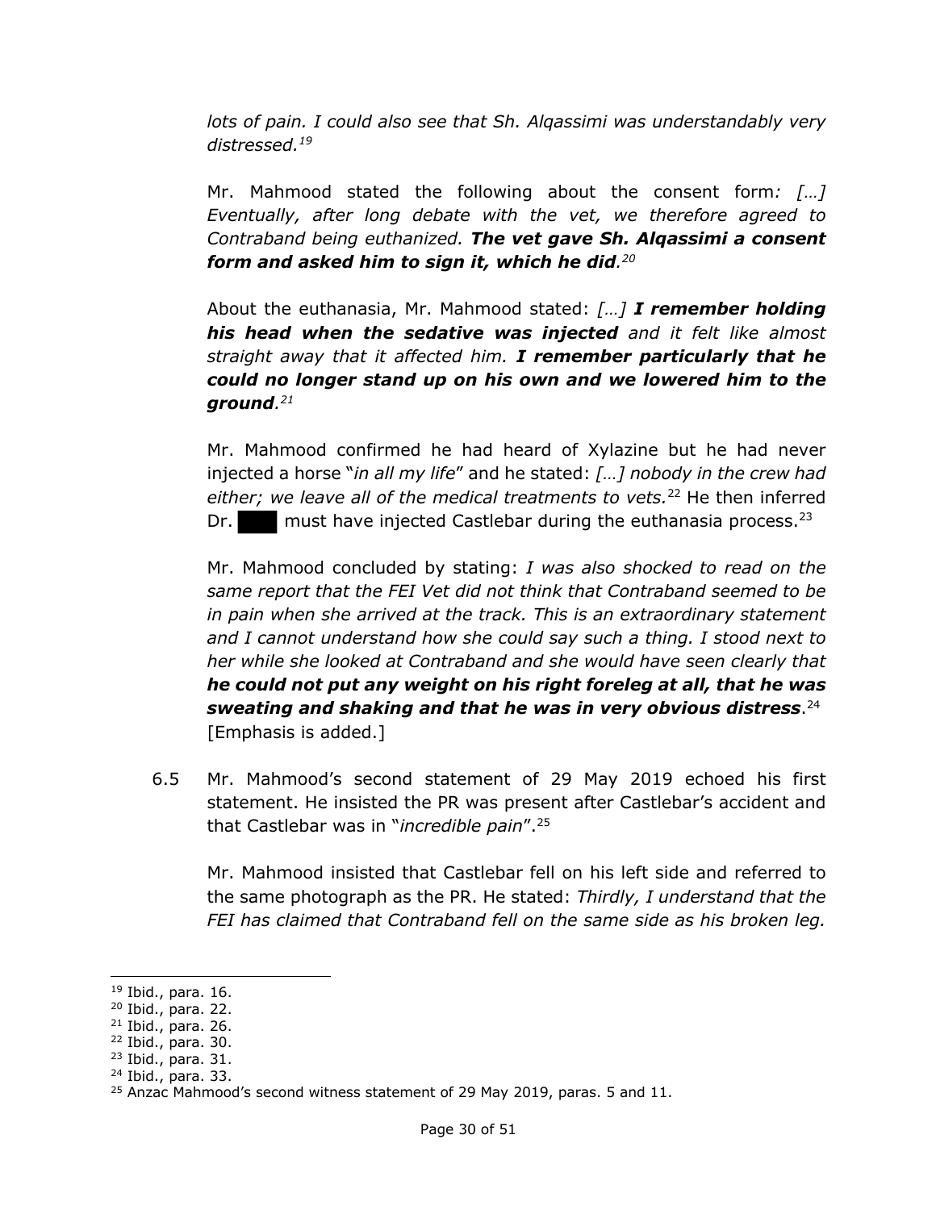*lots of pain. I could also see that Sh. Alqassimi was understandably very distressed.*[19]

Mr. Mahmood stated the following about the consent form*: […] Eventually, after long debate with the vet, we therefore agreed to Contraband being euthanized.* ***The vet gave Sh. Alqassimi a consent form and asked him to sign it, which he did****.*[20]

About the euthanasia, Mr. Mahmood stated: *[…]* ***I remember holding his head when the sedative was injected*** *and it felt like almost straight away that it affected him.* ***I remember particularly that he could no longer stand up on his own and we lowered him to the ground****.*[21]

Mr. Mahmood confirmed he had heard of Xylazine but he had never injected a horse "*in all my life*" and he stated: *[…] nobody in the crew had either; we leave all of the medical treatments to vets.*[22] He then inferred Dr. ███ must have injected Castlebar during the euthanasia process.[23]

Mr. Mahmood concluded by stating: *I was also shocked to read on the same report that the FEI Vet did not think that Contraband seemed to be in pain when she arrived at the track. This is an extraordinary statement and I cannot understand how she could say such a thing. I stood next to her while she looked at Contraband and she would have seen clearly that* ***he could not put any weight on his right foreleg at all, that he was sweating and shaking and that he was in very obvious distress****.*[24] [Emphasis is added.]

6.5 Mr. Mahmood's second statement of 29 May 2019 echoed his first statement. He insisted the PR was present after Castlebar's accident and that Castlebar was in "*incredible pain*".[25]

Mr. Mahmood insisted that Castlebar fell on his left side and referred to the same photograph as the PR. He stated: *Thirdly, I understand that the FEI has claimed that Contraband fell on the same side as his broken leg.*

---

[19] Ibid., para. 16.
[20] Ibid., para. 22.
[21] Ibid., para. 26.
[22] Ibid., para. 30.
[23] Ibid., para. 31.
[24] Ibid., para. 33.
[25] Anzac Mahmood's second witness statement of 29 May 2019, paras. 5 and 11.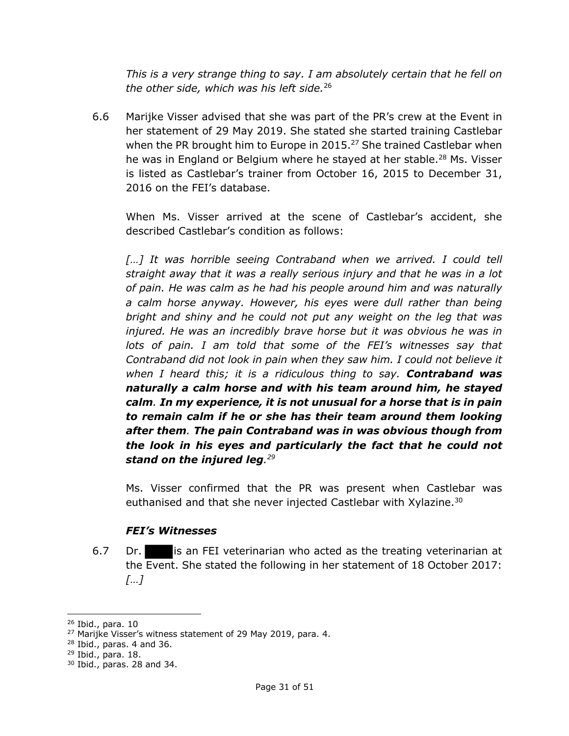*This is a very strange thing to say. I am absolutely certain that he fell on the other side, which was his left side.*[26]

6.6 Marijke Visser advised that she was part of the PR's crew at the Event in her statement of 29 May 2019. She stated she started training Castlebar when the PR brought him to Europe in 2015.[27] She trained Castlebar when he was in England or Belgium where he stayed at her stable.[28] Ms. Visser is listed as Castlebar's trainer from October 16, 2015 to December 31, 2016 on the FEI's database.

When Ms. Visser arrived at the scene of Castlebar's accident, she described Castlebar's condition as follows:

*[…] It was horrible seeing Contraband when we arrived. I could tell straight away that it was a really serious injury and that he was in a lot of pain. He was calm as he had his people around him and was naturally a calm horse anyway. However, his eyes were dull rather than being bright and shiny and he could not put any weight on the leg that was injured. He was an incredibly brave horse but it was obvious he was in lots of pain. I am told that some of the FEI's witnesses say that Contraband did not look in pain when they saw him. I could not believe it when I heard this; it is a ridiculous thing to say.* ***Contraband was naturally a calm horse and with his team around him, he stayed calm****.* ***In my experience, it is not unusual for a horse that is in pain to remain calm if he or she has their team around them looking after them****.* ***The pain Contraband was in was obvious though from the look in his eyes and particularly the fact that he could not stand on the injured leg****.*[29]

Ms. Visser confirmed that the PR was present when Castlebar was euthanised and that she never injected Castlebar with Xylazine.[30]

### *FEI's Witnesses*

6.7 Dr. ████ is an FEI veterinarian who acted as the treating veterinarian at the Event. She stated the following in her statement of 18 October 2017: *[…]*

---

[26] Ibid., para. 10

[27] Marijke Visser's witness statement of 29 May 2019, para. 4.

[28] Ibid., paras. 4 and 36.

[29] Ibid., para. 18.

[30] Ibid., paras. 28 and 34.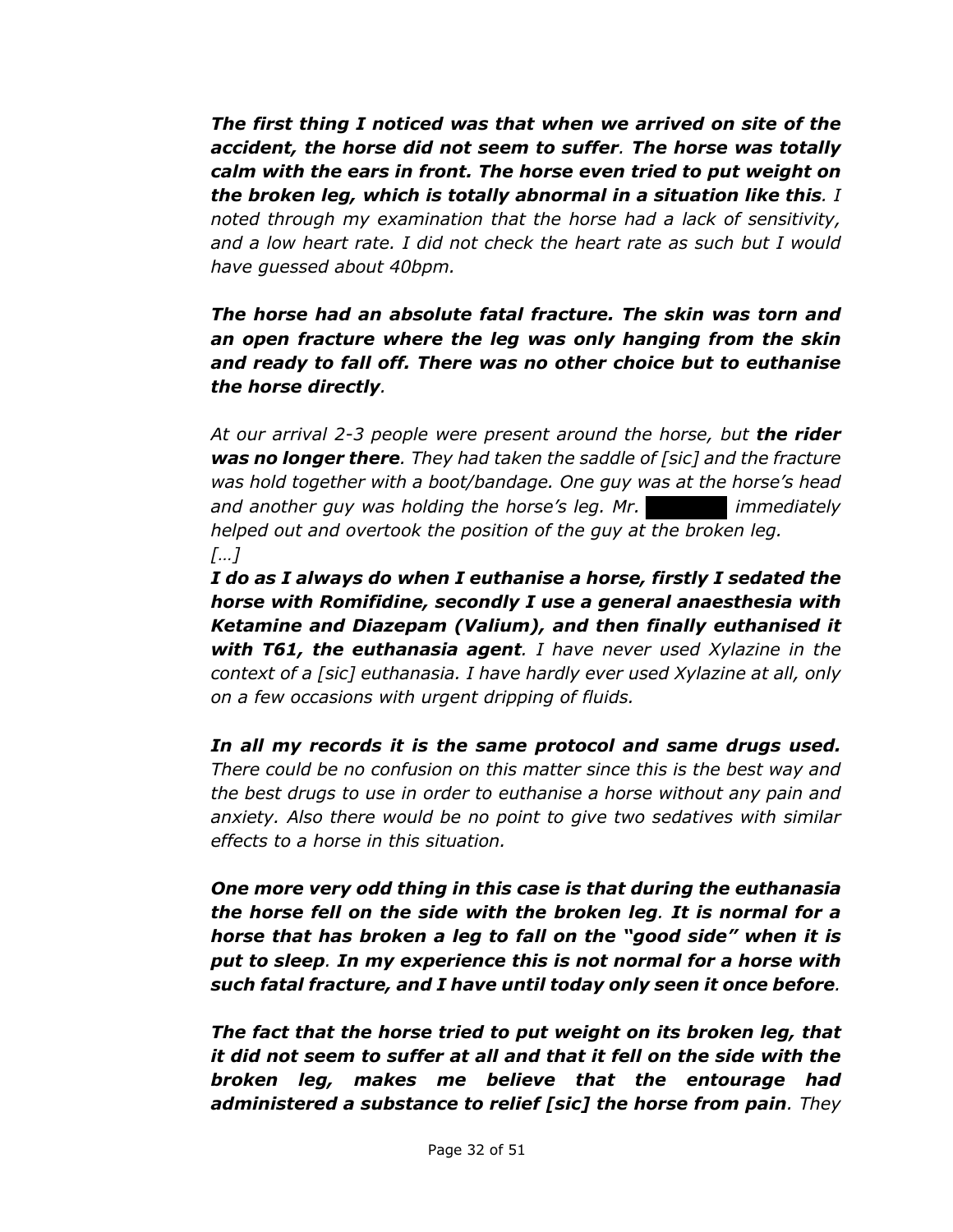*__The first thing I noticed was that when we arrived on site of the accident, the horse did not seem to suffer__. __The horse was totally calm with the ears in front. The horse even tried to put weight on the broken leg, which is totally abnormal in a situation like this__. I noted through my examination that the horse had a lack of sensitivity, and a low heart rate. I did not check the heart rate as such but I would have guessed about 40bpm.*

***The horse had an absolute fatal fracture. The skin was torn and an open fracture where the leg was only hanging from the skin and ready to fall off. There was no other choice but to euthanise the horse directly.***

*At our arrival 2-3 people were present around the horse, but __the rider was no longer there__. They had taken the saddle of [sic] and the fracture was hold together with a boot/bandage. One guy was at the horse's head and another guy was holding the horse's leg. Mr. ██████ immediately helped out and overtook the position of the guy at the broken leg.*
*[…]*
*__I do as I always do when I euthanise a horse, firstly I sedated the horse with Romifidine, secondly I use a general anaesthesia with Ketamine and Diazepam (Valium), and then finally euthanised it with T61, the euthanasia agent__. I have never used Xylazine in the context of a [sic] euthanasia. I have hardly ever used Xylazine at all, only on a few occasions with urgent dripping of fluids.*

*__In all my records it is the same protocol and same drugs used.__ There could be no confusion on this matter since this is the best way and the best drugs to use in order to euthanise a horse without any pain and anxiety. Also there would be no point to give two sedatives with similar effects to a horse in this situation.*

*__One more very odd thing in this case is that during the euthanasia the horse fell on the side with the broken leg__. __It is normal for a horse that has broken a leg to fall on the "good side" when it is put to sleep__. __In my experience this is not normal for a horse with such fatal fracture, and I have until today only seen it once before__.*

*__The fact that the horse tried to put weight on its broken leg, that it did not seem to suffer at all and that it fell on the side with the broken leg, makes me believe that the entourage had administered a substance to relief [sic] the horse from pain__. They*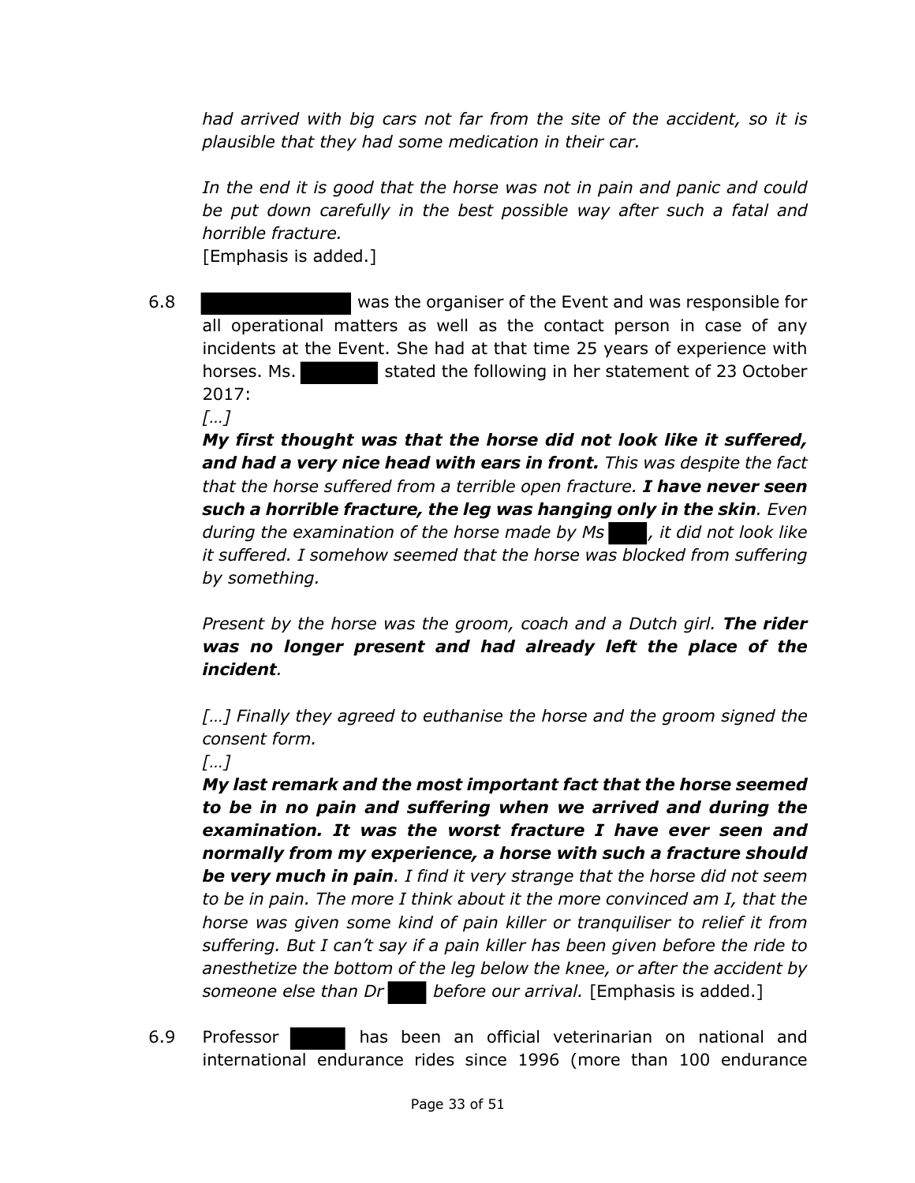*had arrived with big cars not far from the site of the accident, so it is plausible that they had some medication in their car.*

*In the end it is good that the horse was not in pain and panic and could be put down carefully in the best possible way after such a fatal and horrible fracture.*
[Emphasis is added.]

6.8 ██████████ was the organiser of the Event and was responsible for all operational matters as well as the contact person in case of any incidents at the Event. She had at that time 25 years of experience with horses. Ms. ██████ stated the following in her statement of 23 October 2017:

*[…]*

***My first thought was that the horse did not look like it suffered, and had a very nice head with ears in front.*** *This was despite the fact that the horse suffered from a terrible open fracture.* ***I have never seen such a horrible fracture, the leg was hanging only in the skin****. Even during the examination of the horse made by Ms ███, it did not look like it suffered. I somehow seemed that the horse was blocked from suffering by something.*

*Present by the horse was the groom, coach and a Dutch girl.* ***The rider was no longer present and had already left the place of the incident****.*

*[…] Finally they agreed to euthanise the horse and the groom signed the consent form.*

*[…]*

***My last remark and the most important fact that the horse seemed to be in no pain and suffering when we arrived and during the examination. It was the worst fracture I have ever seen and normally from my experience, a horse with such a fracture should be very much in pain****. I find it very strange that the horse did not seem to be in pain. The more I think about it the more convinced am I, that the horse was given some kind of pain killer or tranquiliser to relief it from suffering. But I can't say if a pain killer has been given before the ride to anesthetize the bottom of the leg below the knee, or after the accident by someone else than Dr ███ before our arrival.* [Emphasis is added.]

6.9 Professor ████ has been an official veterinarian on national and international endurance rides since 1996 (more than 100 endurance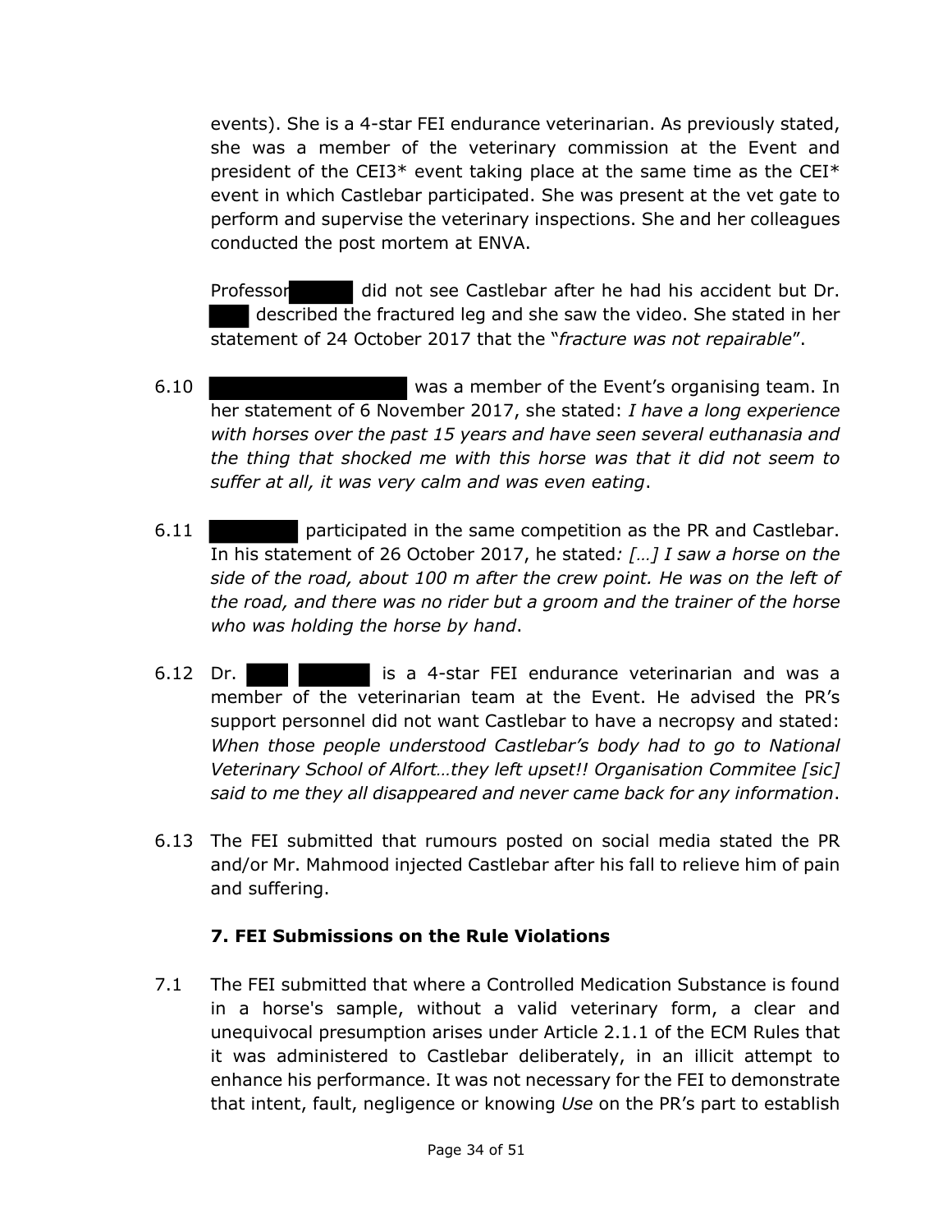events). She is a 4-star FEI endurance veterinarian. As previously stated, she was a member of the veterinary commission at the Event and president of the CEI3* event taking place at the same time as the CEI* event in which Castlebar participated. She was present at the vet gate to perform and supervise the veterinary inspections. She and her colleagues conducted the post mortem at ENVA.

Professor ██████ did not see Castlebar after he had his accident but Dr. ████ described the fractured leg and she saw the video. She stated in her statement of 24 October 2017 that the "*fracture was not repairable*".

6.10 ██████████████████ was a member of the Event's organising team. In her statement of 6 November 2017, she stated: *I have a long experience with horses over the past 15 years and have seen several euthanasia and the thing that shocked me with this horse was that it did not seem to suffer at all, it was very calm and was even eating*.

6.11 ████████ participated in the same competition as the PR and Castlebar. In his statement of 26 October 2017, he stated*: […] I saw a horse on the side of the road, about 100 m after the crew point. He was on the left of the road, and there was no rider but a groom and the trainer of the horse who was holding the horse by hand*.

6.12 Dr. ████ ██████ is a 4-star FEI endurance veterinarian and was a member of the veterinarian team at the Event. He advised the PR's support personnel did not want Castlebar to have a necropsy and stated: *When those people understood Castlebar's body had to go to National Veterinary School of Alfort…they left upset!! Organisation Commitee [sic] said to me they all disappeared and never came back for any information*.

6.13 The FEI submitted that rumours posted on social media stated the PR and/or Mr. Mahmood injected Castlebar after his fall to relieve him of pain and suffering.

### 7. FEI Submissions on the Rule Violations

7.1 The FEI submitted that where a Controlled Medication Substance is found in a horse's sample, without a valid veterinary form, a clear and unequivocal presumption arises under Article 2.1.1 of the ECM Rules that it was administered to Castlebar deliberately, in an illicit attempt to enhance his performance. It was not necessary for the FEI to demonstrate that intent, fault, negligence or knowing *Use* on the PR's part to establish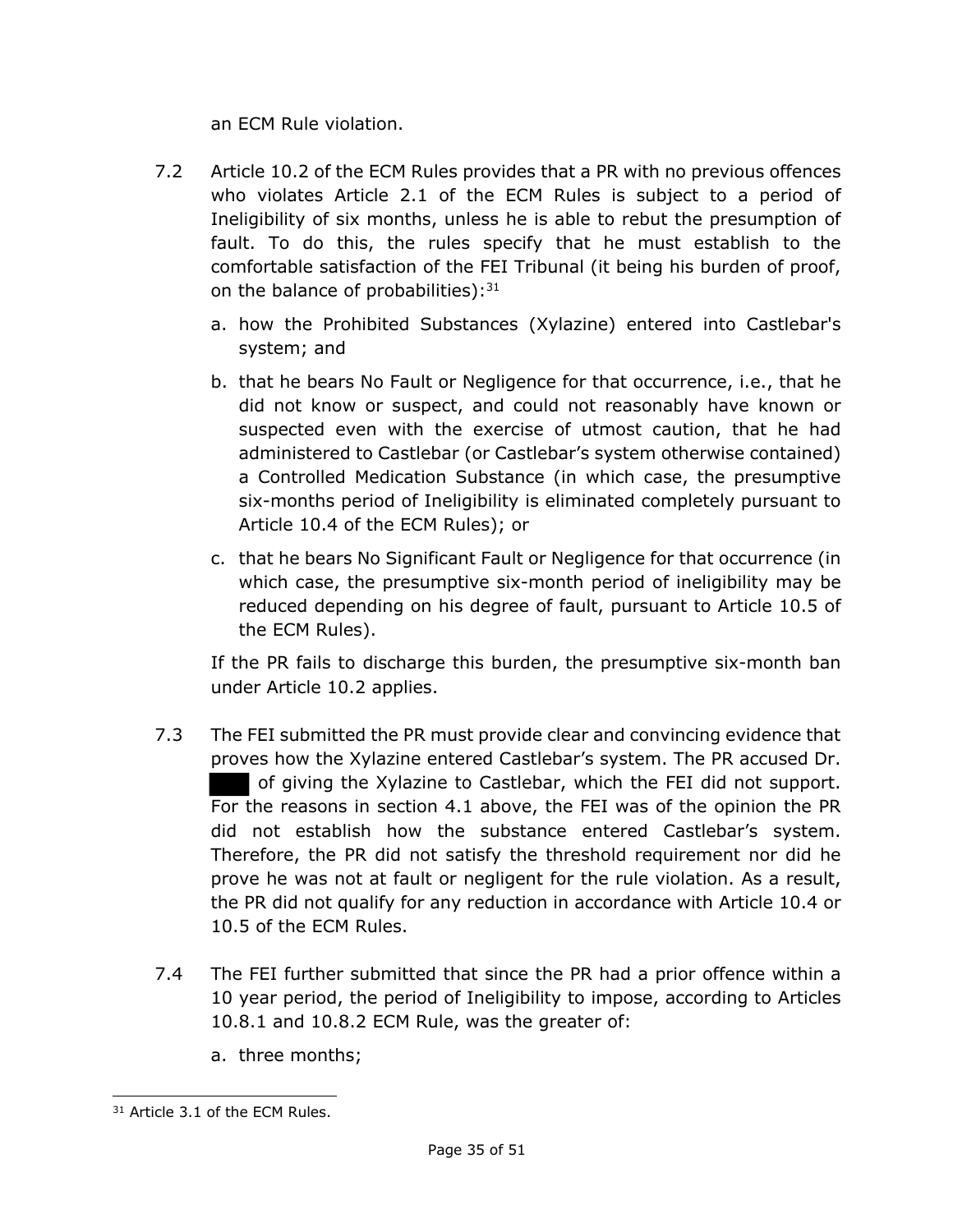an ECM Rule violation.

7.2 Article 10.2 of the ECM Rules provides that a PR with no previous offences who violates Article 2.1 of the ECM Rules is subject to a period of Ineligibility of six months, unless he is able to rebut the presumption of fault. To do this, the rules specify that he must establish to the comfortable satisfaction of the FEI Tribunal (it being his burden of proof, on the balance of probabilities):[31]

a. how the Prohibited Substances (Xylazine) entered into Castlebar's system; and

b. that he bears No Fault or Negligence for that occurrence, i.e., that he did not know or suspect, and could not reasonably have known or suspected even with the exercise of utmost caution, that he had administered to Castlebar (or Castlebar's system otherwise contained) a Controlled Medication Substance (in which case, the presumptive six-months period of Ineligibility is eliminated completely pursuant to Article 10.4 of the ECM Rules); or

c. that he bears No Significant Fault or Negligence for that occurrence (in which case, the presumptive six-month period of ineligibility may be reduced depending on his degree of fault, pursuant to Article 10.5 of the ECM Rules).

If the PR fails to discharge this burden, the presumptive six-month ban under Article 10.2 applies.

7.3 The FEI submitted the PR must provide clear and convincing evidence that proves how the Xylazine entered Castlebar's system. The PR accused Dr. ███ of giving the Xylazine to Castlebar, which the FEI did not support. For the reasons in section 4.1 above, the FEI was of the opinion the PR did not establish how the substance entered Castlebar's system. Therefore, the PR did not satisfy the threshold requirement nor did he prove he was not at fault or negligent for the rule violation. As a result, the PR did not qualify for any reduction in accordance with Article 10.4 or 10.5 of the ECM Rules.

7.4 The FEI further submitted that since the PR had a prior offence within a 10 year period, the period of Ineligibility to impose, according to Articles 10.8.1 and 10.8.2 ECM Rule, was the greater of:

a. three months;

---

[31] Article 3.1 of the ECM Rules.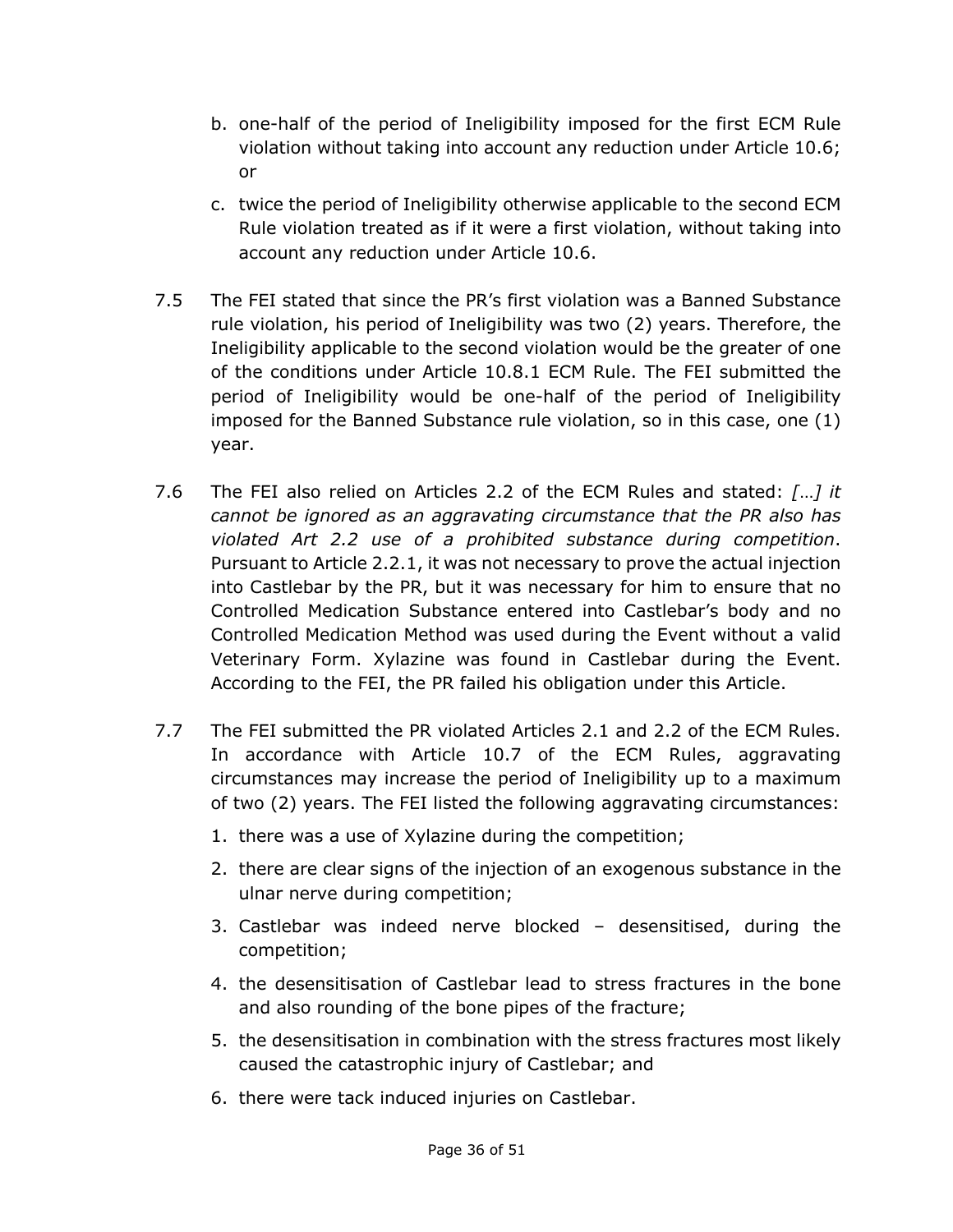b. one-half of the period of Ineligibility imposed for the first ECM Rule violation without taking into account any reduction under Article 10.6; or

c. twice the period of Ineligibility otherwise applicable to the second ECM Rule violation treated as if it were a first violation, without taking into account any reduction under Article 10.6.

7.5 The FEI stated that since the PR's first violation was a Banned Substance rule violation, his period of Ineligibility was two (2) years. Therefore, the Ineligibility applicable to the second violation would be the greater of one of the conditions under Article 10.8.1 ECM Rule. The FEI submitted the period of Ineligibility would be one-half of the period of Ineligibility imposed for the Banned Substance rule violation, so in this case, one (1) year.

7.6 The FEI also relied on Articles 2.2 of the ECM Rules and stated: *[…] it cannot be ignored as an aggravating circumstance that the PR also has violated Art 2.2 use of a prohibited substance during competition*. Pursuant to Article 2.2.1, it was not necessary to prove the actual injection into Castlebar by the PR, but it was necessary for him to ensure that no Controlled Medication Substance entered into Castlebar's body and no Controlled Medication Method was used during the Event without a valid Veterinary Form. Xylazine was found in Castlebar during the Event. According to the FEI, the PR failed his obligation under this Article.

7.7 The FEI submitted the PR violated Articles 2.1 and 2.2 of the ECM Rules. In accordance with Article 10.7 of the ECM Rules, aggravating circumstances may increase the period of Ineligibility up to a maximum of two (2) years. The FEI listed the following aggravating circumstances:

1. there was a use of Xylazine during the competition;
2. there are clear signs of the injection of an exogenous substance in the ulnar nerve during competition;
3. Castlebar was indeed nerve blocked – desensitised, during the competition;
4. the desensitisation of Castlebar lead to stress fractures in the bone and also rounding of the bone pipes of the fracture;
5. the desensitisation in combination with the stress fractures most likely caused the catastrophic injury of Castlebar; and
6. there were tack induced injuries on Castlebar.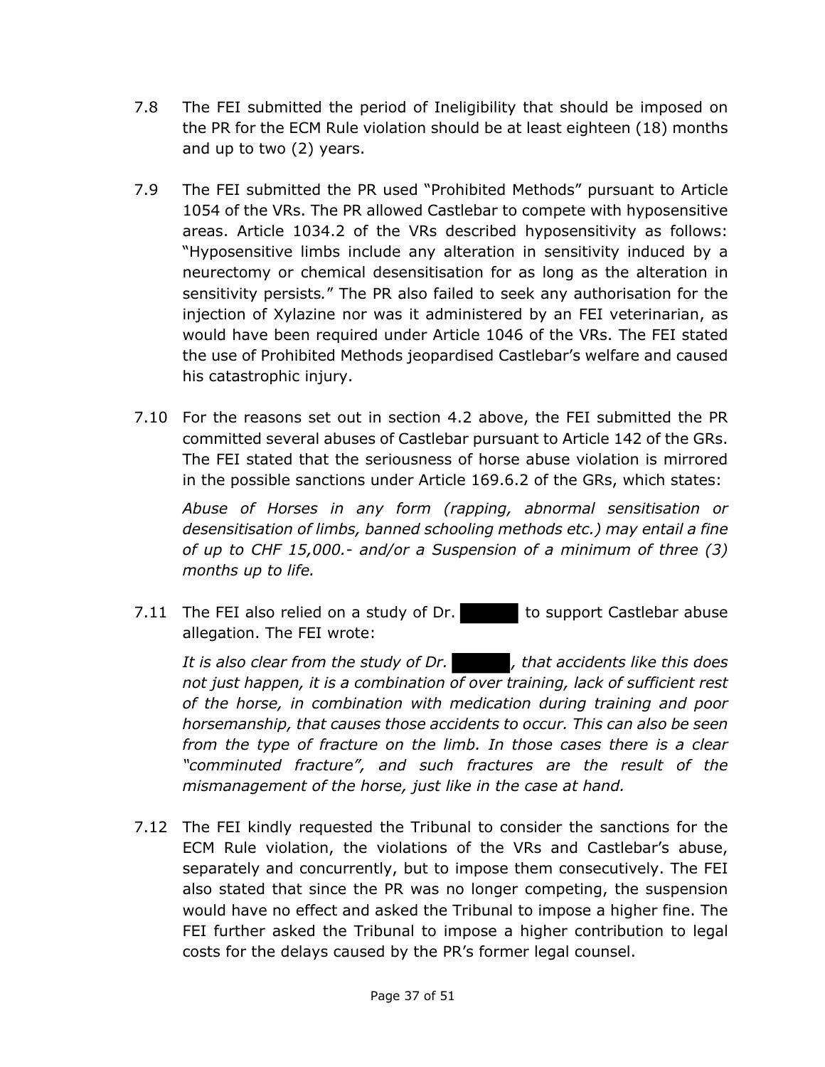7.8 The FEI submitted the period of Ineligibility that should be imposed on the PR for the ECM Rule violation should be at least eighteen (18) months and up to two (2) years.

7.9 The FEI submitted the PR used "Prohibited Methods" pursuant to Article 1054 of the VRs. The PR allowed Castlebar to compete with hyposensitive areas. Article 1034.2 of the VRs described hyposensitivity as follows: "Hyposensitive limbs include any alteration in sensitivity induced by a neurectomy or chemical desensitisation for as long as the alteration in sensitivity persists." The PR also failed to seek any authorisation for the injection of Xylazine nor was it administered by an FEI veterinarian, as would have been required under Article 1046 of the VRs. The FEI stated the use of Prohibited Methods jeopardised Castlebar's welfare and caused his catastrophic injury.

7.10 For the reasons set out in section 4.2 above, the FEI submitted the PR committed several abuses of Castlebar pursuant to Article 142 of the GRs. The FEI stated that the seriousness of horse abuse violation is mirrored in the possible sanctions under Article 169.6.2 of the GRs, which states:

*Abuse of Horses in any form (rapping, abnormal sensitisation or desensitisation of limbs, banned schooling methods etc.) may entail a fine of up to CHF 15,000.- and/or a Suspension of a minimum of three (3) months up to life.*

7.11 The FEI also relied on a study of Dr. ██████ to support Castlebar abuse allegation. The FEI wrote:

*It is also clear from the study of Dr. ██████, that accidents like this does not just happen, it is a combination of over training, lack of sufficient rest of the horse, in combination with medication during training and poor horsemanship, that causes those accidents to occur. This can also be seen from the type of fracture on the limb. In those cases there is a clear "comminuted fracture", and such fractures are the result of the mismanagement of the horse, just like in the case at hand.*

7.12 The FEI kindly requested the Tribunal to consider the sanctions for the ECM Rule violation, the violations of the VRs and Castlebar's abuse, separately and concurrently, but to impose them consecutively. The FEI also stated that since the PR was no longer competing, the suspension would have no effect and asked the Tribunal to impose a higher fine. The FEI further asked the Tribunal to impose a higher contribution to legal costs for the delays caused by the PR's former legal counsel.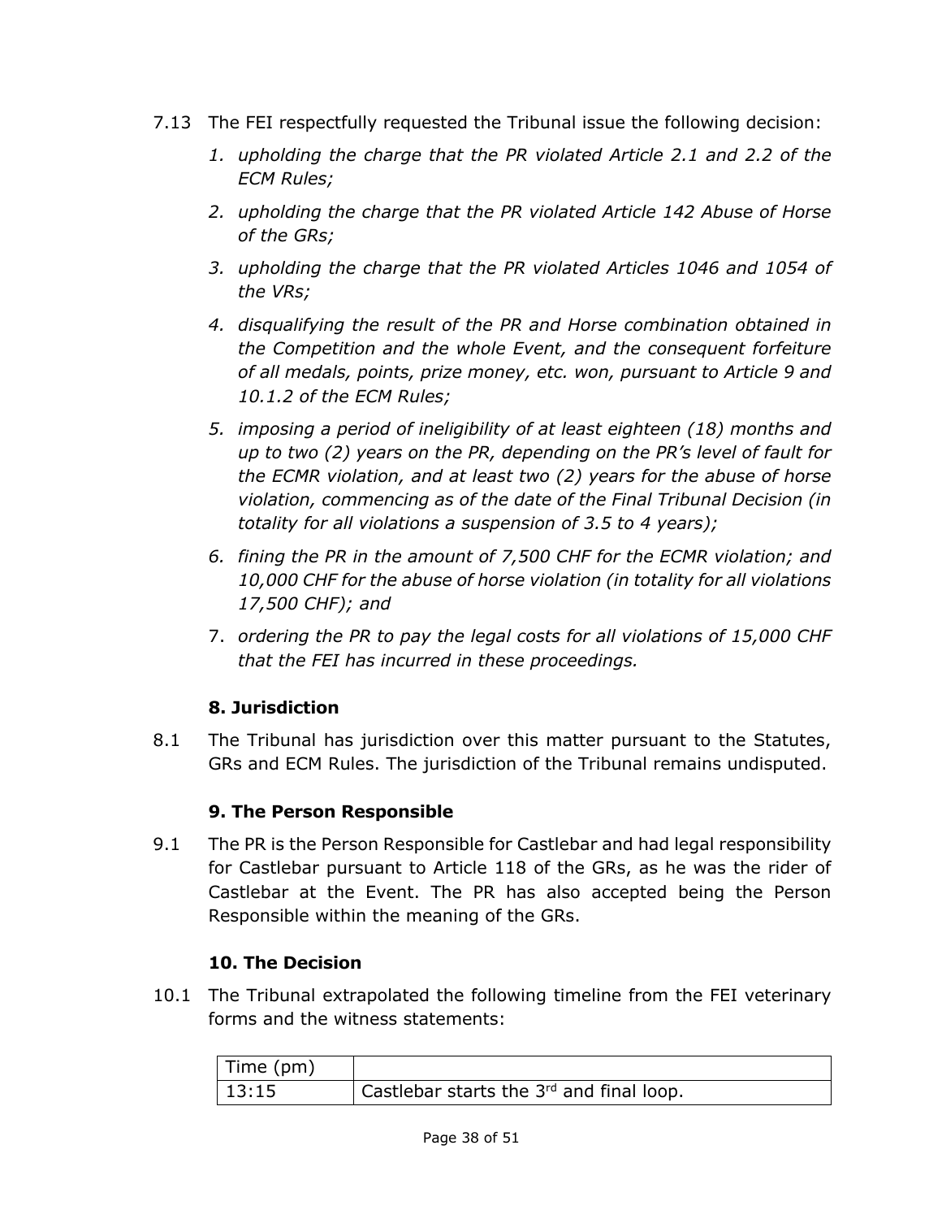7.13 The FEI respectfully requested the Tribunal issue the following decision:

1. *upholding the charge that the PR violated Article 2.1 and 2.2 of the ECM Rules;*
2. *upholding the charge that the PR violated Article 142 Abuse of Horse of the GRs;*
3. *upholding the charge that the PR violated Articles 1046 and 1054 of the VRs;*
4. *disqualifying the result of the PR and Horse combination obtained in the Competition and the whole Event, and the consequent forfeiture of all medals, points, prize money, etc. won, pursuant to Article 9 and 10.1.2 of the ECM Rules;*
5. *imposing a period of ineligibility of at least eighteen (18) months and up to two (2) years on the PR, depending on the PR's level of fault for the ECMR violation, and at least two (2) years for the abuse of horse violation, commencing as of the date of the Final Tribunal Decision (in totality for all violations a suspension of 3.5 to 4 years);*
6. *fining the PR in the amount of 7,500 CHF for the ECMR violation; and 10,000 CHF for the abuse of horse violation (in totality for all violations 17,500 CHF); and*
7. *ordering the PR to pay the legal costs for all violations of 15,000 CHF that the FEI has incurred in these proceedings.*

## 8. Jurisdiction

8.1 The Tribunal has jurisdiction over this matter pursuant to the Statutes, GRs and ECM Rules. The jurisdiction of the Tribunal remains undisputed.

## 9. The Person Responsible

9.1 The PR is the Person Responsible for Castlebar and had legal responsibility for Castlebar pursuant to Article 118 of the GRs, as he was the rider of Castlebar at the Event. The PR has also accepted being the Person Responsible within the meaning of the GRs.

## 10. The Decision

10.1 The Tribunal extrapolated the following timeline from the FEI veterinary forms and the witness statements:

| Time (pm) | |
|---|---|
| 13:15 | Castlebar starts the 3rd and final loop. |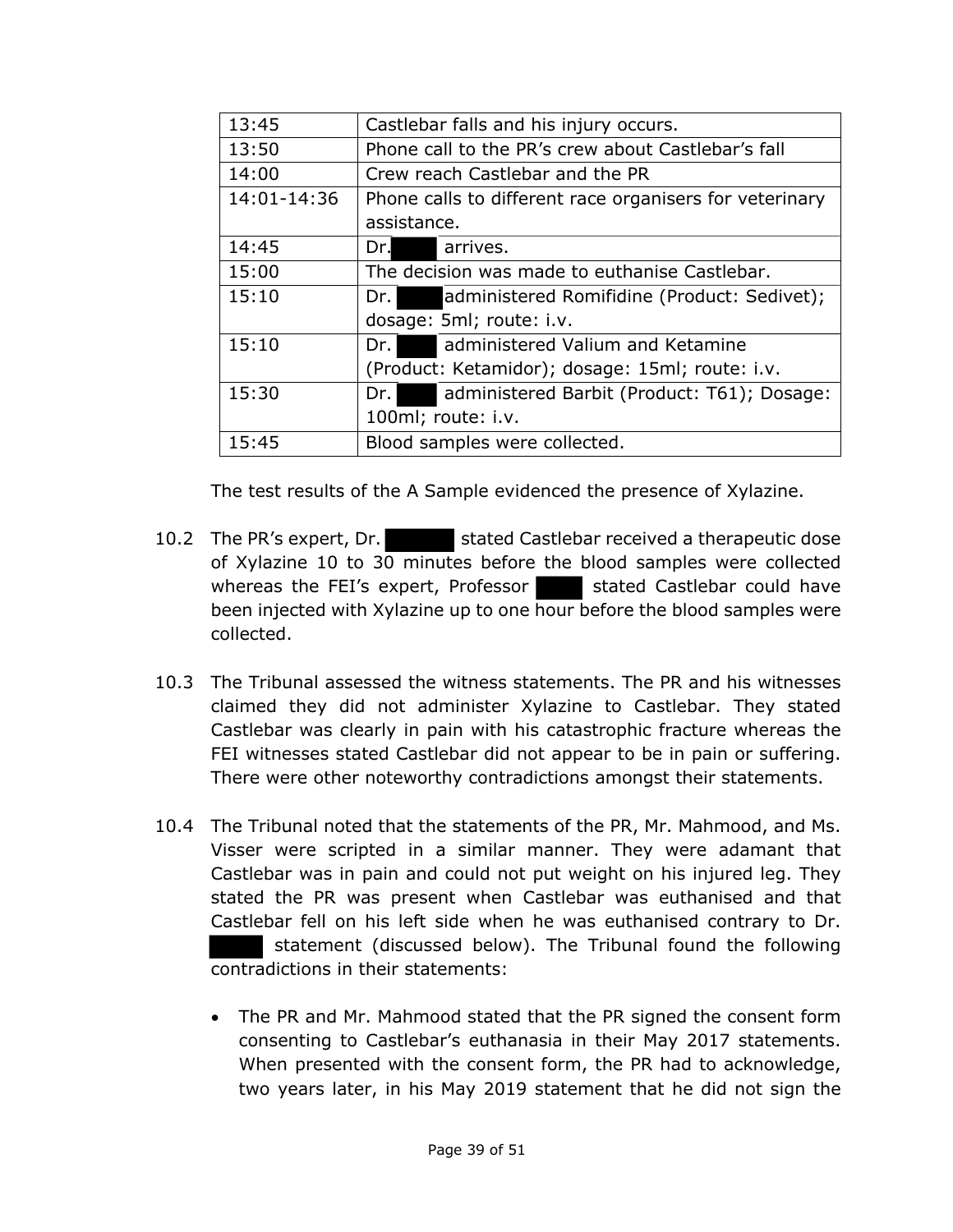| 13:45 | Castlebar falls and his injury occurs. |
|---|---|
| 13:50 | Phone call to the PR's crew about Castlebar's fall |
| 14:00 | Crew reach Castlebar and the PR |
| 14:01-14:36 | Phone calls to different race organisers for veterinary assistance. |
| 14:45 | Dr. arrives. |
| 15:00 | The decision was made to euthanise Castlebar. |
| 15:10 | Dr. administered Romifidine (Product: Sedivet); dosage: 5ml; route: i.v. |
| 15:10 | Dr. administered Valium and Ketamine (Product: Ketamidor); dosage: 15ml; route: i.v. |
| 15:30 | Dr. administered Barbit (Product: T61); Dosage: 100ml; route: i.v. |
| 15:45 | Blood samples were collected. |

The test results of the A Sample evidenced the presence of Xylazine.

10.2 The PR's expert, Dr. stated Castlebar received a therapeutic dose of Xylazine 10 to 30 minutes before the blood samples were collected whereas the FEI's expert, Professor stated Castlebar could have been injected with Xylazine up to one hour before the blood samples were collected.

10.3 The Tribunal assessed the witness statements. The PR and his witnesses claimed they did not administer Xylazine to Castlebar. They stated Castlebar was clearly in pain with his catastrophic fracture whereas the FEI witnesses stated Castlebar did not appear to be in pain or suffering. There were other noteworthy contradictions amongst their statements.

10.4 The Tribunal noted that the statements of the PR, Mr. Mahmood, and Ms. Visser were scripted in a similar manner. They were adamant that Castlebar was in pain and could not put weight on his injured leg. They stated the PR was present when Castlebar was euthanised and that Castlebar fell on his left side when he was euthanised contrary to Dr. statement (discussed below). The Tribunal found the following contradictions in their statements:

- The PR and Mr. Mahmood stated that the PR signed the consent form consenting to Castlebar's euthanasia in their May 2017 statements. When presented with the consent form, the PR had to acknowledge, two years later, in his May 2019 statement that he did not sign the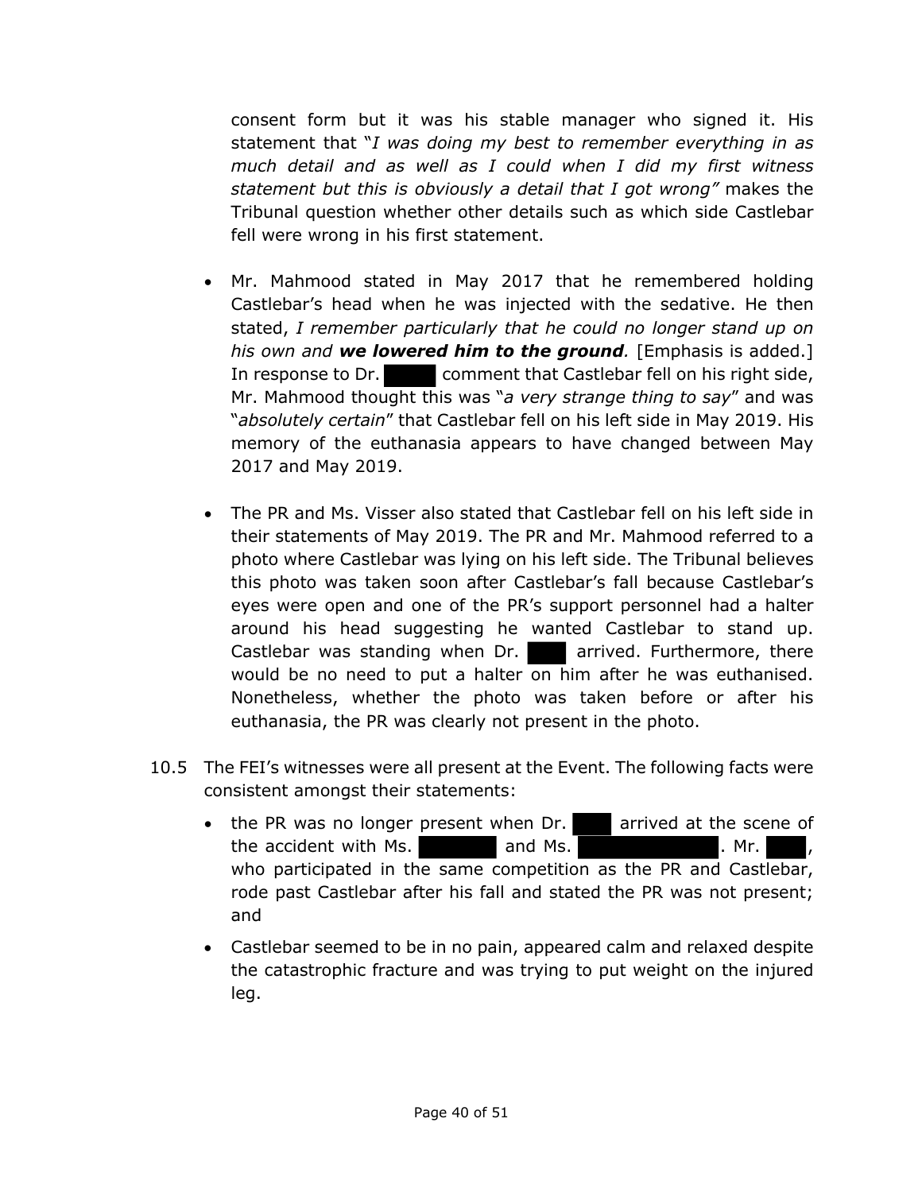consent form but it was his stable manager who signed it. His statement that "*I was doing my best to remember everything in as much detail and as well as I could when I did my first witness statement but this is obviously a detail that I got wrong*" makes the Tribunal question whether other details such as which side Castlebar fell were wrong in his first statement.

- Mr. Mahmood stated in May 2017 that he remembered holding Castlebar's head when he was injected with the sedative. He then stated, *I remember particularly that he could no longer stand up on his own and **we lowered him to the ground**.* [Emphasis is added.] In response to Dr. ███ comment that Castlebar fell on his right side, Mr. Mahmood thought this was "*a very strange thing to say*" and was "*absolutely certain*" that Castlebar fell on his left side in May 2019. His memory of the euthanasia appears to have changed between May 2017 and May 2019.

- The PR and Ms. Visser also stated that Castlebar fell on his left side in their statements of May 2019. The PR and Mr. Mahmood referred to a photo where Castlebar was lying on his left side. The Tribunal believes this photo was taken soon after Castlebar's fall because Castlebar's eyes were open and one of the PR's support personnel had a halter around his head suggesting he wanted Castlebar to stand up. Castlebar was standing when Dr. ███ arrived. Furthermore, there would be no need to put a halter on him after he was euthanised. Nonetheless, whether the photo was taken before or after his euthanasia, the PR was clearly not present in the photo.

10.5 The FEI's witnesses were all present at the Event. The following facts were consistent amongst their statements:

- the PR was no longer present when Dr. ███ arrived at the scene of the accident with Ms. ███ and Ms. ███. Mr. ███, who participated in the same competition as the PR and Castlebar, rode past Castlebar after his fall and stated the PR was not present; and

- Castlebar seemed to be in no pain, appeared calm and relaxed despite the catastrophic fracture and was trying to put weight on the injured leg.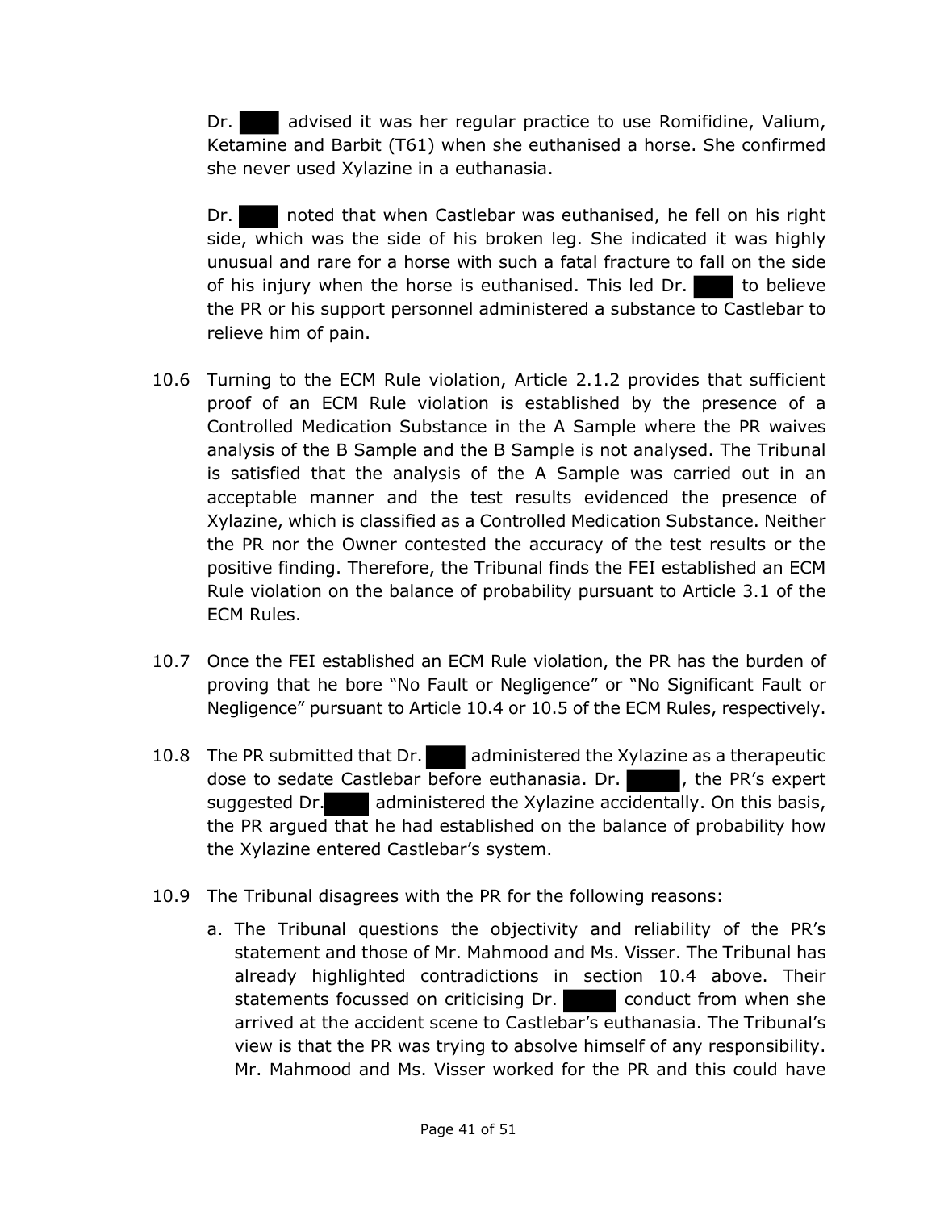Dr. ████ advised it was her regular practice to use Romifidine, Valium, Ketamine and Barbit (T61) when she euthanised a horse. She confirmed she never used Xylazine in a euthanasia.

Dr. ████ noted that when Castlebar was euthanised, he fell on his right side, which was the side of his broken leg. She indicated it was highly unusual and rare for a horse with such a fatal fracture to fall on the side of his injury when the horse is euthanised. This led Dr. ████ to believe the PR or his support personnel administered a substance to Castlebar to relieve him of pain.

10.6 Turning to the ECM Rule violation, Article 2.1.2 provides that sufficient proof of an ECM Rule violation is established by the presence of a Controlled Medication Substance in the A Sample where the PR waives analysis of the B Sample and the B Sample is not analysed. The Tribunal is satisfied that the analysis of the A Sample was carried out in an acceptable manner and the test results evidenced the presence of Xylazine, which is classified as a Controlled Medication Substance. Neither the PR nor the Owner contested the accuracy of the test results or the positive finding. Therefore, the Tribunal finds the FEI established an ECM Rule violation on the balance of probability pursuant to Article 3.1 of the ECM Rules.

10.7 Once the FEI established an ECM Rule violation, the PR has the burden of proving that he bore "No Fault or Negligence" or "No Significant Fault or Negligence" pursuant to Article 10.4 or 10.5 of the ECM Rules, respectively.

10.8 The PR submitted that Dr. ████ administered the Xylazine as a therapeutic dose to sedate Castlebar before euthanasia. Dr. ████, the PR's expert suggested Dr. ████ administered the Xylazine accidentally. On this basis, the PR argued that he had established on the balance of probability how the Xylazine entered Castlebar's system.

10.9 The Tribunal disagrees with the PR for the following reasons:

a. The Tribunal questions the objectivity and reliability of the PR's statement and those of Mr. Mahmood and Ms. Visser. The Tribunal has already highlighted contradictions in section 10.4 above. Their statements focussed on criticising Dr. ████ conduct from when she arrived at the accident scene to Castlebar's euthanasia. The Tribunal's view is that the PR was trying to absolve himself of any responsibility. Mr. Mahmood and Ms. Visser worked for the PR and this could have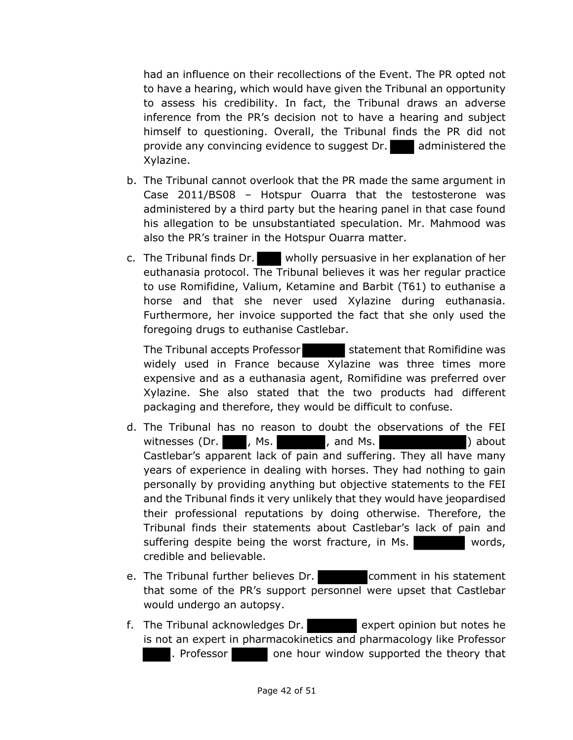had an influence on their recollections of the Event. The PR opted not to have a hearing, which would have given the Tribunal an opportunity to assess his credibility. In fact, the Tribunal draws an adverse inference from the PR's decision not to have a hearing and subject himself to questioning. Overall, the Tribunal finds the PR did not provide any convincing evidence to suggest Dr. ██ administered the Xylazine.

b. The Tribunal cannot overlook that the PR made the same argument in Case 2011/BS08 – Hotspur Ouarra that the testosterone was administered by a third party but the hearing panel in that case found his allegation to be unsubstantiated speculation. Mr. Mahmood was also the PR's trainer in the Hotspur Ouarra matter.

c. The Tribunal finds Dr. ██ wholly persuasive in her explanation of her euthanasia protocol. The Tribunal believes it was her regular practice to use Romifidine, Valium, Ketamine and Barbit (T61) to euthanise a horse and that she never used Xylazine during euthanasia. Furthermore, her invoice supported the fact that she only used the foregoing drugs to euthanise Castlebar.

   The Tribunal accepts Professor ██ statement that Romifidine was widely used in France because Xylazine was three times more expensive and as a euthanasia agent, Romifidine was preferred over Xylazine. She also stated that the two products had different packaging and therefore, they would be difficult to confuse.

d. The Tribunal has no reason to doubt the observations of the FEI witnesses (Dr. ██, Ms. ██, and Ms. ██) about Castlebar's apparent lack of pain and suffering. They all have many years of experience in dealing with horses. They had nothing to gain personally by providing anything but objective statements to the FEI and the Tribunal finds it very unlikely that they would have jeopardised their professional reputations by doing otherwise. Therefore, the Tribunal finds their statements about Castlebar's lack of pain and suffering despite being the worst fracture, in Ms. ██ words, credible and believable.

e. The Tribunal further believes Dr. ██ comment in his statement that some of the PR's support personnel were upset that Castlebar would undergo an autopsy.

f. The Tribunal acknowledges Dr. ██ expert opinion but notes he is not an expert in pharmacokinetics and pharmacology like Professor ██. Professor ██ one hour window supported the theory that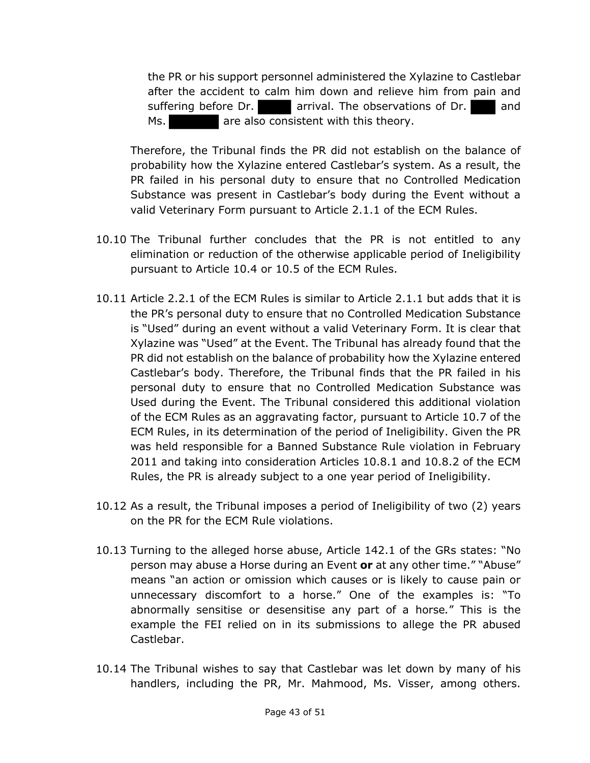the PR or his support personnel administered the Xylazine to Castlebar after the accident to calm him down and relieve him from pain and suffering before Dr. ███ arrival. The observations of Dr. ███ and Ms. ███ are also consistent with this theory.

Therefore, the Tribunal finds the PR did not establish on the balance of probability how the Xylazine entered Castlebar's system. As a result, the PR failed in his personal duty to ensure that no Controlled Medication Substance was present in Castlebar's body during the Event without a valid Veterinary Form pursuant to Article 2.1.1 of the ECM Rules.

10.10 The Tribunal further concludes that the PR is not entitled to any elimination or reduction of the otherwise applicable period of Ineligibility pursuant to Article 10.4 or 10.5 of the ECM Rules.

10.11 Article 2.2.1 of the ECM Rules is similar to Article 2.1.1 but adds that it is the PR's personal duty to ensure that no Controlled Medication Substance is "Used" during an event without a valid Veterinary Form. It is clear that Xylazine was "Used" at the Event. The Tribunal has already found that the PR did not establish on the balance of probability how the Xylazine entered Castlebar's body. Therefore, the Tribunal finds that the PR failed in his personal duty to ensure that no Controlled Medication Substance was Used during the Event. The Tribunal considered this additional violation of the ECM Rules as an aggravating factor, pursuant to Article 10.7 of the ECM Rules, in its determination of the period of Ineligibility. Given the PR was held responsible for a Banned Substance Rule violation in February 2011 and taking into consideration Articles 10.8.1 and 10.8.2 of the ECM Rules, the PR is already subject to a one year period of Ineligibility.

10.12 As a result, the Tribunal imposes a period of Ineligibility of two (2) years on the PR for the ECM Rule violations.

10.13 Turning to the alleged horse abuse, Article 142.1 of the GRs states: "No person may abuse a Horse during an Event **or** at any other time." "Abuse" means "an action or omission which causes or is likely to cause pain or unnecessary discomfort to a horse." One of the examples is: "To abnormally sensitise or desensitise any part of a horse*.*" This is the example the FEI relied on in its submissions to allege the PR abused Castlebar.

10.14 The Tribunal wishes to say that Castlebar was let down by many of his handlers, including the PR, Mr. Mahmood, Ms. Visser, among others.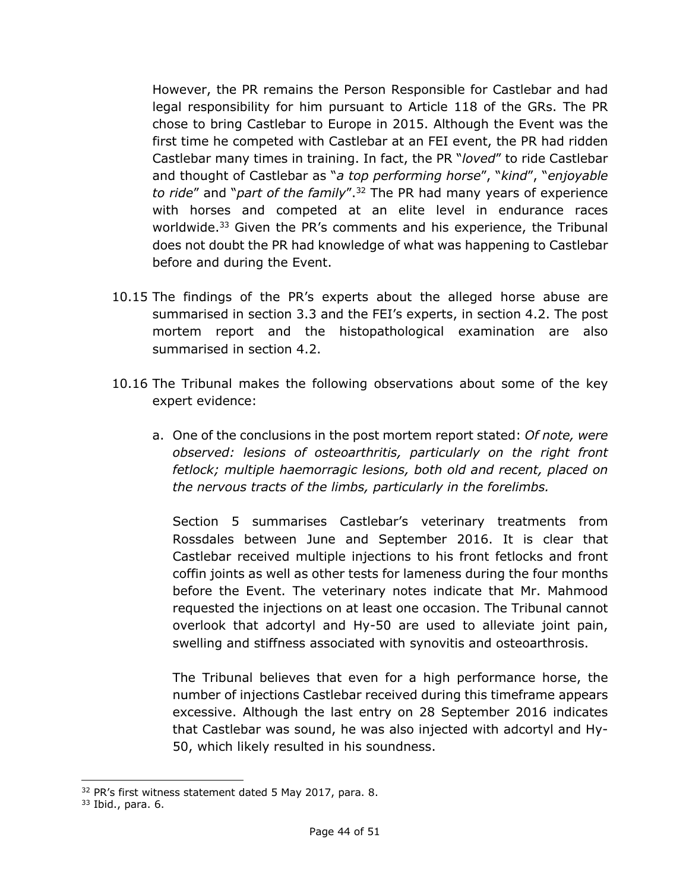However, the PR remains the Person Responsible for Castlebar and had legal responsibility for him pursuant to Article 118 of the GRs. The PR chose to bring Castlebar to Europe in 2015. Although the Event was the first time he competed with Castlebar at an FEI event, the PR had ridden Castlebar many times in training. In fact, the PR "*loved*" to ride Castlebar and thought of Castlebar as "*a top performing horse*", "*kind*", "*enjoyable to ride*" and "*part of the family*".[32] The PR had many years of experience with horses and competed at an elite level in endurance races worldwide.[33] Given the PR's comments and his experience, the Tribunal does not doubt the PR had knowledge of what was happening to Castlebar before and during the Event.

10.15 The findings of the PR's experts about the alleged horse abuse are summarised in section 3.3 and the FEI's experts, in section 4.2. The post mortem report and the histopathological examination are also summarised in section 4.2.

10.16 The Tribunal makes the following observations about some of the key expert evidence:

a. One of the conclusions in the post mortem report stated: *Of note, were observed: lesions of osteoarthritis, particularly on the right front fetlock; multiple haemorragic lesions, both old and recent, placed on the nervous tracts of the limbs, particularly in the forelimbs.*

   Section 5 summarises Castlebar's veterinary treatments from Rossdales between June and September 2016. It is clear that Castlebar received multiple injections to his front fetlocks and front coffin joints as well as other tests for lameness during the four months before the Event. The veterinary notes indicate that Mr. Mahmood requested the injections on at least one occasion. The Tribunal cannot overlook that adcortyl and Hy-50 are used to alleviate joint pain, swelling and stiffness associated with synovitis and osteoarthrosis.

   The Tribunal believes that even for a high performance horse, the number of injections Castlebar received during this timeframe appears excessive. Although the last entry on 28 September 2016 indicates that Castlebar was sound, he was also injected with adcortyl and Hy-50, which likely resulted in his soundness.

---

[32] PR's first witness statement dated 5 May 2017, para. 8.

[33] Ibid., para. 6.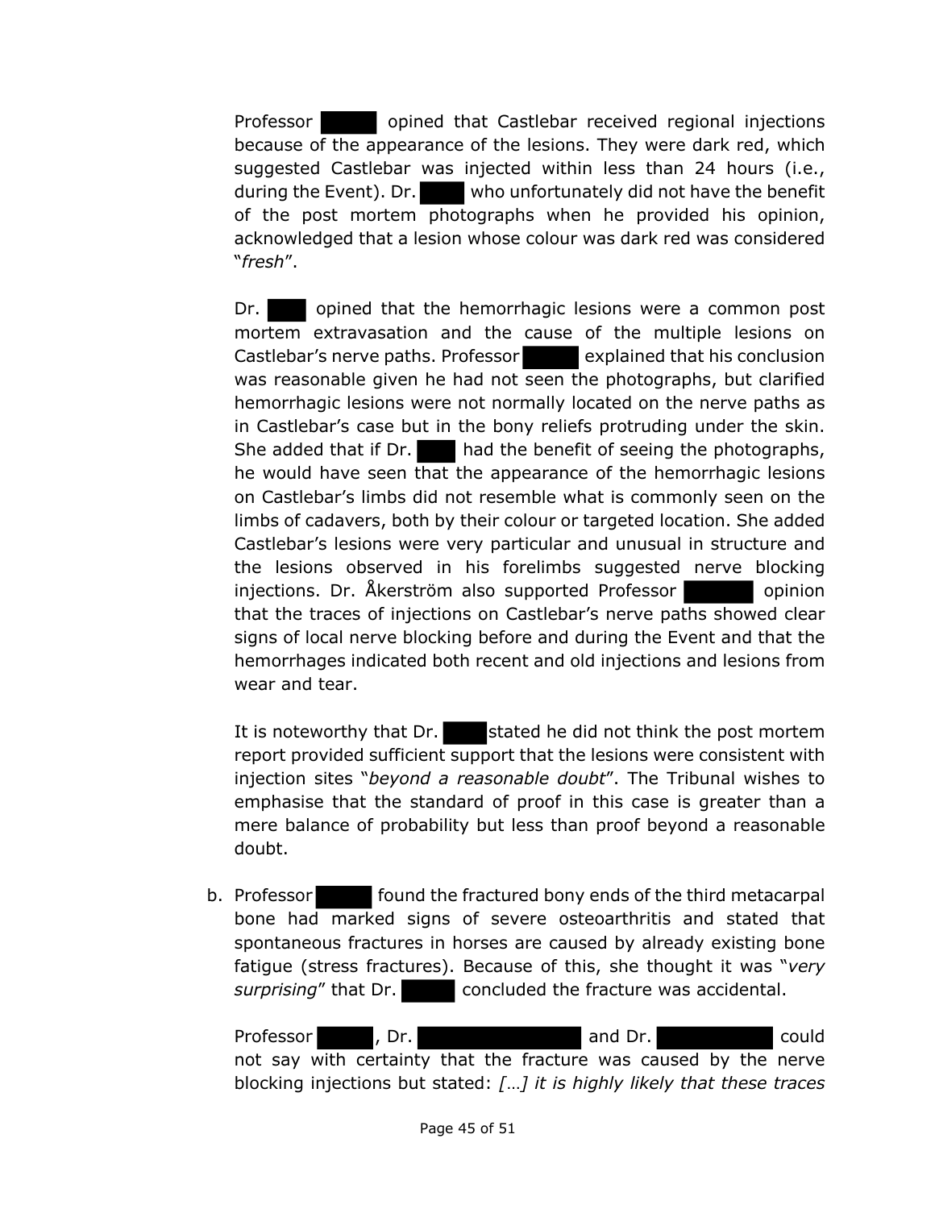Professor ██████ opined that Castlebar received regional injections because of the appearance of the lesions. They were dark red, which suggested Castlebar was injected within less than 24 hours (i.e., during the Event). Dr. █████ who unfortunately did not have the benefit of the post mortem photographs when he provided his opinion, acknowledged that a lesion whose colour was dark red was considered "*fresh*".

Dr. ████ opined that the hemorrhagic lesions were a common post mortem extravasation and the cause of the multiple lesions on Castlebar's nerve paths. Professor ██████ explained that his conclusion was reasonable given he had not seen the photographs, but clarified hemorrhagic lesions were not normally located on the nerve paths as in Castlebar's case but in the bony reliefs protruding under the skin. She added that if Dr. ████ had the benefit of seeing the photographs, he would have seen that the appearance of the hemorrhagic lesions on Castlebar's limbs did not resemble what is commonly seen on the limbs of cadavers, both by their colour or targeted location. She added Castlebar's lesions were very particular and unusual in structure and the lesions observed in his forelimbs suggested nerve blocking injections. Dr. Åkerström also supported Professor ███████ opinion that the traces of injections on Castlebar's nerve paths showed clear signs of local nerve blocking before and during the Event and that the hemorrhages indicated both recent and old injections and lesions from wear and tear.

It is noteworthy that Dr. █████ stated he did not think the post mortem report provided sufficient support that the lesions were consistent with injection sites "*beyond a reasonable doubt*". The Tribunal wishes to emphasise that the standard of proof in this case is greater than a mere balance of probability but less than proof beyond a reasonable doubt.

b. Professor ██████ found the fractured bony ends of the third metacarpal bone had marked signs of severe osteoarthritis and stated that spontaneous fractures in horses are caused by already existing bone fatigue (stress fractures). Because of this, she thought it was "*very surprising*" that Dr. ██████ concluded the fracture was accidental.

Professor ██████, Dr. ████████████████ and Dr. ████████████ could not say with certainty that the fracture was caused by the nerve blocking injections but stated: *[…] it is highly likely that these traces*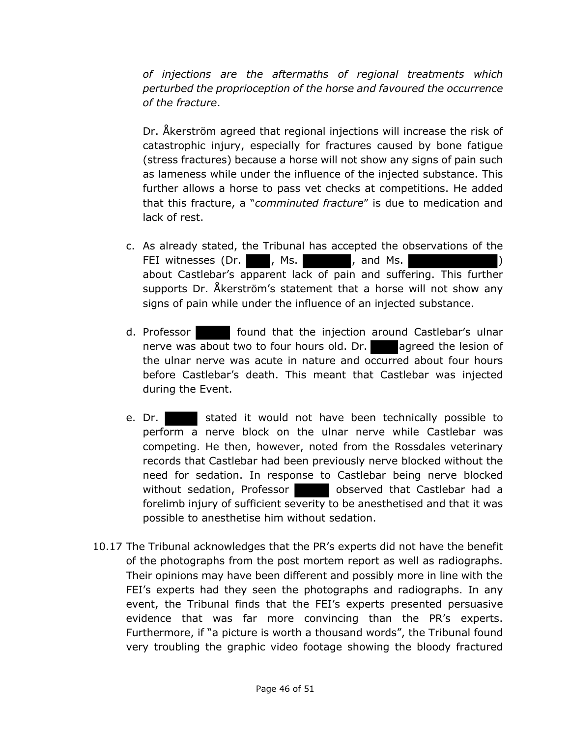*of injections are the aftermaths of regional treatments which perturbed the proprioception of the horse and favoured the occurrence of the fracture*.

Dr. Åkerström agreed that regional injections will increase the risk of catastrophic injury, especially for fractures caused by bone fatigue (stress fractures) because a horse will not show any signs of pain such as lameness while under the influence of the injected substance. This further allows a horse to pass vet checks at competitions. He added that this fracture, a "*comminuted fracture*" is due to medication and lack of rest.

c. As already stated, the Tribunal has accepted the observations of the FEI witnesses (Dr. ████, Ms. ████████, and Ms. ██████████████) about Castlebar's apparent lack of pain and suffering. This further supports Dr. Åkerström's statement that a horse will not show any signs of pain while under the influence of an injected substance.

d. Professor ██████ found that the injection around Castlebar's ulnar nerve was about two to four hours old. Dr. ████ agreed the lesion of the ulnar nerve was acute in nature and occurred about four hours before Castlebar's death. This meant that Castlebar was injected during the Event.

e. Dr. ██████ stated it would not have been technically possible to perform a nerve block on the ulnar nerve while Castlebar was competing. He then, however, noted from the Rossdales veterinary records that Castlebar had been previously nerve blocked without the need for sedation. In response to Castlebar being nerve blocked without sedation, Professor ██████ observed that Castlebar had a forelimb injury of sufficient severity to be anesthetised and that it was possible to anesthetise him without sedation.

10.17 The Tribunal acknowledges that the PR's experts did not have the benefit of the photographs from the post mortem report as well as radiographs. Their opinions may have been different and possibly more in line with the FEI's experts had they seen the photographs and radiographs. In any event, the Tribunal finds that the FEI's experts presented persuasive evidence that was far more convincing than the PR's experts. Furthermore, if "a picture is worth a thousand words", the Tribunal found very troubling the graphic video footage showing the bloody fractured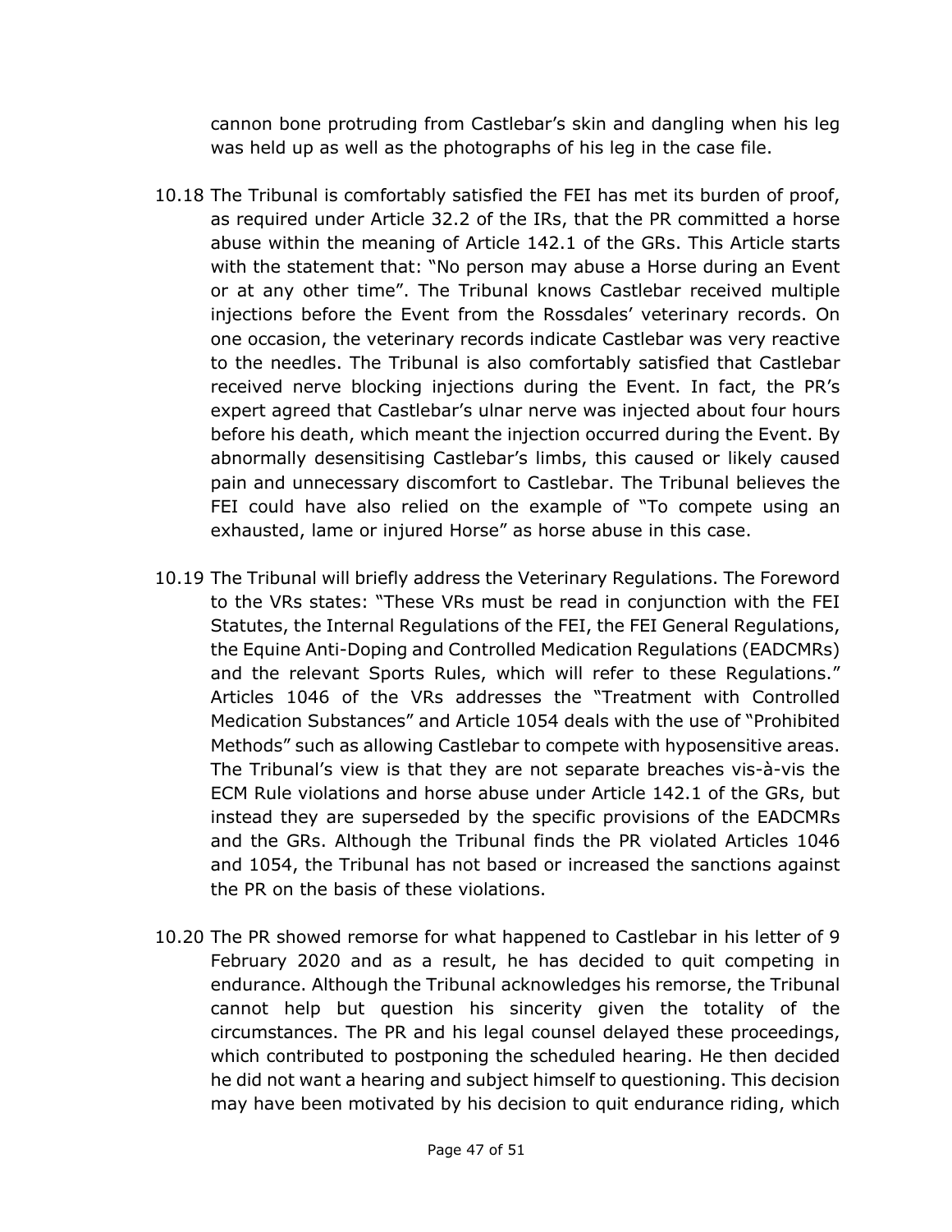cannon bone protruding from Castlebar's skin and dangling when his leg was held up as well as the photographs of his leg in the case file.

10.18 The Tribunal is comfortably satisfied the FEI has met its burden of proof, as required under Article 32.2 of the IRs, that the PR committed a horse abuse within the meaning of Article 142.1 of the GRs. This Article starts with the statement that: "No person may abuse a Horse during an Event or at any other time". The Tribunal knows Castlebar received multiple injections before the Event from the Rossdales' veterinary records. On one occasion, the veterinary records indicate Castlebar was very reactive to the needles. The Tribunal is also comfortably satisfied that Castlebar received nerve blocking injections during the Event. In fact, the PR's expert agreed that Castlebar's ulnar nerve was injected about four hours before his death, which meant the injection occurred during the Event. By abnormally desensitising Castlebar's limbs, this caused or likely caused pain and unnecessary discomfort to Castlebar. The Tribunal believes the FEI could have also relied on the example of "To compete using an exhausted, lame or injured Horse" as horse abuse in this case.

10.19 The Tribunal will briefly address the Veterinary Regulations. The Foreword to the VRs states: "These VRs must be read in conjunction with the FEI Statutes, the Internal Regulations of the FEI, the FEI General Regulations, the Equine Anti-Doping and Controlled Medication Regulations (EADCMRs) and the relevant Sports Rules, which will refer to these Regulations." Articles 1046 of the VRs addresses the "Treatment with Controlled Medication Substances" and Article 1054 deals with the use of "Prohibited Methods" such as allowing Castlebar to compete with hyposensitive areas. The Tribunal's view is that they are not separate breaches vis-à-vis the ECM Rule violations and horse abuse under Article 142.1 of the GRs, but instead they are superseded by the specific provisions of the EADCMRs and the GRs. Although the Tribunal finds the PR violated Articles 1046 and 1054, the Tribunal has not based or increased the sanctions against the PR on the basis of these violations.

10.20 The PR showed remorse for what happened to Castlebar in his letter of 9 February 2020 and as a result, he has decided to quit competing in endurance. Although the Tribunal acknowledges his remorse, the Tribunal cannot help but question his sincerity given the totality of the circumstances. The PR and his legal counsel delayed these proceedings, which contributed to postponing the scheduled hearing. He then decided he did not want a hearing and subject himself to questioning. This decision may have been motivated by his decision to quit endurance riding, which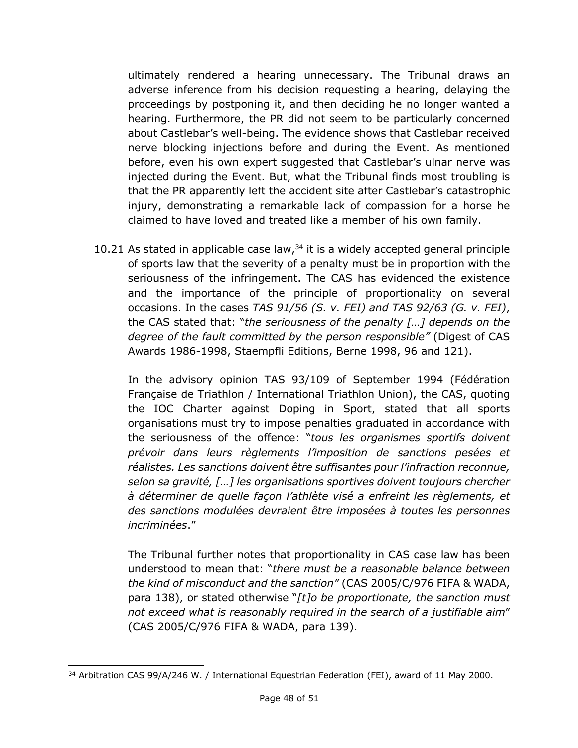ultimately rendered a hearing unnecessary. The Tribunal draws an adverse inference from his decision requesting a hearing, delaying the proceedings by postponing it, and then deciding he no longer wanted a hearing. Furthermore, the PR did not seem to be particularly concerned about Castlebar's well-being. The evidence shows that Castlebar received nerve blocking injections before and during the Event. As mentioned before, even his own expert suggested that Castlebar's ulnar nerve was injected during the Event. But, what the Tribunal finds most troubling is that the PR apparently left the accident site after Castlebar's catastrophic injury, demonstrating a remarkable lack of compassion for a horse he claimed to have loved and treated like a member of his own family.

10.21 As stated in applicable case law,[34] it is a widely accepted general principle of sports law that the severity of a penalty must be in proportion with the seriousness of the infringement. The CAS has evidenced the existence and the importance of the principle of proportionality on several occasions. In the cases *TAS 91/56 (S. v. FEI) and TAS 92/63 (G. v. FEI)*, the CAS stated that: "*the seriousness of the penalty […] depends on the degree of the fault committed by the person responsible"* (Digest of CAS Awards 1986-1998, Staempfli Editions, Berne 1998, 96 and 121).

In the advisory opinion TAS 93/109 of September 1994 (Fédération Française de Triathlon / International Triathlon Union), the CAS, quoting the IOC Charter against Doping in Sport, stated that all sports organisations must try to impose penalties graduated in accordance with the seriousness of the offence: "*tous les organismes sportifs doivent prévoir dans leurs règlements l'imposition de sanctions pesées et réalistes. Les sanctions doivent être suffisantes pour l'infraction reconnue, selon sa gravité, […] les organisations sportives doivent toujours chercher à déterminer de quelle façon l'athlète visé a enfreint les règlements, et des sanctions modulées devraient être imposées à toutes les personnes incriminées*."

The Tribunal further notes that proportionality in CAS case law has been understood to mean that: "*there must be a reasonable balance between the kind of misconduct and the sanction"* (CAS 2005/C/976 FIFA & WADA, para 138), or stated otherwise "*[t]o be proportionate, the sanction must not exceed what is reasonably required in the search of a justifiable aim*" (CAS 2005/C/976 FIFA & WADA, para 139).

---

[34] Arbitration CAS 99/A/246 W. / International Equestrian Federation (FEI), award of 11 May 2000.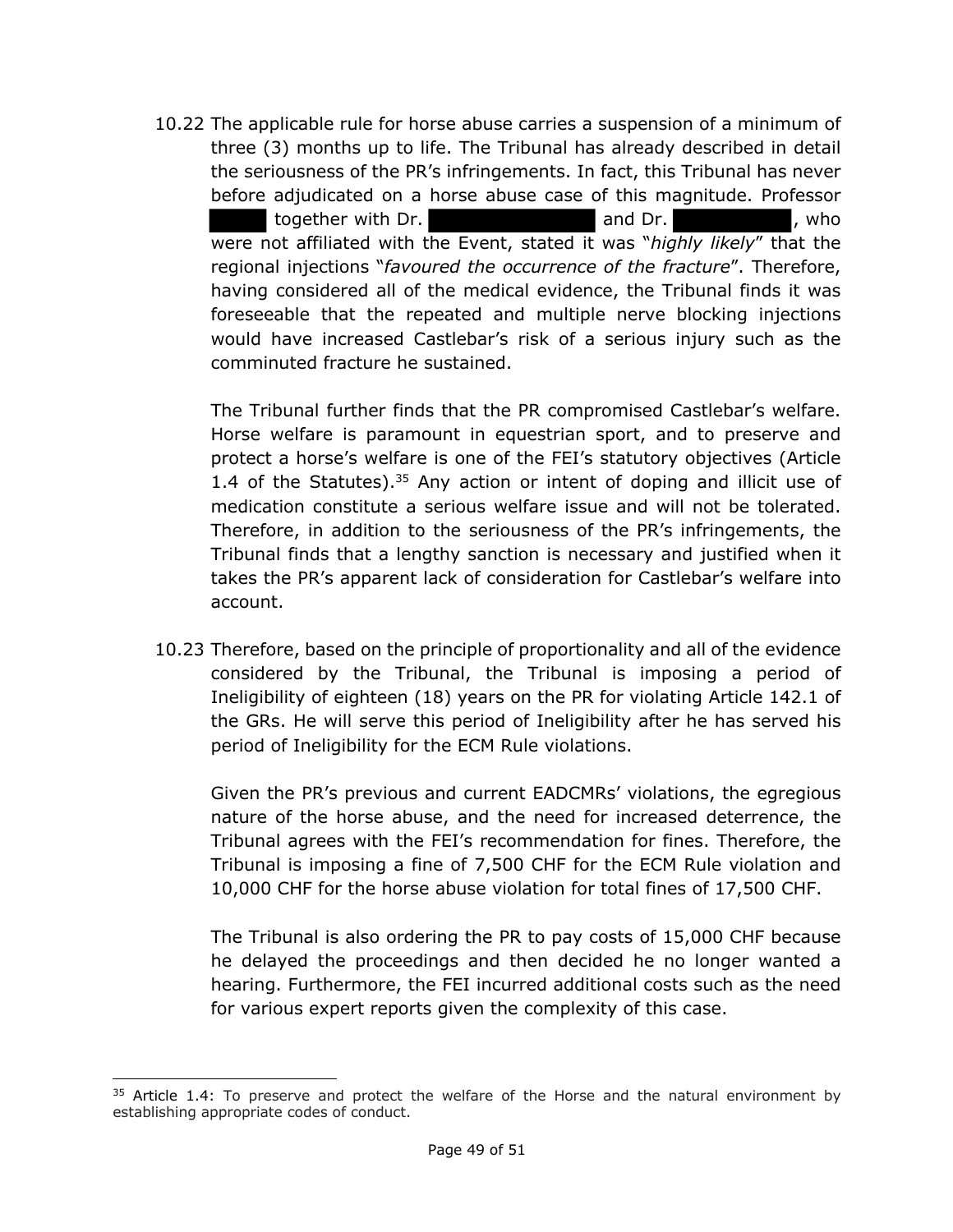10.22 The applicable rule for horse abuse carries a suspension of a minimum of three (3) months up to life. The Tribunal has already described in detail the seriousness of the PR's infringements. In fact, this Tribunal has never before adjudicated on a horse abuse case of this magnitude. Professor [REDACTED] together with Dr. [REDACTED] and Dr. [REDACTED], who were not affiliated with the Event, stated it was "*highly likely*" that the regional injections "*favoured the occurrence of the fracture*". Therefore, having considered all of the medical evidence, the Tribunal finds it was foreseeable that the repeated and multiple nerve blocking injections would have increased Castlebar's risk of a serious injury such as the comminuted fracture he sustained.

The Tribunal further finds that the PR compromised Castlebar's welfare. Horse welfare is paramount in equestrian sport, and to preserve and protect a horse's welfare is one of the FEI's statutory objectives (Article 1.4 of the Statutes).[35] Any action or intent of doping and illicit use of medication constitute a serious welfare issue and will not be tolerated. Therefore, in addition to the seriousness of the PR's infringements, the Tribunal finds that a lengthy sanction is necessary and justified when it takes the PR's apparent lack of consideration for Castlebar's welfare into account.

10.23 Therefore, based on the principle of proportionality and all of the evidence considered by the Tribunal, the Tribunal is imposing a period of Ineligibility of eighteen (18) years on the PR for violating Article 142.1 of the GRs. He will serve this period of Ineligibility after he has served his period of Ineligibility for the ECM Rule violations.

Given the PR's previous and current EADCMRs' violations, the egregious nature of the horse abuse, and the need for increased deterrence, the Tribunal agrees with the FEI's recommendation for fines. Therefore, the Tribunal is imposing a fine of 7,500 CHF for the ECM Rule violation and 10,000 CHF for the horse abuse violation for total fines of 17,500 CHF.

The Tribunal is also ordering the PR to pay costs of 15,000 CHF because he delayed the proceedings and then decided he no longer wanted a hearing. Furthermore, the FEI incurred additional costs such as the need for various expert reports given the complexity of this case.

---

[35] Article 1.4: To preserve and protect the welfare of the Horse and the natural environment by establishing appropriate codes of conduct.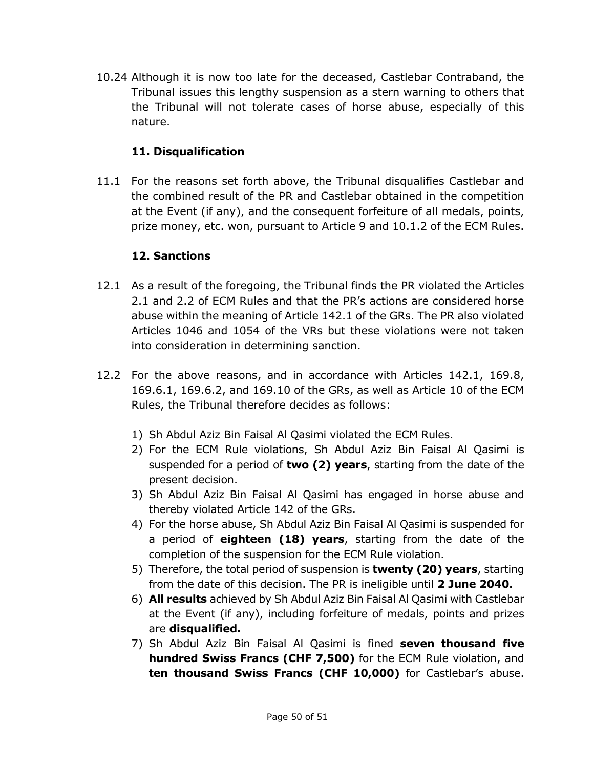10.24 Although it is now too late for the deceased, Castlebar Contraband, the Tribunal issues this lengthy suspension as a stern warning to others that the Tribunal will not tolerate cases of horse abuse, especially of this nature.

## 11. Disqualification

11.1 For the reasons set forth above, the Tribunal disqualifies Castlebar and the combined result of the PR and Castlebar obtained in the competition at the Event (if any), and the consequent forfeiture of all medals, points, prize money, etc. won, pursuant to Article 9 and 10.1.2 of the ECM Rules.

## 12. Sanctions

12.1 As a result of the foregoing, the Tribunal finds the PR violated the Articles 2.1 and 2.2 of ECM Rules and that the PR's actions are considered horse abuse within the meaning of Article 142.1 of the GRs. The PR also violated Articles 1046 and 1054 of the VRs but these violations were not taken into consideration in determining sanction.

12.2 For the above reasons, and in accordance with Articles 142.1, 169.8, 169.6.1, 169.6.2, and 169.10 of the GRs, as well as Article 10 of the ECM Rules, the Tribunal therefore decides as follows:

1) Sh Abdul Aziz Bin Faisal Al Qasimi violated the ECM Rules.
2) For the ECM Rule violations, Sh Abdul Aziz Bin Faisal Al Qasimi is suspended for a period of **two (2) years**, starting from the date of the present decision.
3) Sh Abdul Aziz Bin Faisal Al Qasimi has engaged in horse abuse and thereby violated Article 142 of the GRs.
4) For the horse abuse, Sh Abdul Aziz Bin Faisal Al Qasimi is suspended for a period of **eighteen (18) years**, starting from the date of the completion of the suspension for the ECM Rule violation.
5) Therefore, the total period of suspension is **twenty (20) years**, starting from the date of this decision. The PR is ineligible until **2 June 2040.**
6) **All results** achieved by Sh Abdul Aziz Bin Faisal Al Qasimi with Castlebar at the Event (if any), including forfeiture of medals, points and prizes are **disqualified.**
7) Sh Abdul Aziz Bin Faisal Al Qasimi is fined **seven thousand five hundred Swiss Francs (CHF 7,500)** for the ECM Rule violation, and **ten thousand Swiss Francs (CHF 10,000)** for Castlebar's abuse.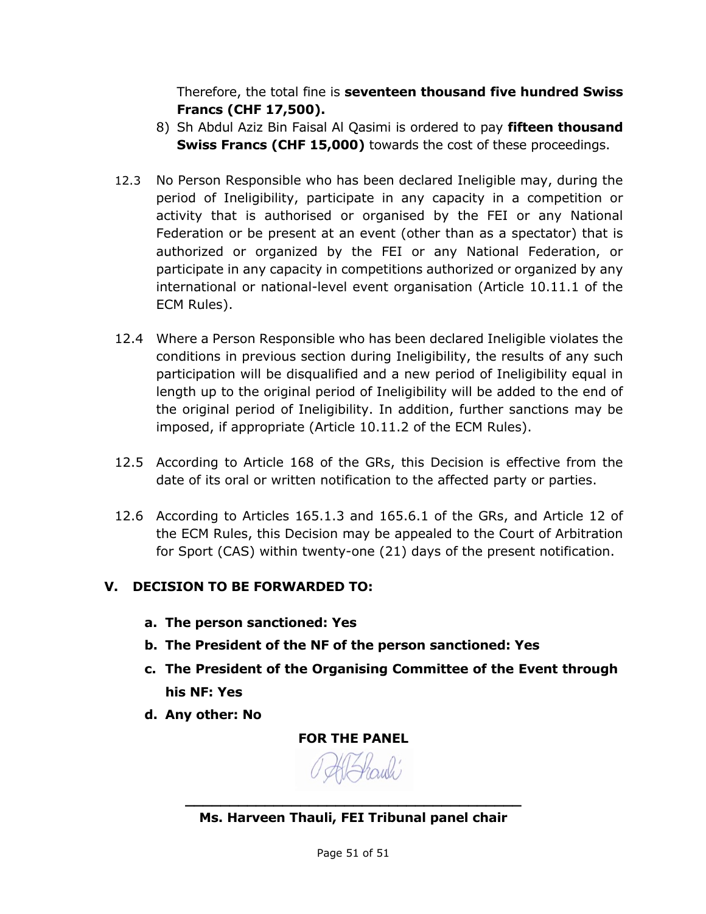Therefore, the total fine is **seventeen thousand five hundred Swiss Francs (CHF 17,500).**

8) Sh Abdul Aziz Bin Faisal Al Qasimi is ordered to pay **fifteen thousand Swiss Francs (CHF 15,000)** towards the cost of these proceedings.

12.3 No Person Responsible who has been declared Ineligible may, during the period of Ineligibility, participate in any capacity in a competition or activity that is authorised or organised by the FEI or any National Federation or be present at an event (other than as a spectator) that is authorized or organized by the FEI or any National Federation, or participate in any capacity in competitions authorized or organized by any international or national-level event organisation (Article 10.11.1 of the ECM Rules).

12.4 Where a Person Responsible who has been declared Ineligible violates the conditions in previous section during Ineligibility, the results of any such participation will be disqualified and a new period of Ineligibility equal in length up to the original period of Ineligibility will be added to the end of the original period of Ineligibility. In addition, further sanctions may be imposed, if appropriate (Article 10.11.2 of the ECM Rules).

12.5 According to Article 168 of the GRs, this Decision is effective from the date of its oral or written notification to the affected party or parties.

12.6 According to Articles 165.1.3 and 165.6.1 of the GRs, and Article 12 of the ECM Rules, this Decision may be appealed to the Court of Arbitration for Sport (CAS) within twenty-one (21) days of the present notification.

## V. DECISION TO BE FORWARDED TO:

a. **The person sanctioned: Yes**

b. **The President of the NF of the person sanctioned: Yes**

c. **The President of the Organising Committee of the Event through his NF: Yes**

d. **Any other: No**

**FOR THE PANEL**

**Ms. Harveen Thauli, FEI Tribunal panel chair**